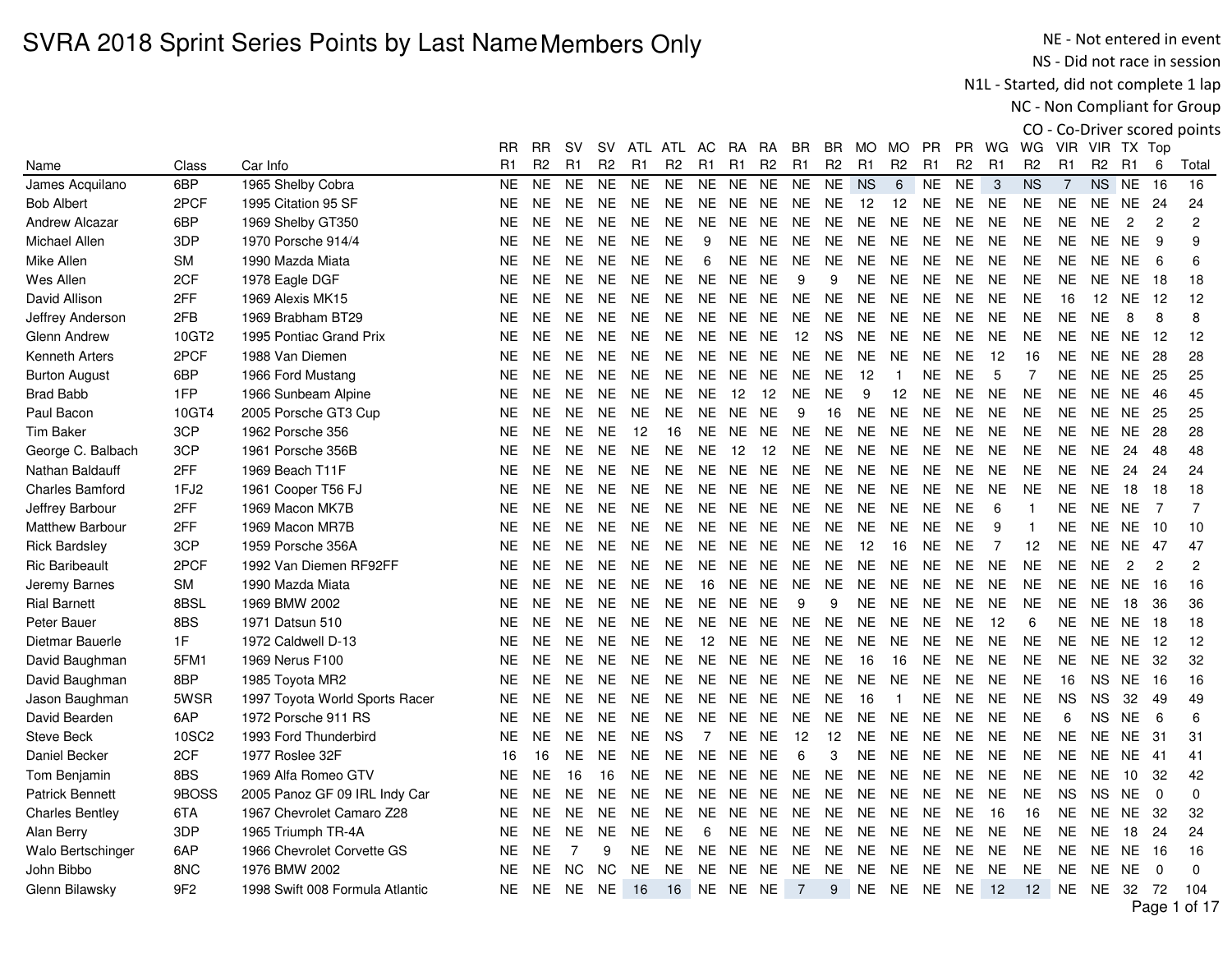# SVRA 2018 Sprint Series Points by Last Name Members Only

NE - Not entered in event
NS - Did not race in session
N1L - Started, did not complete 1 lap
NC - Non Compliant for Group
CO - Co-Driver scored points

| Name | Class | Car Info | RR R1 | RR R2 | SV R1 | SV R2 | ATL R1 | ATL R2 | AC R1 | RA R1 | RA R2 | BR R1 | BR R2 | MO R1 | MO R2 | PR R1 | PR R2 | WG R1 | WG R2 | VIR R1 | VIR R2 | TX R1 | Top 6 | Total |
|---|---|---|---|---|---|---|---|---|---|---|---|---|---|---|---|---|---|---|---|---|---|---|---|---|
| James Acquilano | 6BP | 1965 Shelby Cobra | NE | NE | NE | NE | NE | NE | NE | NE | NE | NE | NE | NS | 6 | NE | NE | 3 | NS | 7 | NS | NE | 16 | 16 |
| Bob Albert | 2PCF | 1995 Citation 95 SF | NE | NE | NE | NE | NE | NE | NE | NE | NE | NE | NE | 12 | 12 | NE | NE | NE | NE | NE | NE | NE | 24 | 24 |
| Andrew Alcazar | 6BP | 1969 Shelby GT350 | NE | NE | NE | NE | NE | NE | NE | NE | NE | NE | NE | NE | NE | NE | NE | NE | NE | NE | NE | 2 | 2 | 2 |
| Michael Allen | 3DP | 1970 Porsche 914/4 | NE | NE | NE | NE | NE | NE | 9 | NE | NE | NE | NE | NE | NE | NE | NE | NE | NE | NE | NE | NE | 9 | 9 |
| Mike Allen | SM | 1990 Mazda Miata | NE | NE | NE | NE | NE | NE | 6 | NE | NE | NE | NE | NE | NE | NE | NE | NE | NE | NE | NE | NE | 6 | 6 |
| Wes Allen | 2CF | 1978 Eagle DGF | NE | NE | NE | NE | NE | NE | NE | NE | NE | 9 | 9 | NE | NE | NE | NE | NE | NE | NE | NE | NE | 18 | 18 |
| David Allison | 2FF | 1969 Alexis MK15 | NE | NE | NE | NE | NE | NE | NE | NE | NE | NE | NE | NE | NE | NE | NE | NE | NE | 16 | 12 | NE | 12 | 12 |
| Jeffrey Anderson | 2FB | 1969 Brabham BT29 | NE | NE | NE | NE | NE | NE | NE | NE | NE | NE | NE | NE | NE | NE | NE | NE | NE | NE | NE | 8 | 8 | 8 |
| Glenn Andrew | 10GT2 | 1995 Pontiac Grand Prix | NE | NE | NE | NE | NE | NE | NE | NE | NE | 12 | NS | NE | NE | NE | NE | NE | NE | NE | NE | NE | 12 | 12 |
| Kenneth Arters | 2PCF | 1988 Van Diemen | NE | NE | NE | NE | NE | NE | NE | NE | NE | NE | NE | NE | NE | NE | NE | 12 | 16 | NE | NE | NE | 28 | 28 |
| Burton August | 6BP | 1966 Ford Mustang | NE | NE | NE | NE | NE | NE | NE | NE | NE | NE | NE | 12 | 1 | NE | NE | 5 | 7 | NE | NE | NE | 25 | 25 |
| Brad Babb | 1FP | 1966 Sunbeam Alpine | NE | NE | NE | NE | NE | NE | NE | 12 | 12 | NE | NE | 9 | 12 | NE | NE | NE | NE | NE | NE | NE | 46 | 45 |
| Paul Bacon | 10GT4 | 2005 Porsche GT3 Cup | NE | NE | NE | NE | NE | NE | NE | NE | NE | 9 | 16 | NE | NE | NE | NE | NE | NE | NE | NE | NE | 25 | 25 |
| Tim Baker | 3CP | 1962 Porsche 356 | NE | NE | NE | NE | 12 | 16 | NE | NE | NE | NE | NE | NE | NE | NE | NE | NE | NE | NE | NE | NE | 28 | 28 |
| George C. Balbach | 3CP | 1961 Porsche 356B | NE | NE | NE | NE | NE | NE | NE | 12 | 12 | NE | NE | NE | NE | NE | NE | NE | NE | NE | NE | 24 | 48 | 48 |
| Nathan Baldauff | 2FF | 1969 Beach T11F | NE | NE | NE | NE | NE | NE | NE | NE | NE | NE | NE | NE | NE | NE | NE | NE | NE | NE | NE | 24 | 24 | 24 |
| Charles Bamford | 1FJ2 | 1961 Cooper T56 FJ | NE | NE | NE | NE | NE | NE | NE | NE | NE | NE | NE | NE | NE | NE | NE | NE | NE | NE | NE | 18 | 18 | 18 |
| Jeffrey Barbour | 2FF | 1969 Macon MK7B | NE | NE | NE | NE | NE | NE | NE | NE | NE | NE | NE | NE | NE | NE | NE | 6 | 1 | NE | NE | NE | 7 | 7 |
| Matthew Barbour | 2FF | 1969 Macon MR7B | NE | NE | NE | NE | NE | NE | NE | NE | NE | NE | NE | NE | NE | NE | NE | 9 | 1 | NE | NE | NE | 10 | 10 |
| Rick Bardsley | 3CP | 1959 Porsche 356A | NE | NE | NE | NE | NE | NE | NE | NE | NE | NE | NE | 12 | 16 | NE | NE | 7 | 12 | NE | NE | NE | 47 | 47 |
| Ric Baribeault | 2PCF | 1992 Van Diemen RF92FF | NE | NE | NE | NE | NE | NE | NE | NE | NE | NE | NE | NE | NE | NE | NE | NE | NE | NE | NE | 2 | 2 | 2 |
| Jeremy Barnes | SM | 1990 Mazda Miata | NE | NE | NE | NE | NE | NE | 16 | NE | NE | NE | NE | NE | NE | NE | NE | NE | NE | NE | NE | NE | 16 | 16 |
| Rial Barnett | 8BSL | 1969 BMW 2002 | NE | NE | NE | NE | NE | NE | NE | NE | NE | 9 | 9 | NE | NE | NE | NE | NE | NE | NE | NE | 18 | 36 | 36 |
| Peter Bauer | 8BS | 1971 Datsun 510 | NE | NE | NE | NE | NE | NE | NE | NE | NE | NE | NE | NE | NE | NE | NE | 12 | 6 | NE | NE | NE | 18 | 18 |
| Dietmar Bauerle | 1F | 1972 Caldwell D-13 | NE | NE | NE | NE | NE | NE | 12 | NE | NE | NE | NE | NE | NE | NE | NE | NE | NE | NE | NE | NE | 12 | 12 |
| David Baughman | 5FM1 | 1969 Nerus F100 | NE | NE | NE | NE | NE | NE | NE | NE | NE | NE | NE | 16 | 16 | NE | NE | NE | NE | NE | NE | NE | 32 | 32 |
| David Baughman | 8BP | 1985 Toyota MR2 | NE | NE | NE | NE | NE | NE | NE | NE | NE | NE | NE | NE | NE | NE | NE | NE | NE | 16 | NS | NE | 16 | 16 |
| Jason Baughman | 5WSR | 1997 Toyota World Sports Racer | NE | NE | NE | NE | NE | NE | NE | NE | NE | NE | NE | 16 | 1 | NE | NE | NE | NE | NS | NS | 32 | 49 | 49 |
| David Bearden | 6AP | 1972 Porsche 911 RS | NE | NE | NE | NE | NE | NE | NE | NE | NE | NE | NE | NE | NE | NE | NE | NE | NE | 6 | NS | NE | 6 | 6 |
| Steve Beck | 10SC2 | 1993 Ford Thunderbird | NE | NE | NE | NE | NE | NS | 7 | NE | NE | 12 | 12 | NE | NE | NE | NE | NE | NE | NE | NE | NE | 31 | 31 |
| Daniel Becker | 2CF | 1977 Roslee 32F | 16 | 16 | NE | NE | NE | NE | NE | NE | NE | 6 | 3 | NE | NE | NE | NE | NE | NE | NE | NE | NE | 41 | 41 |
| Tom Benjamin | 8BS | 1969 Alfa Romeo GTV | NE | NE | 16 | 16 | NE | NE | NE | NE | NE | NE | NE | NE | NE | NE | NE | NE | NE | NE | NE | 10 | 32 | 42 |
| Patrick Bennett | 9BOSS | 2005 Panoz GF 09 IRL Indy Car | NE | NE | NE | NE | NE | NE | NE | NE | NE | NE | NE | NE | NE | NE | NE | NE | NE | NS | NS | NE | 0 | 0 |
| Charles Bentley | 6TA | 1967 Chevrolet Camaro Z28 | NE | NE | NE | NE | NE | NE | NE | NE | NE | NE | NE | NE | NE | NE | NE | 16 | 16 | NE | NE | NE | 32 | 32 |
| Alan Berry | 3DP | 1965 Triumph TR-4A | NE | NE | NE | NE | NE | NE | 6 | NE | NE | NE | NE | NE | NE | NE | NE | NE | NE | NE | NE | 18 | 24 | 24 |
| Walo Bertschinger | 6AP | 1966 Chevrolet Corvette GS | NE | NE | 7 | 9 | NE | NE | NE | NE | NE | NE | NE | NE | NE | NE | NE | NE | NE | NE | NE | NE | 16 | 16 |
| John Bibbo | 8NC | 1976 BMW 2002 | NE | NE | NC | NC | NE | NE | NE | NE | NE | NE | NE | NE | NE | NE | NE | NE | NE | NE | NE | NE | 0 | 0 |
| Glenn Bilawsky | 9F2 | 1998 Swift 008 Formula Atlantic | NE | NE | NE | NE | 16 | 16 | NE | NE | NE | 7 | 9 | NE | NE | NE | NE | 12 | 12 | NE | NE | 32 | 72 | 104 |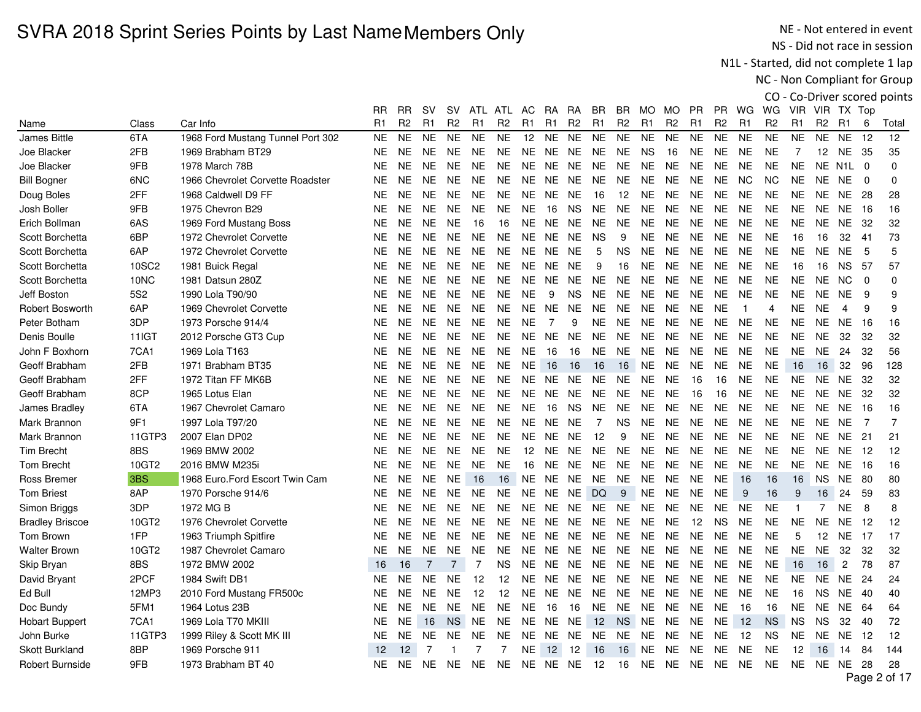# SVRA 2018 Sprint Series Points by Last Name Members Only

NE - Not entered in event
NS - Did not race in session
N1L - Started, did not complete 1 lap
NC - Non Compliant for Group
CO - Co-Driver scored points

| Name | Class | Car Info | RR R1 | RR R2 | SV R1 | SV R2 | ATL R1 | ATL R2 | AC R1 | RA R1 | RA R2 | BR R1 | BR R2 | MO R1 | MO R2 | PR R1 | PR R2 | WG R1 | WG R2 | VIR R1 | VIR R2 | TX R1 | Top 6 | Total |
|---|---|---|---|---|---|---|---|---|---|---|---|---|---|---|---|---|---|---|---|---|---|---|---|---|
| James Bittle | 6TA | 1968 Ford Mustang Tunnel Port 302 | NE | NE | NE | NE | NE | NE | 12 | NE | NE | NE | NE | NE | NE | NE | NE | NE | NE | NE | NE | NE | 12 | 12 |
| Joe Blacker | 2FB | 1969 Brabham BT29 | NE | NE | NE | NE | NE | NE | NE | NE | NE | NE | NE | NS | 16 | NE | NE | NE | NE | 7 | 12 | NE | 35 | 35 |
| Joe Blacker | 9FB | 1978 March 78B | NE | NE | NE | NE | NE | NE | NE | NE | NE | NE | NE | NE | NE | NE | NE | NE | NE | NE | NE | N1L | 0 | 0 |
| Bill Bogner | 6NC | 1966 Chevrolet Corvette Roadster | NE | NE | NE | NE | NE | NE | NE | NE | NE | NE | NE | NE | NE | NE | NE | NC | NC | NE | NE | NE | 0 | 0 |
| Doug Boles | 2FF | 1968 Caldwell D9 FF | NE | NE | NE | NE | NE | NE | NE | NE | NE | 16 | 12 | NE | NE | NE | NE | NE | NE | NE | NE | NE | 28 | 28 |
| Josh Boller | 9FB | 1975 Chevron B29 | NE | NE | NE | NE | NE | NE | NE | 16 | NS | NE | NE | NE | NE | NE | NE | NE | NE | NE | NE | NE | 16 | 16 |
| Erich Bollman | 6AS | 1969 Ford Mustang Boss | NE | NE | NE | NE | 16 | 16 | NE | NE | NE | NE | NE | NE | NE | NE | NE | NE | NE | NE | NE | NE | 32 | 32 |
| Scott Borchetta | 6BP | 1972 Chevrolet Corvette | NE | NE | NE | NE | NE | NE | NE | NE | NE | NS | 9 | NE | NE | NE | NE | NE | NE | 16 | 16 | 32 | 41 | 73 |
| Scott Borchetta | 6AP | 1972 Chevrolet Corvette | NE | NE | NE | NE | NE | NE | NE | NE | NE | 5 | NS | NE | NE | NE | NE | NE | NE | NE | NE | NE | 5 | 5 |
| Scott Borchetta | 10SC2 | 1981 Buick Regal | NE | NE | NE | NE | NE | NE | NE | NE | NE | 9 | 16 | NE | NE | NE | NE | NE | NE | 16 | 16 | NS | 57 | 57 |
| Scott Borchetta | 10NC | 1981 Datsun 280Z | NE | NE | NE | NE | NE | NE | NE | NE | NE | NE | NE | NE | NE | NE | NE | NE | NE | NE | NE | NC | 0 | 0 |
| Jeff Boston | 5S2 | 1990 Lola T90/90 | NE | NE | NE | NE | NE | NE | NE | 9 | NS | NE | NE | NE | NE | NE | NE | NE | NE | NE | NE | NE | 9 | 9 |
| Robert Bosworth | 6AP | 1969 Chevrolet Corvette | NE | NE | NE | NE | NE | NE | NE | NE | NE | NE | NE | NE | NE | NE | NE | 1 | 4 | NE | NE | 4 | 9 | 9 |
| Peter Botham | 3DP | 1973 Porsche 914/4 | NE | NE | NE | NE | NE | NE | NE | 7 | 9 | NE | NE | NE | NE | NE | NE | NE | NE | NE | NE | NE | 16 | 16 |
| Denis Boulle | 11IGT | 2012 Porsche GT3 Cup | NE | NE | NE | NE | NE | NE | NE | NE | NE | NE | NE | NE | NE | NE | NE | NE | NE | NE | NE | 32 | 32 | 32 |
| John F Boxhorn | 7CA1 | 1969 Lola T163 | NE | NE | NE | NE | NE | NE | NE | 16 | 16 | NE | NE | NE | NE | NE | NE | NE | NE | NE | NE | 24 | 32 | 56 |
| Geoff Brabham | 2FB | 1971 Brabham BT35 | NE | NE | NE | NE | NE | NE | NE | 16 | 16 | 16 | 16 | NE | NE | NE | NE | NE | NE | 16 | 16 | 32 | 96 | 128 |
| Geoff Brabham | 2FF | 1972 Titan FF MK6B | NE | NE | NE | NE | NE | NE | NE | NE | NE | NE | NE | NE | NE | 16 | 16 | NE | NE | NE | NE | NE | 32 | 32 |
| Geoff Brabham | 8CP | 1965 Lotus Elan | NE | NE | NE | NE | NE | NE | NE | NE | NE | NE | NE | NE | NE | 16 | 16 | NE | NE | NE | NE | NE | 32 | 32 |
| James Bradley | 6TA | 1967 Chevrolet Camaro | NE | NE | NE | NE | NE | NE | NE | 16 | NS | NE | NE | NE | NE | NE | NE | NE | NE | NE | NE | NE | 16 | 16 |
| Mark Brannon | 9F1 | 1997 Lola T97/20 | NE | NE | NE | NE | NE | NE | NE | NE | NE | 7 | NS | NE | NE | NE | NE | NE | NE | NE | NE | NE | 7 | 7 |
| Mark Brannon | 11GTP3 | 2007 Elan DP02 | NE | NE | NE | NE | NE | NE | NE | NE | NE | 12 | 9 | NE | NE | NE | NE | NE | NE | NE | NE | NE | 21 | 21 |
| Tim Brecht | 8BS | 1969 BMW 2002 | NE | NE | NE | NE | NE | NE | 12 | NE | NE | NE | NE | NE | NE | NE | NE | NE | NE | NE | NE | NE | 12 | 12 |
| Tom Brecht | 10GT2 | 2016 BMW M235i | NE | NE | NE | NE | NE | NE | 16 | NE | NE | NE | NE | NE | NE | NE | NE | NE | NE | NE | NE | NE | 16 | 16 |
| Ross Bremer | 3BS | 1968 Euro.Ford Escort Twin Cam | NE | NE | NE | NE | 16 | 16 | NE | NE | NE | NE | NE | NE | NE | NE | NE | 16 | 16 | 16 | NS | NE | 80 | 80 |
| Tom Briest | 8AP | 1970 Porsche 914/6 | NE | NE | NE | NE | NE | NE | NE | NE | NE | DQ | 9 | NE | NE | NE | NE | 9 | 16 | 9 | 16 | 24 | 59 | 83 |
| Simon Briggs | 3DP | 1972 MG B | NE | NE | NE | NE | NE | NE | NE | NE | NE | NE | NE | NE | NE | NE | NE | NE | NE | 1 | 7 | NE | 8 | 8 |
| Bradley Briscoe | 10GT2 | 1976 Chevrolet Corvette | NE | NE | NE | NE | NE | NE | NE | NE | NE | NE | NE | NE | NE | 12 | NS | NE | NE | NE | NE | NE | 12 | 12 |
| Tom Brown | 1FP | 1963 Triumph Spitfire | NE | NE | NE | NE | NE | NE | NE | NE | NE | NE | NE | NE | NE | NE | NE | NE | NE | 5 | 12 | NE | 17 | 17 |
| Walter Brown | 10GT2 | 1987 Chevrolet Camaro | NE | NE | NE | NE | NE | NE | NE | NE | NE | NE | NE | NE | NE | NE | NE | NE | NE | NE | NE | 32 | 32 | 32 |
| Skip Bryan | 8BS | 1972 BMW 2002 | 16 | 16 | 7 | 7 | 7 | NS | NE | NE | NE | NE | NE | NE | NE | NE | NE | NE | NE | 16 | 16 | 2 | 78 | 87 |
| David Bryant | 2PCF | 1984 Swift DB1 | NE | NE | NE | NE | 12 | 12 | NE | NE | NE | NE | NE | NE | NE | NE | NE | NE | NE | NE | NE | NE | 24 | 24 |
| Ed Bull | 12MP3 | 2010 Ford Mustang FR500c | NE | NE | NE | NE | 12 | 12 | NE | NE | NE | NE | NE | NE | NE | NE | NE | NE | NE | 16 | NS | NE | 40 | 40 |
| Doc Bundy | 5FM1 | 1964 Lotus 23B | NE | NE | NE | NE | NE | NE | NE | 16 | 16 | NE | NE | NE | NE | NE | NE | 16 | 16 | NE | NE | NE | 64 | 64 |
| Hobart Buppert | 7CA1 | 1969 Lola T70 MKIII | NE | NE | 16 | NS | NE | NE | NE | NE | NE | 12 | NS | NE | NE | NE | NE | 12 | NS | NS | NS | 32 | 40 | 72 |
| John Burke | 11GTP3 | 1999 Riley & Scott MK III | NE | NE | NE | NE | NE | NE | NE | NE | NE | NE | NE | NE | NE | NE | NE | 12 | NS | NE | NE | NE | 12 | 12 |
| Skott Burkland | 8BP | 1969 Porsche 911 | 12 | 12 | 7 | 1 | 7 | 7 | NE | 12 | 12 | 16 | 16 | NE | NE | NE | NE | NE | NE | 12 | 16 | 14 | 84 | 144 |
| Robert Burnside | 9FB | 1973 Brabham BT 40 | NE | NE | NE | NE | NE | NE | NE | NE | NE | 12 | 16 | NE | NE | NE | NE | NE | NE | NE | NE | NE | 28 | 28 |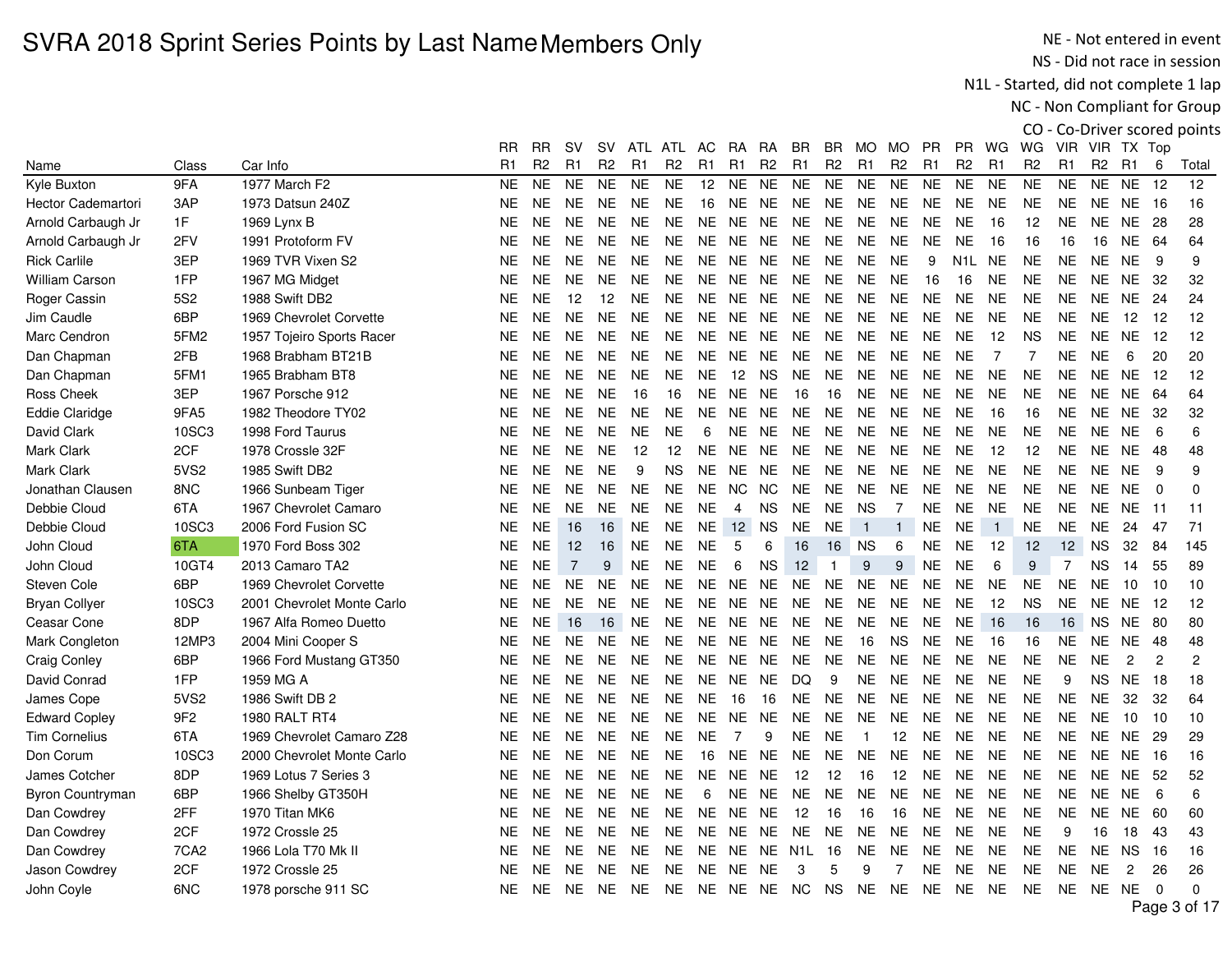# SVRA 2018 Sprint Series Points by Last Name Members Only

NE - Not entered in event
NS - Did not race in session
N1L - Started, did not complete 1 lap
NC - Non Compliant for Group
CO - Co-Driver scored points

| Name | Class | Car Info | RR R1 | RR R2 | SV R1 | SV R2 | ATL R1 | ATL R2 | AC R1 | RA R1 | RA R2 | BR R1 | BR R2 | MO R1 | MO R2 | PR R1 | PR R2 | WG R1 | WG R2 | VIR R1 | VIR R2 | TX R1 | Top 6 | Total |
|---|---|---|---|---|---|---|---|---|---|---|---|---|---|---|---|---|---|---|---|---|---|---|---|---|
| Kyle Buxton | 9FA | 1977 March F2 | NE | NE | NE | NE | NE | NE | 12 | NE | NE | NE | NE | NE | NE | NE | NE | NE | NE | NE | NE | NE | 12 | 12 |
| Hector Cademartori | 3AP | 1973 Datsun 240Z | NE | NE | NE | NE | NE | NE | 16 | NE | NE | NE | NE | NE | NE | NE | NE | NE | NE | NE | NE | NE | 16 | 16 |
| Arnold Carbaugh Jr | 1F | 1969 Lynx B | NE | NE | NE | NE | NE | NE | NE | NE | NE | NE | NE | NE | NE | NE | NE | 16 | 12 | NE | NE | NE | 28 | 28 |
| Arnold Carbaugh Jr | 2FV | 1991 Protoform FV | NE | NE | NE | NE | NE | NE | NE | NE | NE | NE | NE | NE | NE | NE | NE | 16 | 16 | 16 | 16 | NE | 64 | 64 |
| Rick Carlile | 3EP | 1969 TVR Vixen S2 | NE | NE | NE | NE | NE | NE | NE | NE | NE | NE | NE | NE | NE | 9 | N1L | NE | NE | NE | NE | NE | 9 | 9 |
| William Carson | 1FP | 1967 MG Midget | NE | NE | NE | NE | NE | NE | NE | NE | NE | NE | NE | NE | NE | 16 | 16 | NE | NE | NE | NE | NE | 32 | 32 |
| Roger Cassin | 5S2 | 1988 Swift DB2 | NE | NE | 12 | 12 | NE | NE | NE | NE | NE | NE | NE | NE | NE | NE | NE | NE | NE | NE | NE | NE | 24 | 24 |
| Jim Caudle | 6BP | 1969 Chevrolet Corvette | NE | NE | NE | NE | NE | NE | NE | NE | NE | NE | NE | NE | NE | NE | NE | NE | NE | NE | NE | 12 | 12 | 12 |
| Marc Cendron | 5FM2 | 1957 Tojeiro Sports Racer | NE | NE | NE | NE | NE | NE | NE | NE | NE | NE | NE | NE | NE | NE | NE | 12 | NS | NE | NE | NE | 12 | 12 |
| Dan Chapman | 2FB | 1968 Brabham BT21B | NE | NE | NE | NE | NE | NE | NE | NE | NE | NE | NE | NE | NE | NE | NE | 7 | 7 | NE | NE | 6 | 20 | 20 |
| Dan Chapman | 5FM1 | 1965 Brabham BT8 | NE | NE | NE | NE | NE | NE | NE | 12 | NS | NE | NE | NE | NE | NE | NE | NE | NE | NE | NE | NE | 12 | 12 |
| Ross Cheek | 3EP | 1967 Porsche 912 | NE | NE | NE | NE | 16 | 16 | NE | NE | NE | 16 | 16 | NE | NE | NE | NE | NE | NE | NE | NE | NE | 64 | 64 |
| Eddie Claridge | 9FA5 | 1982 Theodore TY02 | NE | NE | NE | NE | NE | NE | NE | NE | NE | NE | NE | NE | NE | NE | NE | 16 | 16 | NE | NE | NE | 32 | 32 |
| David Clark | 10SC3 | 1998 Ford Taurus | NE | NE | NE | NE | NE | NE | 6 | NE | NE | NE | NE | NE | NE | NE | NE | NE | NE | NE | NE | NE | 6 | 6 |
| Mark Clark | 2CF | 1978 Crossle 32F | NE | NE | NE | NE | 12 | 12 | NE | NE | NE | NE | NE | NE | NE | NE | NE | 12 | 12 | NE | NE | NE | 48 | 48 |
| Mark Clark | 5VS2 | 1985 Swift DB2 | NE | NE | NE | NE | 9 | NS | NE | NE | NE | NE | NE | NE | NE | NE | NE | NE | NE | NE | NE | NE | 9 | 9 |
| Jonathan Clausen | 8NC | 1966 Sunbeam Tiger | NE | NE | NE | NE | NE | NE | NE | NC | NC | NE | NE | NE | NE | NE | NE | NE | NE | NE | NE | NE | 0 | 0 |
| Debbie Cloud | 6TA | 1967 Chevrolet Camaro | NE | NE | NE | NE | NE | NE | NE | 4 | NS | NE | NE | NS | 7 | NE | NE | NE | NE | NE | NE | NE | 11 | 11 |
| Debbie Cloud | 10SC3 | 2006 Ford Fusion SC | NE | NE | 16 | 16 | NE | NE | NE | 12 | NS | NE | NE | 1 | 1 | NE | NE | 1 | NE | NE | NE | 24 | 47 | 71 |
| John Cloud | 6TA | 1970 Ford Boss 302 | NE | NE | 12 | 16 | NE | NE | NE | 5 | 6 | 16 | 16 | NS | 6 | NE | NE | 12 | 12 | 12 | NS | 32 | 84 | 145 |
| John Cloud | 10GT4 | 2013 Camaro TA2 | NE | NE | 7 | 9 | NE | NE | NE | 6 | NS | 12 | 1 | 9 | 9 | NE | NE | 6 | 9 | 7 | NS | 14 | 55 | 89 |
| Steven Cole | 6BP | 1969 Chevrolet Corvette | NE | NE | NE | NE | NE | NE | NE | NE | NE | NE | NE | NE | NE | NE | NE | NE | NE | NE | NE | 10 | 10 | 10 |
| Bryan Collyer | 10SC3 | 2001 Chevrolet Monte Carlo | NE | NE | NE | NE | NE | NE | NE | NE | NE | NE | NE | NE | NE | NE | NE | 12 | NS | NE | NE | NE | 12 | 12 |
| Ceasar Cone | 8DP | 1967 Alfa Romeo Duetto | NE | NE | 16 | 16 | NE | NE | NE | NE | NE | NE | NE | NE | NE | NE | NE | 16 | 16 | 16 | NS | NE | 80 | 80 |
| Mark Congleton | 12MP3 | 2004 Mini Cooper S | NE | NE | NE | NE | NE | NE | NE | NE | NE | NE | NE | 16 | NS | NE | NE | 16 | 16 | NE | NE | NE | 48 | 48 |
| Craig Conley | 6BP | 1966 Ford Mustang GT350 | NE | NE | NE | NE | NE | NE | NE | NE | NE | NE | NE | NE | NE | NE | NE | NE | NE | NE | NE | 2 | 2 | 2 |
| David Conrad | 1FP | 1959 MG A | NE | NE | NE | NE | NE | NE | NE | NE | NE | DQ | 9 | NE | NE | NE | NE | NE | NE | 9 | NS | NE | 18 | 18 |
| James Cope | 5VS2 | 1986 Swift DB 2 | NE | NE | NE | NE | NE | NE | NE | 16 | 16 | NE | NE | NE | NE | NE | NE | NE | NE | NE | NE | 32 | 32 | 64 |
| Edward Copley | 9F2 | 1980 RALT RT4 | NE | NE | NE | NE | NE | NE | NE | NE | NE | NE | NE | NE | NE | NE | NE | NE | NE | NE | NE | 10 | 10 | 10 |
| Tim Cornelius | 6TA | 1969 Chevrolet Camaro Z28 | NE | NE | NE | NE | NE | NE | NE | 7 | 9 | NE | NE | 1 | 12 | NE | NE | NE | NE | NE | NE | NE | 29 | 29 |
| Don Corum | 10SC3 | 2000 Chevrolet Monte Carlo | NE | NE | NE | NE | NE | NE | 16 | NE | NE | NE | NE | NE | NE | NE | NE | NE | NE | NE | NE | NE | 16 | 16 |
| James Cotcher | 8DP | 1969 Lotus 7 Series 3 | NE | NE | NE | NE | NE | NE | NE | NE | NE | 12 | 12 | 16 | 12 | NE | NE | NE | NE | NE | NE | NE | 52 | 52 |
| Byron Countryman | 6BP | 1966 Shelby GT350H | NE | NE | NE | NE | NE | NE | 6 | NE | NE | NE | NE | NE | NE | NE | NE | NE | NE | NE | NE | NE | 6 | 6 |
| Dan Cowdrey | 2FF | 1970 Titan MK6 | NE | NE | NE | NE | NE | NE | NE | NE | NE | 12 | 16 | 16 | 16 | NE | NE | NE | NE | NE | NE | NE | 60 | 60 |
| Dan Cowdrey | 2CF | 1972 Crossle 25 | NE | NE | NE | NE | NE | NE | NE | NE | NE | NE | NE | NE | NE | NE | NE | NE | NE | 9 | 16 | 18 | 43 | 43 |
| Dan Cowdrey | 7CA2 | 1966 Lola T70 Mk II | NE | NE | NE | NE | NE | NE | NE | NE | NE | N1L | 16 | NE | NE | NE | NE | NE | NE | NE | NE | NS | 16 | 16 |
| Jason Cowdrey | 2CF | 1972 Crossle 25 | NE | NE | NE | NE | NE | NE | NE | NE | NE | 3 | 5 | 9 | 7 | NE | NE | NE | NE | NE | NE | 2 | 26 | 26 |
| John Coyle | 6NC | 1978 porsche 911 SC | NE | NE | NE | NE | NE | NE | NE | NE | NE | NC | NS | NE | NE | NE | NE | NE | NE | NE | NE | NE | 0 | 0 |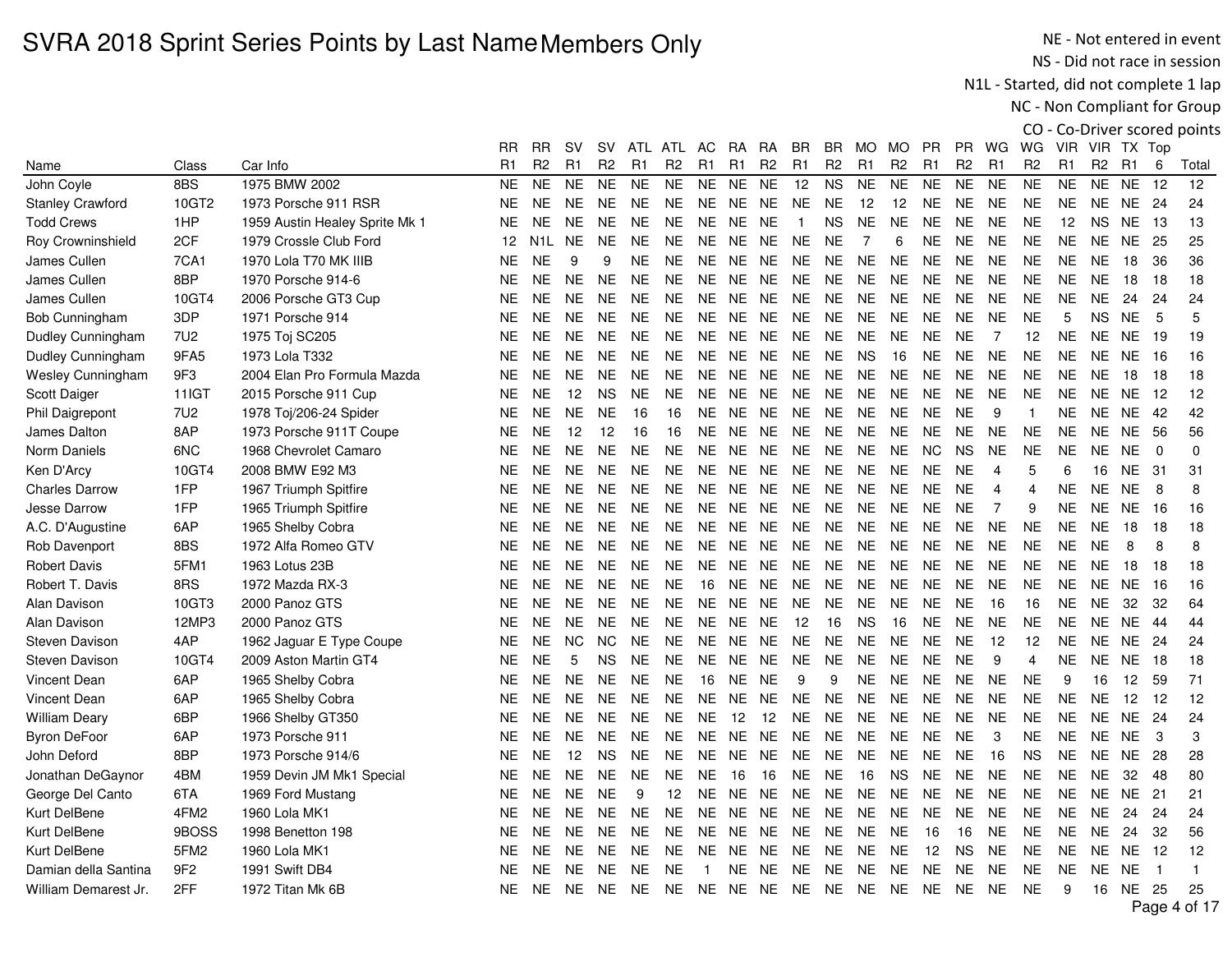# SVRA 2018 Sprint Series Points by Last Name Members Only

NE - Not entered in event
NS - Did not race in session
N1L - Started, did not complete 1 lap
NC - Non Compliant for Group
CO - Co-Driver scored points

| Name | Class | Car Info | RR R1 | RR R2 | SV R1 | SV R2 | ATL R1 | ATL R2 | AC R1 | RA R1 | RA R2 | BR R1 | BR R2 | MO R1 | MO R2 | PR R1 | PR R2 | WG R1 | WG R2 | VIR R1 | VIR R2 | TX R1 | Top 6 | Total |
|---|---|---|---|---|---|---|---|---|---|---|---|---|---|---|---|---|---|---|---|---|---|---|---|---|
| John Coyle | 8BS | 1975 BMW 2002 | NE | NE | NE | NE | NE | NE | NE | NE | NE | 12 | NS | NE | NE | NE | NE | NE | NE | NE | NE | NE | 12 | 12 |
| Stanley Crawford | 10GT2 | 1973 Porsche 911 RSR | NE | NE | NE | NE | NE | NE | NE | NE | NE | NE | NE | 12 | 12 | NE | NE | NE | NE | NE | NE | NE | 24 | 24 |
| Todd Crews | 1HP | 1959 Austin Healey Sprite Mk 1 | NE | NE | NE | NE | NE | NE | NE | NE | NE | 1 | NS | NE | NE | NE | NE | NE | NE | 12 | NS | NE | 13 | 13 |
| Roy Crowninshield | 2CF | 1979 Crossle Club Ford | 12 | N1L | NE | NE | NE | NE | NE | NE | NE | NE | NE | 7 | 6 | NE | NE | NE | NE | NE | NE | NE | 25 | 25 |
| James Cullen | 7CA1 | 1970 Lola T70 MK IIIB | NE | NE | 9 | 9 | NE | NE | NE | NE | NE | NE | NE | NE | NE | NE | NE | NE | NE | NE | NE | 18 | 36 | 36 |
| James Cullen | 8BP | 1970 Porsche 914-6 | NE | NE | NE | NE | NE | NE | NE | NE | NE | NE | NE | NE | NE | NE | NE | NE | NE | NE | NE | 18 | 18 | 18 |
| James Cullen | 10GT4 | 2006 Porsche GT3 Cup | NE | NE | NE | NE | NE | NE | NE | NE | NE | NE | NE | NE | NE | NE | NE | NE | NE | NE | NE | 24 | 24 | 24 |
| Bob Cunningham | 3DP | 1971 Porsche 914 | NE | NE | NE | NE | NE | NE | NE | NE | NE | NE | NE | NE | NE | NE | NE | NE | NE | 5 | NS | NE | 5 | 5 |
| Dudley Cunningham | 7U2 | 1975 Toj SC205 | NE | NE | NE | NE | NE | NE | NE | NE | NE | NE | NE | NE | NE | NE | NE | 7 | 12 | NE | NE | NE | 19 | 19 |
| Dudley Cunningham | 9FA5 | 1973 Lola T332 | NE | NE | NE | NE | NE | NE | NE | NE | NE | NE | NE | NS | 16 | NE | NE | NE | NE | NE | NE | NE | 16 | 16 |
| Wesley Cunningham | 9F3 | 2004 Elan Pro Formula Mazda | NE | NE | NE | NE | NE | NE | NE | NE | NE | NE | NE | NE | NE | NE | NE | NE | NE | NE | NE | 18 | 18 | 18 |
| Scott Daiger | 11IGT | 2015 Porsche 911 Cup | NE | NE | 12 | NS | NE | NE | NE | NE | NE | NE | NE | NE | NE | NE | NE | NE | NE | NE | NE | NE | 12 | 12 |
| Phil Daigrepont | 7U2 | 1978 Toj/206-24 Spider | NE | NE | NE | NE | 16 | 16 | NE | NE | NE | NE | NE | NE | NE | NE | NE | 9 | 1 | NE | NE | NE | 42 | 42 |
| James Dalton | 8AP | 1973 Porsche 911T Coupe | NE | NE | 12 | 12 | 16 | 16 | NE | NE | NE | NE | NE | NE | NE | NE | NE | NE | NE | NE | NE | NE | 56 | 56 |
| Norm Daniels | 6NC | 1968 Chevrolet Camaro | NE | NE | NE | NE | NE | NE | NE | NE | NE | NE | NE | NE | NE | NC | NS | NE | NE | NE | NE | NE | 0 | 0 |
| Ken D'Arcy | 10GT4 | 2008 BMW E92 M3 | NE | NE | NE | NE | NE | NE | NE | NE | NE | NE | NE | NE | NE | NE | NE | 4 | 5 | 6 | 16 | NE | 31 | 31 |
| Charles Darrow | 1FP | 1967 Triumph Spitfire | NE | NE | NE | NE | NE | NE | NE | NE | NE | NE | NE | NE | NE | NE | NE | 4 | 4 | NE | NE | NE | 8 | 8 |
| Jesse Darrow | 1FP | 1965 Triumph Spitfire | NE | NE | NE | NE | NE | NE | NE | NE | NE | NE | NE | NE | NE | NE | NE | 7 | 9 | NE | NE | NE | 16 | 16 |
| A.C. D'Augustine | 6AP | 1965 Shelby Cobra | NE | NE | NE | NE | NE | NE | NE | NE | NE | NE | NE | NE | NE | NE | NE | NE | NE | NE | NE | 18 | 18 | 18 |
| Rob Davenport | 8BS | 1972 Alfa Romeo GTV | NE | NE | NE | NE | NE | NE | NE | NE | NE | NE | NE | NE | NE | NE | NE | NE | NE | NE | NE | 8 | 8 | 8 |
| Robert Davis | 5FM1 | 1963 Lotus 23B | NE | NE | NE | NE | NE | NE | NE | NE | NE | NE | NE | NE | NE | NE | NE | NE | NE | NE | NE | 18 | 18 | 18 |
| Robert T. Davis | 8RS | 1972 Mazda RX-3 | NE | NE | NE | NE | NE | NE | 16 | NE | NE | NE | NE | NE | NE | NE | NE | NE | NE | NE | NE | NE | 16 | 16 |
| Alan Davison | 10GT3 | 2000 Panoz GTS | NE | NE | NE | NE | NE | NE | NE | NE | NE | NE | NE | NE | NE | NE | NE | 16 | 16 | NE | NE | 32 | 32 | 64 |
| Alan Davison | 12MP3 | 2000 Panoz GTS | NE | NE | NE | NE | NE | NE | NE | NE | NE | 12 | 16 | NS | 16 | NE | NE | NE | NE | NE | NE | NE | 44 | 44 |
| Steven Davison | 4AP | 1962 Jaguar E Type Coupe | NE | NE | NC | NC | NE | NE | NE | NE | NE | NE | NE | NE | NE | NE | NE | 12 | 12 | NE | NE | NE | 24 | 24 |
| Steven Davison | 10GT4 | 2009 Aston Martin GT4 | NE | NE | 5 | NS | NE | NE | NE | NE | NE | NE | NE | NE | NE | NE | NE | 9 | 4 | NE | NE | NE | 18 | 18 |
| Vincent Dean | 6AP | 1965 Shelby Cobra | NE | NE | NE | NE | NE | NE | 16 | NE | NE | 9 | 9 | NE | NE | NE | NE | NE | NE | 9 | 16 | 12 | 59 | 71 |
| Vincent Dean | 6AP | 1965 Shelby Cobra | NE | NE | NE | NE | NE | NE | NE | NE | NE | NE | NE | NE | NE | NE | NE | NE | NE | NE | NE | 12 | 12 | 12 |
| William Deary | 6BP | 1966 Shelby GT350 | NE | NE | NE | NE | NE | NE | NE | 12 | 12 | NE | NE | NE | NE | NE | NE | NE | NE | NE | NE | NE | 24 | 24 |
| Byron DeFoor | 6AP | 1973 Porsche 911 | NE | NE | NE | NE | NE | NE | NE | NE | NE | NE | NE | NE | NE | NE | NE | 3 | NE | NE | NE | NE | 3 | 3 |
| John Deford | 8BP | 1973 Porsche 914/6 | NE | NE | 12 | NS | NE | NE | NE | NE | NE | NE | NE | NE | NE | NE | NE | 16 | NS | NE | NE | NE | 28 | 28 |
| Jonathan DeGaynor | 4BM | 1959 Devin JM Mk1 Special | NE | NE | NE | NE | NE | NE | NE | 16 | 16 | NE | NE | 16 | NS | NE | NE | NE | NE | NE | NE | 32 | 48 | 80 |
| George Del Canto | 6TA | 1969 Ford Mustang | NE | NE | NE | NE | 9 | 12 | NE | NE | NE | NE | NE | NE | NE | NE | NE | NE | NE | NE | NE | NE | 21 | 21 |
| Kurt DelBene | 4FM2 | 1960 Lola MK1 | NE | NE | NE | NE | NE | NE | NE | NE | NE | NE | NE | NE | NE | NE | NE | NE | NE | NE | NE | 24 | 24 | 24 |
| Kurt DelBene | 9BOSS | 1998 Benetton 198 | NE | NE | NE | NE | NE | NE | NE | NE | NE | NE | NE | NE | NE | 16 | 16 | NE | NE | NE | NE | 24 | 32 | 56 |
| Kurt DelBene | 5FM2 | 1960 Lola MK1 | NE | NE | NE | NE | NE | NE | NE | NE | NE | NE | NE | NE | NE | 12 | NS | NE | NE | NE | NE | NE | 12 | 12 |
| Damian della Santina | 9F2 | 1991 Swift DB4 | NE | NE | NE | NE | NE | NE | 1 | NE | NE | NE | NE | NE | NE | NE | NE | NE | NE | NE | NE | NE | 1 | 1 |
| William Demarest Jr. | 2FF | 1972 Titan Mk 6B | NE | NE | NE | NE | NE | NE | NE | NE | NE | NE | NE | NE | NE | NE | NE | NE | NE | 9 | 16 | NE | 25 | 25 |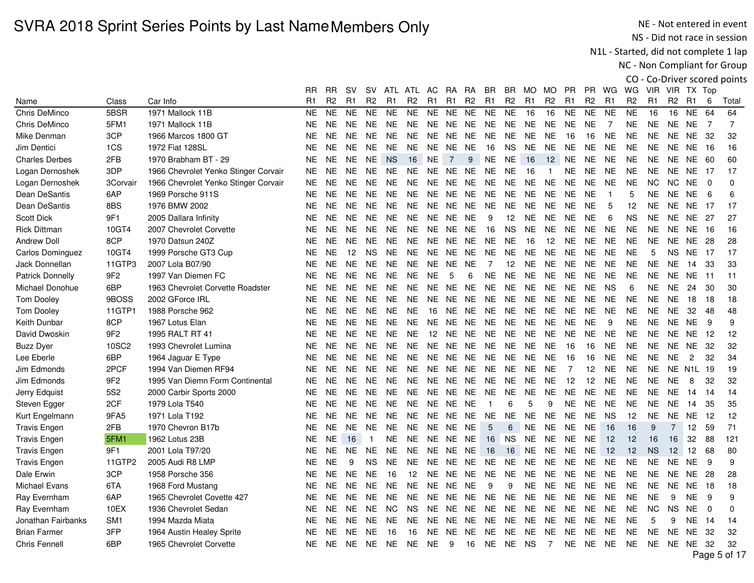# SVRA 2018 Sprint Series Points by Last Name Members Only

NE - Not entered in event
NS - Did not race in session
N1L - Started, did not complete 1 lap
NC - Non Compliant for Group
CO - Co-Driver scored points

| Name | Class | Car Info | RR R1 | RR R2 | SV R1 | SV R2 | ATL R1 | ATL R2 | AC R1 | RA R1 | RA R2 | BR R1 | BR R2 | MO R1 | MO R2 | PR R1 | PR R2 | WG R1 | WG R2 | VIR R1 | VIR R2 | TX R1 | Top 6 | Total |
|---|---|---|---|---|---|---|---|---|---|---|---|---|---|---|---|---|---|---|---|---|---|---|---|---|
| Chris DeMinco | 5BSR | 1971 Mallock 11B | NE | NE | NE | NE | NE | NE | NE | NE | NE | NE | NE | 16 | 16 | NE | NE | NE | NE | 16 | 16 | NE | 64 | 64 |
| Chris DeMinco | 5FM1 | 1971 Mallock 11B | NE | NE | NE | NE | NE | NE | NE | NE | NE | NE | NE | NE | NE | NE | NE | 7 | NE | NE | NE | NE | 7 | 7 |
| Mike Denman | 3CP | 1966 Marcos 1800 GT | NE | NE | NE | NE | NE | NE | NE | NE | NE | NE | NE | NE | NE | 16 | 16 | NE | NE | NE | NE | NE | 32 | 32 |
| Jim Dentici | 1CS | 1972 Fiat 128SL | NE | NE | NE | NE | NE | NE | NE | NE | NE | 16 | NS | NE | NE | NE | NE | NE | NE | NE | NE | NE | 16 | 16 |
| Charles Derbes | 2FB | 1970 Brabham BT - 29 | NE | NE | NE | NE | NS | 16 | NE | 7 | 9 | NE | NE | 16 | 12 | NE | NE | NE | NE | NE | NE | NE | 60 | 60 |
| Logan Dernoshek | 3DP | 1966 Chevrolet Yenko Stinger Corvair | NE | NE | NE | NE | NE | NE | NE | NE | NE | NE | NE | 16 | 1 | NE | NE | NE | NE | NE | NE | NE | 17 | 17 |
| Logan Dernoshek | 3Corvair | 1966 Chevrolet Yenko Stinger Corvair | NE | NE | NE | NE | NE | NE | NE | NE | NE | NE | NE | NE | NE | NE | NE | NE | NE | NC | NC | NE | 0 | 0 |
| Dean DeSantis | 6AP | 1969 Porsche 911S | NE | NE | NE | NE | NE | NE | NE | NE | NE | NE | NE | NE | NE | NE | NE | 1 | 5 | NE | NE | NE | 6 | 6 |
| Dean DeSantis | 8BS | 1976 BMW 2002 | NE | NE | NE | NE | NE | NE | NE | NE | NE | NE | NE | NE | NE | NE | NE | 5 | 12 | NE | NE | NE | 17 | 17 |
| Scott Dick | 9F1 | 2005 Dallara Infinity | NE | NE | NE | NE | NE | NE | NE | NE | NE | 9 | 12 | NE | NE | NE | NE | 6 | NS | NE | NE | NE | 27 | 27 |
| Rick Dittman | 10GT4 | 2007 Chevrolet Corvette | NE | NE | NE | NE | NE | NE | NE | NE | NE | 16 | NS | NE | NE | NE | NE | NE | NE | NE | NE | NE | 16 | 16 |
| Andrew Doll | 8CP | 1970 Datsun 240Z | NE | NE | NE | NE | NE | NE | NE | NE | NE | NE | NE | 16 | 12 | NE | NE | NE | NE | NE | NE | NE | 28 | 28 |
| Carlos Dominguez | 10GT4 | 1999 Porsche GT3 Cup | NE | NE | 12 | NS | NE | NE | NE | NE | NE | NE | NE | NE | NE | NE | NE | NE | NE | 5 | NS | NE | 17 | 17 |
| Jack Donnellan | 11GTP3 | 2007 Lola B07/90 | NE | NE | NE | NE | NE | NE | NE | NE | NE | 7 | 12 | NE | NE | NE | NE | NE | NE | NE | NE | 14 | 33 | 33 |
| Patrick Donnelly | 9F2 | 1997 Van Diemen FC | NE | NE | NE | NE | NE | NE | NE | 5 | 6 | NE | NE | NE | NE | NE | NE | NE | NE | NE | NE | NE | 11 | 11 |
| Michael Donohue | 6BP | 1963 Chevrolet Corvette Roadster | NE | NE | NE | NE | NE | NE | NE | NE | NE | NE | NE | NE | NE | NE | NE | NS | 6 | NE | NE | 24 | 30 | 30 |
| Tom Dooley | 9BOSS | 2002 GForce IRL | NE | NE | NE | NE | NE | NE | NE | NE | NE | NE | NE | NE | NE | NE | NE | NE | NE | NE | NE | 18 | 18 | 18 |
| Tom Dooley | 11GTP1 | 1988 Porsche 962 | NE | NE | NE | NE | NE | NE | 16 | NE | NE | NE | NE | NE | NE | NE | NE | NE | NE | NE | NE | 32 | 48 | 48 |
| Keith Dunbar | 8CP | 1967 Lotus Elan | NE | NE | NE | NE | NE | NE | NE | NE | NE | NE | NE | NE | NE | NE | NE | 9 | NE | NE | NE | NE | 9 | 9 |
| David Dwoskin | 9F2 | 1995 RALT RT 41 | NE | NE | NE | NE | NE | NE | 12 | NE | NE | NE | NE | NE | NE | NE | NE | NE | NE | NE | NE | NE | 12 | 12 |
| Buzz Dyer | 10SC2 | 1993 Chevrolet Lumina | NE | NE | NE | NE | NE | NE | NE | NE | NE | NE | NE | NE | NE | 16 | 16 | NE | NE | NE | NE | NE | 32 | 32 |
| Lee Eberle | 6BP | 1964 Jaguar E Type | NE | NE | NE | NE | NE | NE | NE | NE | NE | NE | NE | NE | NE | 16 | 16 | NE | NE | NE | NE | 2 | 32 | 34 |
| Jim Edmonds | 2PCF | 1994 Van Diemen RF94 | NE | NE | NE | NE | NE | NE | NE | NE | NE | NE | NE | NE | NE | 7 | 12 | NE | NE | NE | NE | N1L | 19 | 19 |
| Jim Edmonds | 9F2 | 1995 Van Diemn Form Continental | NE | NE | NE | NE | NE | NE | NE | NE | NE | NE | NE | NE | NE | 12 | 12 | NE | NE | NE | NE | 8 | 32 | 32 |
| Jerry Edquist | 5S2 | 2000 Carbir Sports 2000 | NE | NE | NE | NE | NE | NE | NE | NE | NE | NE | NE | NE | NE | NE | NE | NE | NE | NE | NE | 14 | 14 | 14 |
| Steven Egger | 2CF | 1979 Lola T540 | NE | NE | NE | NE | NE | NE | NE | NE | NE | 1 | 6 | 5 | 9 | NE | NE | NE | NE | NE | NE | 14 | 35 | 35 |
| Kurt Engelmann | 9FA5 | 1971 Lola T192 | NE | NE | NE | NE | NE | NE | NE | NE | NE | NE | NE | NE | NE | NE | NE | NS | 12 | NE | NE | NE | 12 | 12 |
| Travis Engen | 2FB | 1970 Chevron B17b | NE | NE | NE | NE | NE | NE | NE | NE | NE | 5 | 6 | NE | NE | NE | NE | 16 | 16 | 9 | 7 | 12 | 59 | 71 |
| Travis Engen | 5FM1 | 1962 Lotus 23B | NE | NE | 16 | 1 | NE | NE | NE | NE | NE | 16 | NS | NE | NE | NE | NE | 12 | 12 | 16 | 16 | 32 | 88 | 121 |
| Travis Engen | 9F1 | 2001 Lola T97/20 | NE | NE | NE | NE | NE | NE | NE | NE | NE | 16 | 16 | NE | NE | NE | NE | 12 | 12 | NS | 12 | 12 | 68 | 80 |
| Travis Engen | 11GTP2 | 2005 Audi R8 LMP | NE | NE | 9 | NS | NE | NE | NE | NE | NE | NE | NE | NE | NE | NE | NE | NE | NE | NE | NE | NE | 9 | 9 |
| Dale Erwin | 3CP | 1958 Porsche 356 | NE | NE | NE | NE | 16 | 12 | NE | NE | NE | NE | NE | NE | NE | NE | NE | NE | NE | NE | NE | NE | 28 | 28 |
| Michael Evans | 6TA | 1968 Ford Mustang | NE | NE | NE | NE | NE | NE | NE | NE | NE | 9 | 9 | NE | NE | NE | NE | NE | NE | NE | NE | NE | 18 | 18 |
| Ray Evernham | 6AP | 1965 Chevrolet Covette 427 | NE | NE | NE | NE | NE | NE | NE | NE | NE | NE | NE | NE | NE | NE | NE | NE | NE | NE | 9 | NE | 9 | 9 |
| Ray Evernham | 10EX | 1936 Chevrolet Sedan | NE | NE | NE | NE | NC | NS | NE | NE | NE | NE | NE | NE | NE | NE | NE | NE | NE | NC | NS | NE | 0 | 0 |
| Jonathan Fairbanks | SM1 | 1994 Mazda Miata | NE | NE | NE | NE | NE | NE | NE | NE | NE | NE | NE | NE | NE | NE | NE | NE | NE | 5 | 9 | NE | 14 | 14 |
| Brian Farmer | 3FP | 1964 Austin Healey Sprite | NE | NE | NE | NE | 16 | 16 | NE | NE | NE | NE | NE | NE | NE | NE | NE | NE | NE | NE | NE | NE | 32 | 32 |
| Chris Fennell | 6BP | 1965 Chevrolet Corvette | NE | NE | NE | NE | NE | NE | NE | 9 | 16 | NE | NE | NS | 7 | NE | NE | NE | NE | NE | NE | NE | 32 | 32 |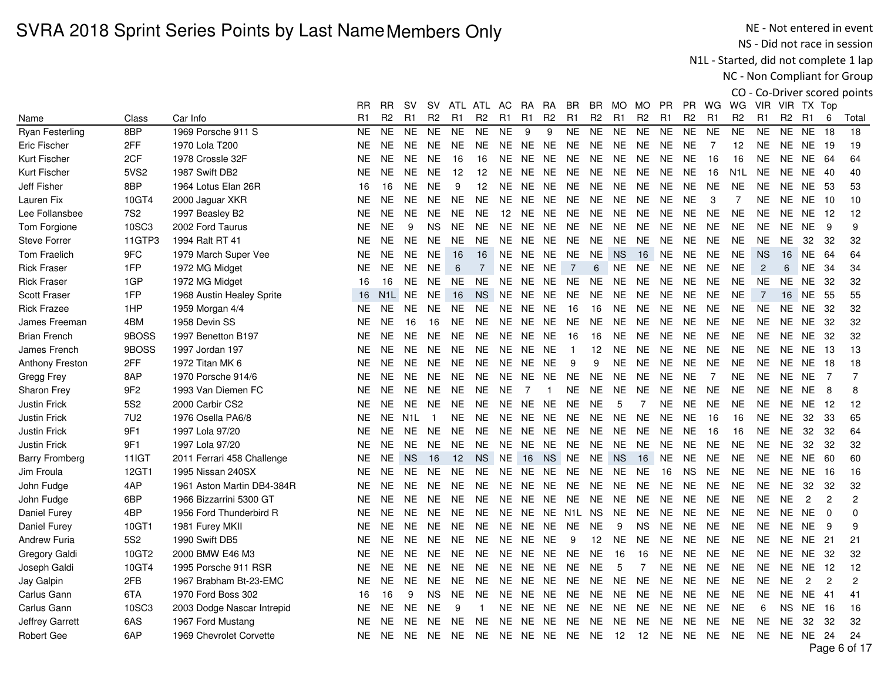# SVRA 2018 Sprint Series Points by Last Name Members Only

NE - Not entered in event
NS - Did not race in session
N1L - Started, did not complete 1 lap
NC - Non Compliant for Group
CO - Co-Driver scored points

| Name | Class | Car Info | RR R1 | RR R2 | SV R1 | SV R2 | ATL R1 | ATL R2 | AC R1 | RA R1 | RA R2 | BR R1 | BR R2 | MO R1 | MO R2 | PR R1 | PR R2 | WG R1 | WG R2 | VIR R1 | VIR R2 | TX R1 | Top 6 | Total |
|---|---|---|---|---|---|---|---|---|---|---|---|---|---|---|---|---|---|---|---|---|---|---|---|---|
| Ryan Festerling | 8BP | 1969 Porsche 911 S | NE | NE | NE | NE | NE | NE | NE | 9 | 9 | NE | NE | NE | NE | NE | NE | NE | NE | NE | NE | NE | 18 | 18 |
| Eric Fischer | 2FF | 1970 Lola T200 | NE | NE | NE | NE | NE | NE | NE | NE | NE | NE | NE | NE | NE | NE | NE | 7 | 12 | NE | NE | NE | 19 | 19 |
| Kurt Fischer | 2CF | 1978 Crossle 32F | NE | NE | NE | NE | 16 | 16 | NE | NE | NE | NE | NE | NE | NE | NE | NE | 16 | 16 | NE | NE | NE | 64 | 64 |
| Kurt Fischer | 5VS2 | 1987 Swift DB2 | NE | NE | NE | NE | 12 | 12 | NE | NE | NE | NE | NE | NE | NE | NE | NE | 16 | N1L | NE | NE | NE | 40 | 40 |
| Jeff Fisher | 8BP | 1964 Lotus Elan 26R | 16 | 16 | NE | NE | 9 | 12 | NE | NE | NE | NE | NE | NE | NE | NE | NE | NE | NE | NE | NE | NE | 53 | 53 |
| Lauren Fix | 10GT4 | 2000 Jaguar XKR | NE | NE | NE | NE | NE | NE | NE | NE | NE | NE | NE | NE | NE | NE | NE | 3 | 7 | NE | NE | NE | 10 | 10 |
| Lee Follansbee | 7S2 | 1997 Beasley B2 | NE | NE | NE | NE | NE | NE | 12 | NE | NE | NE | NE | NE | NE | NE | NE | NE | NE | NE | NE | NE | 12 | 12 |
| Tom Forgione | 10SC3 | 2002 Ford Taurus | NE | NE | 9 | NS | NE | NE | NE | NE | NE | NE | NE | NE | NE | NE | NE | NE | NE | NE | NE | NE | 9 | 9 |
| Steve Forrer | 11GTP3 | 1994 Ralt RT 41 | NE | NE | NE | NE | NE | NE | NE | NE | NE | NE | NE | NE | NE | NE | NE | NE | NE | NE | NE | 32 | 32 | 32 |
| Tom Fraelich | 9FC | 1979 March Super Vee | NE | NE | NE | NE | 16 | 16 | NE | NE | NE | NE | NE | NS | 16 | NE | NE | NE | NE | NS | 16 | NE | 64 | 64 |
| Rick Fraser | 1FP | 1972 MG Midget | NE | NE | NE | NE | 6 | 7 | NE | NE | NE | 7 | 6 | NE | NE | NE | NE | NE | NE | 2 | 6 | NE | 34 | 34 |
| Rick Fraser | 1GP | 1972 MG Midget | 16 | 16 | NE | NE | NE | NE | NE | NE | NE | NE | NE | NE | NE | NE | NE | NE | NE | NE | NE | NE | 32 | 32 |
| Scott Fraser | 1FP | 1968 Austin Healey Sprite | 16 | N1L | NE | NE | 16 | NS | NE | NE | NE | NE | NE | NE | NE | NE | NE | NE | NE | 7 | 16 | NE | 55 | 55 |
| Rick Frazee | 1HP | 1959 Morgan 4/4 | NE | NE | NE | NE | NE | NE | NE | NE | NE | 16 | 16 | NE | NE | NE | NE | NE | NE | NE | NE | NE | 32 | 32 |
| James Freeman | 4BM | 1958 Devin SS | NE | NE | 16 | 16 | NE | NE | NE | NE | NE | NE | NE | NE | NE | NE | NE | NE | NE | NE | NE | NE | 32 | 32 |
| Brian French | 9BOSS | 1997 Benetton B197 | NE | NE | NE | NE | NE | NE | NE | NE | NE | 16 | 16 | NE | NE | NE | NE | NE | NE | NE | NE | NE | 32 | 32 |
| James French | 9BOSS | 1997 Jordan 197 | NE | NE | NE | NE | NE | NE | NE | NE | NE | 1 | 12 | NE | NE | NE | NE | NE | NE | NE | NE | NE | 13 | 13 |
| Anthony Freston | 2FF | 1972 Titan MK 6 | NE | NE | NE | NE | NE | NE | NE | NE | NE | 9 | 9 | NE | NE | NE | NE | NE | NE | NE | NE | NE | 18 | 18 |
| Gregg Frey | 8AP | 1970 Porsche 914/6 | NE | NE | NE | NE | NE | NE | NE | NE | NE | NE | NE | NE | NE | NE | NE | 7 | NE | NE | NE | NE | 7 | 7 |
| Sharon Frey | 9F2 | 1993 Van Diemen FC | NE | NE | NE | NE | NE | NE | NE | 7 | 1 | NE | NE | NE | NE | NE | NE | NE | NE | NE | NE | NE | 8 | 8 |
| Justin Frick | 5S2 | 2000 Carbir CS2 | NE | NE | NE | NE | NE | NE | NE | NE | NE | NE | NE | 5 | 7 | NE | NE | NE | NE | NE | NE | NE | 12 | 12 |
| Justin Frick | 7U2 | 1976 Osella PA6/8 | NE | NE | N1L | 1 | NE | NE | NE | NE | NE | NE | NE | NE | NE | NE | NE | 16 | 16 | NE | NE | 32 | 33 | 65 |
| Justin Frick | 9F1 | 1997 Lola 97/20 | NE | NE | NE | NE | NE | NE | NE | NE | NE | NE | NE | NE | NE | NE | NE | 16 | 16 | NE | NE | 32 | 32 | 64 |
| Justin Frick | 9F1 | 1997 Lola 97/20 | NE | NE | NE | NE | NE | NE | NE | NE | NE | NE | NE | NE | NE | NE | NE | NE | NE | NE | NE | 32 | 32 | 32 |
| Barry Fromberg | 11IGT | 2011 Ferrari 458 Challenge | NE | NE | NS | 16 | 12 | NS | NE | 16 | NS | NE | NE | NS | 16 | NE | NE | NE | NE | NE | NE | NE | 60 | 60 |
| Jim Froula | 12GT1 | 1995 Nissan 240SX | NE | NE | NE | NE | NE | NE | NE | NE | NE | NE | NE | NE | NE | 16 | NS | NE | NE | NE | NE | NE | 16 | 16 |
| John Fudge | 4AP | 1961 Aston Martin DB4-384R | NE | NE | NE | NE | NE | NE | NE | NE | NE | NE | NE | NE | NE | NE | NE | NE | NE | NE | NE | 32 | 32 | 32 |
| John Fudge | 6BP | 1966 Bizzarrini 5300 GT | NE | NE | NE | NE | NE | NE | NE | NE | NE | NE | NE | NE | NE | NE | NE | NE | NE | NE | NE | 2 | 2 | 2 |
| Daniel Furey | 4BP | 1956 Ford Thunderbird R | NE | NE | NE | NE | NE | NE | NE | NE | NE | N1L | NS | NE | NE | NE | NE | NE | NE | NE | NE | NE | 0 | 0 |
| Daniel Furey | 10GT1 | 1981 Furey MKII | NE | NE | NE | NE | NE | NE | NE | NE | NE | NE | NE | 9 | NS | NE | NE | NE | NE | NE | NE | NE | 9 | 9 |
| Andrew Furia | 5S2 | 1990 Swift DB5 | NE | NE | NE | NE | NE | NE | NE | NE | NE | 9 | 12 | NE | NE | NE | NE | NE | NE | NE | NE | NE | 21 | 21 |
| Gregory Galdi | 10GT2 | 2000 BMW E46 M3 | NE | NE | NE | NE | NE | NE | NE | NE | NE | NE | NE | 16 | 16 | NE | NE | NE | NE | NE | NE | NE | 32 | 32 |
| Joseph Galdi | 10GT4 | 1995 Porsche 911 RSR | NE | NE | NE | NE | NE | NE | NE | NE | NE | NE | NE | 5 | 7 | NE | NE | NE | NE | NE | NE | NE | 12 | 12 |
| Jay Galpin | 2FB | 1967 Brabham Bt-23-EMC | NE | NE | NE | NE | NE | NE | NE | NE | NE | NE | NE | NE | NE | NE | NE | NE | NE | NE | NE | 2 | 2 | 2 |
| Carlus Gann | 6TA | 1970 Ford Boss 302 | 16 | 16 | 9 | NS | NE | NE | NE | NE | NE | NE | NE | NE | NE | NE | NE | NE | NE | NE | NE | NE | 41 | 41 |
| Carlus Gann | 10SC3 | 2003 Dodge Nascar Intrepid | NE | NE | NE | NE | 9 | 1 | NE | NE | NE | NE | NE | NE | NE | NE | NE | NE | NE | 6 | NS | NE | 16 | 16 |
| Jeffrey Garrett | 6AS | 1967 Ford Mustang | NE | NE | NE | NE | NE | NE | NE | NE | NE | NE | NE | NE | NE | NE | NE | NE | NE | NE | NE | 32 | 32 | 32 |
| Robert Gee | 6AP | 1969 Chevrolet Corvette | NE | NE | NE | NE | NE | NE | NE | NE | NE | NE | NE | 12 | 12 | NE | NE | NE | NE | NE | NE | NE | 24 | 24 |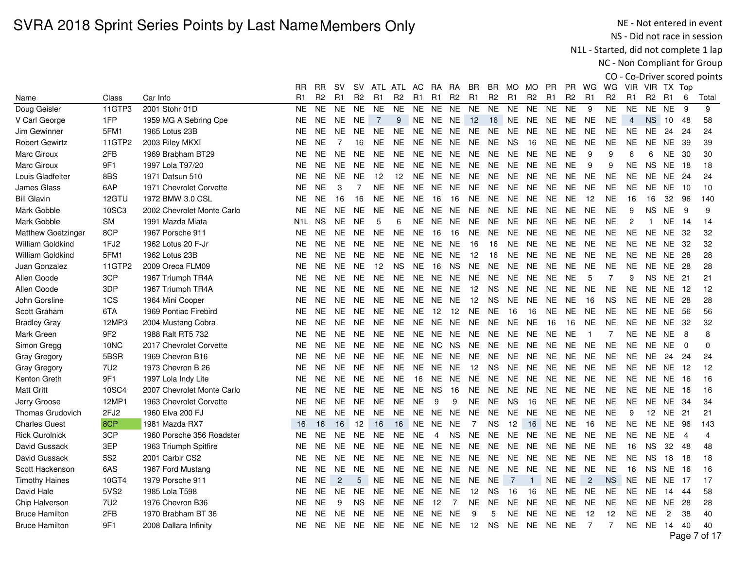# SVRA 2018 Sprint Series Points by Last Name Members Only

NE - Not entered in event
NS - Did not race in session
N1L - Started, did not complete 1 lap
NC - Non Compliant for Group
CO - Co-Driver scored points

| Name | Class | Car Info | RR R1 | RR R2 | SV R1 | SV R2 | ATL R1 | ATL R2 | AC R1 | RA R1 | RA R2 | BR R1 | BR R2 | MO R1 | MO R2 | PR R1 | PR R2 | WG R1 | WG R2 | VIR R1 | VIR R2 | TX R1 | Top 6 | Total |
|---|---|---|---|---|---|---|---|---|---|---|---|---|---|---|---|---|---|---|---|---|---|---|---|---|
| Doug Geisler | 11GTP3 | 2001 Stohr 01D | NE | NE | NE | NE | NE | NE | NE | NE | NE | NE | NE | NE | NE | NE | NE | 9 | NE | NE | NE | NE | 9 | 9 |
| V Carl George | 1FP | 1959 MG A Sebring Cpe | NE | NE | NE | NE | 7 | 9 | NE | NE | NE | 12 | 16 | NE | NE | NE | NE | NE | NE | 4 | NS | 10 | 48 | 58 |
| Jim Gewinner | 5FM1 | 1965 Lotus 23B | NE | NE | NE | NE | NE | NE | NE | NE | NE | NE | NE | NE | NE | NE | NE | NE | NE | NE | NE | 24 | 24 | 24 |
| Robert Gewirtz | 11GTP2 | 2003 Riley MKXI | NE | NE | 7 | 16 | NE | NE | NE | NE | NE | NE | NE | NS | 16 | NE | NE | NE | NE | NE | NE | NE | 39 | 39 |
| Marc Giroux | 2FB | 1969 Brabham BT29 | NE | NE | NE | NE | NE | NE | NE | NE | NE | NE | NE | NE | NE | NE | NE | 9 | 9 | 6 | 6 | NE | 30 | 30 |
| Marc Giroux | 9F1 | 1997 Lola T97/20 | NE | NE | NE | NE | NE | NE | NE | NE | NE | NE | NE | NE | NE | NE | NE | 9 | 9 | NE | NS | NE | 18 | 18 |
| Louis Gladfelter | 8BS | 1971 Datsun 510 | NE | NE | NE | NE | 12 | 12 | NE | NE | NE | NE | NE | NE | NE | NE | NE | NE | NE | NE | NE | NE | 24 | 24 |
| James Glass | 6AP | 1971 Chevrolet Corvette | NE | NE | 3 | 7 | NE | NE | NE | NE | NE | NE | NE | NE | NE | NE | NE | NE | NE | NE | NE | NE | 10 | 10 |
| Bill Glavin | 12GTU | 1972 BMW 3.0 CSL | NE | NE | 16 | 16 | NE | NE | NE | 16 | 16 | NE | NE | NE | NE | NE | NE | 12 | NE | 16 | 16 | 32 | 96 | 140 |
| Mark Gobble | 10SC3 | 2002 Chevrolet Monte Carlo | NE | NE | NE | NE | NE | NE | NE | NE | NE | NE | NE | NE | NE | NE | NE | NE | NE | 9 | NS | NE | 9 | 9 |
| Mark Gobble | SM | 1991 Mazda Miata | N1L | NS | NE | NE | 5 | 6 | NE | NE | NE | NE | NE | NE | NE | NE | NE | NE | NE | 2 | 1 | NE | 14 | 14 |
| Matthew Goetzinger | 8CP | 1967 Porsche 911 | NE | NE | NE | NE | NE | NE | NE | 16 | 16 | NE | NE | NE | NE | NE | NE | NE | NE | NE | NE | NE | 32 | 32 |
| William Goldkind | 1FJ2 | 1962 Lotus 20 F-Jr | NE | NE | NE | NE | NE | NE | NE | NE | NE | 16 | 16 | NE | NE | NE | NE | NE | NE | NE | NE | NE | 32 | 32 |
| William Goldkind | 5FM1 | 1962 Lotus 23B | NE | NE | NE | NE | NE | NE | NE | NE | NE | 12 | 16 | NE | NE | NE | NE | NE | NE | NE | NE | NE | 28 | 28 |
| Juan Gonzalez | 11GTP2 | 2009 Oreca FLM09 | NE | NE | NE | NE | 12 | NS | NE | 16 | NS | NE | NE | NE | NE | NE | NE | NE | NE | NE | NE | NE | 28 | 28 |
| Allen Goode | 3CP | 1967 Triumph TR4A | NE | NE | NE | NE | NE | NE | NE | NE | NE | NE | NE | NE | NE | NE | NE | 5 | 7 | 9 | NS | NE | 21 | 21 |
| Allen Goode | 3DP | 1967 Triumph TR4A | NE | NE | NE | NE | NE | NE | NE | NE | NE | 12 | NS | NE | NE | NE | NE | NE | NE | NE | NE | NE | 12 | 12 |
| John Gorsline | 1CS | 1964 Mini Cooper | NE | NE | NE | NE | NE | NE | NE | NE | NE | 12 | NS | NE | NE | NE | NE | 16 | NS | NE | NE | NE | 28 | 28 |
| Scott Graham | 6TA | 1969 Pontiac Firebird | NE | NE | NE | NE | NE | NE | NE | 12 | 12 | NE | NE | 16 | 16 | NE | NE | NE | NE | NE | NE | NE | 56 | 56 |
| Bradley Gray | 12MP3 | 2004 Mustang Cobra | NE | NE | NE | NE | NE | NE | NE | NE | NE | NE | NE | NE | NE | 16 | 16 | NE | NE | NE | NE | NE | 32 | 32 |
| Mark Green | 9F2 | 1988 Ralt RT5 732 | NE | NE | NE | NE | NE | NE | NE | NE | NE | NE | NE | NE | NE | NE | NE | 1 | 7 | NE | NE | NE | 8 | 8 |
| Simon Gregg | 10NC | 2017 Chevrolet Corvette | NE | NE | NE | NE | NE | NE | NE | NC | NS | NE | NE | NE | NE | NE | NE | NE | NE | NE | NE | NE | 0 | 0 |
| Gray Gregory | 5BSR | 1969 Chevron B16 | NE | NE | NE | NE | NE | NE | NE | NE | NE | NE | NE | NE | NE | NE | NE | NE | NE | NE | NE | 24 | 24 | 24 |
| Gray Gregory | 7U2 | 1973 Chevron B 26 | NE | NE | NE | NE | NE | NE | NE | NE | NE | 12 | NS | NE | NE | NE | NE | NE | NE | NE | NE | NE | 12 | 12 |
| Kenton Greth | 9F1 | 1997 Lola Indy Lite | NE | NE | NE | NE | NE | NE | 16 | NE | NE | NE | NE | NE | NE | NE | NE | NE | NE | NE | NE | NE | 16 | 16 |
| Matt Gritt | 10SC4 | 2007 Chevrolet Monte Carlo | NE | NE | NE | NE | NE | NE | NE | NS | 16 | NE | NE | NE | NE | NE | NE | NE | NE | NE | NE | NE | 16 | 16 |
| Jerry Groose | 12MP1 | 1963 Chevrolet Corvette | NE | NE | NE | NE | NE | NE | NE | 9 | 9 | NE | NE | NS | 16 | NE | NE | NE | NE | NE | NE | NE | 34 | 34 |
| Thomas Grudovich | 2FJ2 | 1960 Elva 200 FJ | NE | NE | NE | NE | NE | NE | NE | NE | NE | NE | NE | NE | NE | NE | NE | NE | NE | 9 | 12 | NE | 21 | 21 |
| Charles Guest | 8CP | 1981 Mazda RX7 | 16 | 16 | 16 | 12 | 16 | 16 | NE | NE | NE | 7 | NS | 12 | 16 | NE | NE | 16 | NE | NE | NE | NE | 96 | 143 |
| Rick Gurolnick | 3CP | 1960 Porsche 356 Roadster | NE | NE | NE | NE | NE | NE | NE | 4 | NS | NE | NE | NE | NE | NE | NE | NE | NE | NE | NE | NE | 4 | 4 |
| David Gussack | 3EP | 1963 Triumph Spitfire | NE | NE | NE | NE | NE | NE | NE | NE | NE | NE | NE | NE | NE | NE | NE | NE | NE | 16 | NS | 32 | 48 | 48 |
| David Gussack | 5S2 | 2001 Carbir CS2 | NE | NE | NE | NE | NE | NE | NE | NE | NE | NE | NE | NE | NE | NE | NE | NE | NE | NE | NS | 18 | 18 | 18 |
| Scott Hackenson | 6AS | 1967 Ford Mustang | NE | NE | NE | NE | NE | NE | NE | NE | NE | NE | NE | NE | NE | NE | NE | NE | NE | 16 | NS | NE | 16 | 16 |
| Timothy Haines | 10GT4 | 1979 Porsche 911 | NE | NE | 2 | 5 | NE | NE | NE | NE | NE | NE | NE | 7 | 1 | NE | NE | 2 | NS | NE | NE | NE | 17 | 17 |
| David Hale | 5VS2 | 1985 Lola T598 | NE | NE | NE | NE | NE | NE | NE | NE | NE | 12 | NS | 16 | 16 | NE | NE | NE | NE | NE | NE | 14 | 44 | 58 |
| Chip Halverson | 7U2 | 1976 Chevron B36 | NE | NE | 9 | NS | NE | NE | NE | 12 | 7 | NE | NE | NE | NE | NE | NE | NE | NE | NE | NE | NE | 28 | 28 |
| Bruce Hamilton | 2FB | 1970 Brabham BT 36 | NE | NE | NE | NE | NE | NE | NE | NE | NE | 9 | 5 | NE | NE | NE | NE | 12 | 12 | NE | NE | 2 | 38 | 40 |
| Bruce Hamilton | 9F1 | 2008 Dallara Infinity | NE | NE | NE | NE | NE | NE | NE | NE | NE | 12 | NS | NE | NE | NE | NE | 7 | 7 | NE | NE | 14 | 40 | 40 |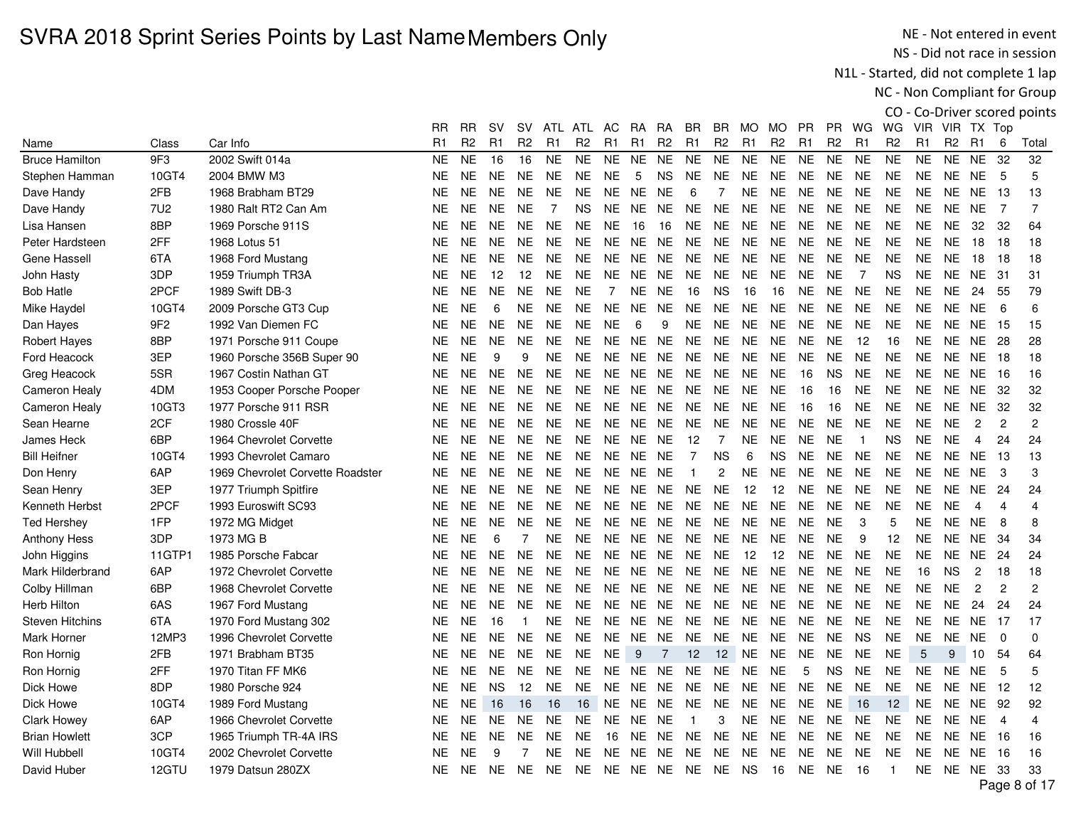# SVRA 2018 Sprint Series Points by Last Name Members Only

NE - Not entered in event
NS - Did not race in session
N1L - Started, did not complete 1 lap
NC - Non Compliant for Group
CO - Co-Driver scored points

| Name | Class | Car Info | RR R1 | RR R2 | SV R1 | SV R2 | ATL R1 | ATL R2 | AC R1 | RA R1 | RA R2 | BR R1 | BR R2 | MO R1 | MO R2 | PR R1 | PR R2 | WG R1 | WG R2 | VIR R1 | VIR R2 | TX R1 | Top 6 | Total |
|---|---|---|---|---|---|---|---|---|---|---|---|---|---|---|---|---|---|---|---|---|---|---|---|---|
| Bruce Hamilton | 9F3 | 2002 Swift 014a | NE | NE | 16 | 16 | NE | NE | NE | NE | NE | NE | NE | NE | NE | NE | NE | NE | NE | NE | NE | NE | 32 | 32 |
| Stephen Hamman | 10GT4 | 2004 BMW M3 | NE | NE | NE | NE | NE | NE | NE | 5 | NS | NE | NE | NE | NE | NE | NE | NE | NE | NE | NE | NE | 5 | 5 |
| Dave Handy | 2FB | 1968 Brabham BT29 | NE | NE | NE | NE | NE | NE | NE | NE | NE | 6 | 7 | NE | NE | NE | NE | NE | NE | NE | NE | NE | 13 | 13 |
| Dave Handy | 7U2 | 1980 Ralt RT2 Can Am | NE | NE | NE | NE | 7 | NS | NE | NE | NE | NE | NE | NE | NE | NE | NE | NE | NE | NE | NE | NE | 7 | 7 |
| Lisa Hansen | 8BP | 1969 Porsche 911S | NE | NE | NE | NE | NE | NE | NE | 16 | 16 | NE | NE | NE | NE | NE | NE | NE | NE | NE | NE | 32 | 32 | 64 |
| Peter Hardsteen | 2FF | 1968 Lotus 51 | NE | NE | NE | NE | NE | NE | NE | NE | NE | NE | NE | NE | NE | NE | NE | NE | NE | NE | NE | 18 | 18 | 18 |
| Gene Hassell | 6TA | 1968 Ford Mustang | NE | NE | NE | NE | NE | NE | NE | NE | NE | NE | NE | NE | NE | NE | NE | NE | NE | NE | NE | 18 | 18 | 18 |
| John Hasty | 3DP | 1959 Triumph TR3A | NE | NE | 12 | 12 | NE | NE | NE | NE | NE | NE | NE | NE | NE | NE | NE | 7 | NS | NE | NE | NE | 31 | 31 |
| Bob Hatle | 2PCF | 1989 Swift DB-3 | NE | NE | NE | NE | NE | NE | 7 | NE | NE | 16 | NS | 16 | 16 | NE | NE | NE | NE | NE | NE | 24 | 55 | 79 |
| Mike Haydel | 10GT4 | 2009 Porsche GT3 Cup | NE | NE | 6 | NE | NE | NE | NE | NE | NE | NE | NE | NE | NE | NE | NE | NE | NE | NE | NE | NE | 6 | 6 |
| Dan Hayes | 9F2 | 1992 Van Diemen FC | NE | NE | NE | NE | NE | NE | NE | 6 | 9 | NE | NE | NE | NE | NE | NE | NE | NE | NE | NE | NE | 15 | 15 |
| Robert Hayes | 8BP | 1971 Porsche 911 Coupe | NE | NE | NE | NE | NE | NE | NE | NE | NE | NE | NE | NE | NE | NE | NE | 12 | 16 | NE | NE | NE | 28 | 28 |
| Ford Heacock | 3EP | 1960 Porsche 356B Super 90 | NE | NE | 9 | 9 | NE | NE | NE | NE | NE | NE | NE | NE | NE | NE | NE | NE | NE | NE | NE | NE | 18 | 18 |
| Greg Heacock | 5SR | 1967 Costin Nathan GT | NE | NE | NE | NE | NE | NE | NE | NE | NE | NE | NE | NE | NE | 16 | NS | NE | NE | NE | NE | NE | 16 | 16 |
| Cameron Healy | 4DM | 1953 Cooper Porsche Pooper | NE | NE | NE | NE | NE | NE | NE | NE | NE | NE | NE | NE | NE | 16 | 16 | NE | NE | NE | NE | NE | 32 | 32 |
| Cameron Healy | 10GT3 | 1977 Porsche 911 RSR | NE | NE | NE | NE | NE | NE | NE | NE | NE | NE | NE | NE | NE | 16 | 16 | NE | NE | NE | NE | NE | 32 | 32 |
| Sean Hearne | 2CF | 1980 Crossle 40F | NE | NE | NE | NE | NE | NE | NE | NE | NE | NE | NE | NE | NE | NE | NE | NE | NE | NE | NE | 2 | 2 | 2 |
| James Heck | 6BP | 1964 Chevrolet Corvette | NE | NE | NE | NE | NE | NE | NE | NE | NE | 12 | 7 | NE | NE | NE | NE | 1 | NS | NE | NE | 4 | 24 | 24 |
| Bill Heifner | 10GT4 | 1993 Chevrolet Camaro | NE | NE | NE | NE | NE | NE | NE | NE | NE | 7 | NS | 6 | NS | NE | NE | NE | NE | NE | NE | NE | 13 | 13 |
| Don Henry | 6AP | 1969 Chevrolet Corvette Roadster | NE | NE | NE | NE | NE | NE | NE | NE | NE | 1 | 2 | NE | NE | NE | NE | NE | NE | NE | NE | NE | 3 | 3 |
| Sean Henry | 3EP | 1977 Triumph Spitfire | NE | NE | NE | NE | NE | NE | NE | NE | NE | NE | NE | 12 | 12 | NE | NE | NE | NE | NE | NE | NE | 24 | 24 |
| Kenneth Herbst | 2PCF | 1993 Euroswift SC93 | NE | NE | NE | NE | NE | NE | NE | NE | NE | NE | NE | NE | NE | NE | NE | NE | NE | NE | NE | 4 | 4 | 4 |
| Ted Hershey | 1FP | 1972 MG Midget | NE | NE | NE | NE | NE | NE | NE | NE | NE | NE | NE | NE | NE | NE | NE | 3 | 5 | NE | NE | NE | 8 | 8 |
| Anthony Hess | 3DP | 1973 MG B | NE | NE | 6 | 7 | NE | NE | NE | NE | NE | NE | NE | NE | NE | NE | NE | 9 | 12 | NE | NE | NE | 34 | 34 |
| John Higgins | 11GTP1 | 1985 Porsche Fabcar | NE | NE | NE | NE | NE | NE | NE | NE | NE | NE | NE | 12 | 12 | NE | NE | NE | NE | NE | NE | NE | 24 | 24 |
| Mark Hilderbrand | 6AP | 1972 Chevrolet Corvette | NE | NE | NE | NE | NE | NE | NE | NE | NE | NE | NE | NE | NE | NE | NE | NE | NE | 16 | NS | 2 | 18 | 18 |
| Colby Hillman | 6BP | 1968 Chevrolet Corvette | NE | NE | NE | NE | NE | NE | NE | NE | NE | NE | NE | NE | NE | NE | NE | NE | NE | NE | NE | 2 | 2 | 2 |
| Herb Hilton | 6AS | 1967 Ford Mustang | NE | NE | NE | NE | NE | NE | NE | NE | NE | NE | NE | NE | NE | NE | NE | NE | NE | NE | NE | 24 | 24 | 24 |
| Steven Hitchins | 6TA | 1970 Ford Mustang 302 | NE | NE | 16 | 1 | NE | NE | NE | NE | NE | NE | NE | NE | NE | NE | NE | NE | NE | NE | NE | NE | 17 | 17 |
| Mark Horner | 12MP3 | 1996 Chevrolet Corvette | NE | NE | NE | NE | NE | NE | NE | NE | NE | NE | NE | NE | NE | NE | NE | NS | NE | NE | NE | NE | 0 | 0 |
| Ron Hornig | 2FB | 1971 Brabham BT35 | NE | NE | NE | NE | NE | NE | NE | 9 | 7 | 12 | 12 | NE | NE | NE | NE | NE | NE | 5 | 9 | 10 | 54 | 64 |
| Ron Hornig | 2FF | 1970 Titan FF MK6 | NE | NE | NE | NE | NE | NE | NE | NE | NE | NE | NE | NE | NE | 5 | NS | NE | NE | NE | NE | NE | 5 | 5 |
| Dick Howe | 8DP | 1980 Porsche 924 | NE | NE | NS | 12 | NE | NE | NE | NE | NE | NE | NE | NE | NE | NE | NE | NE | NE | NE | NE | NE | 12 | 12 |
| Dick Howe | 10GT4 | 1989 Ford Mustang | NE | NE | 16 | 16 | 16 | 16 | NE | NE | NE | NE | NE | NE | NE | NE | NE | 16 | 12 | NE | NE | NE | 92 | 92 |
| Clark Howey | 6AP | 1966 Chevrolet Corvette | NE | NE | NE | NE | NE | NE | NE | NE | NE | 1 | 3 | NE | NE | NE | NE | NE | NE | NE | NE | NE | 4 | 4 |
| Brian Howlett | 3CP | 1965 Triumph TR-4A IRS | NE | NE | NE | NE | NE | NE | 16 | NE | NE | NE | NE | NE | NE | NE | NE | NE | NE | NE | NE | NE | 16 | 16 |
| Will Hubbell | 10GT4 | 2002 Chevrolet Corvette | NE | NE | 9 | 7 | NE | NE | NE | NE | NE | NE | NE | NE | NE | NE | NE | NE | NE | NE | NE | NE | 16 | 16 |
| David Huber | 12GTU | 1979 Datsun 280ZX | NE | NE | NE | NE | NE | NE | NE | NE | NE | NE | NE | NS | 16 | NE | NE | 16 | 1 | NE | NE | NE | 33 | 33 |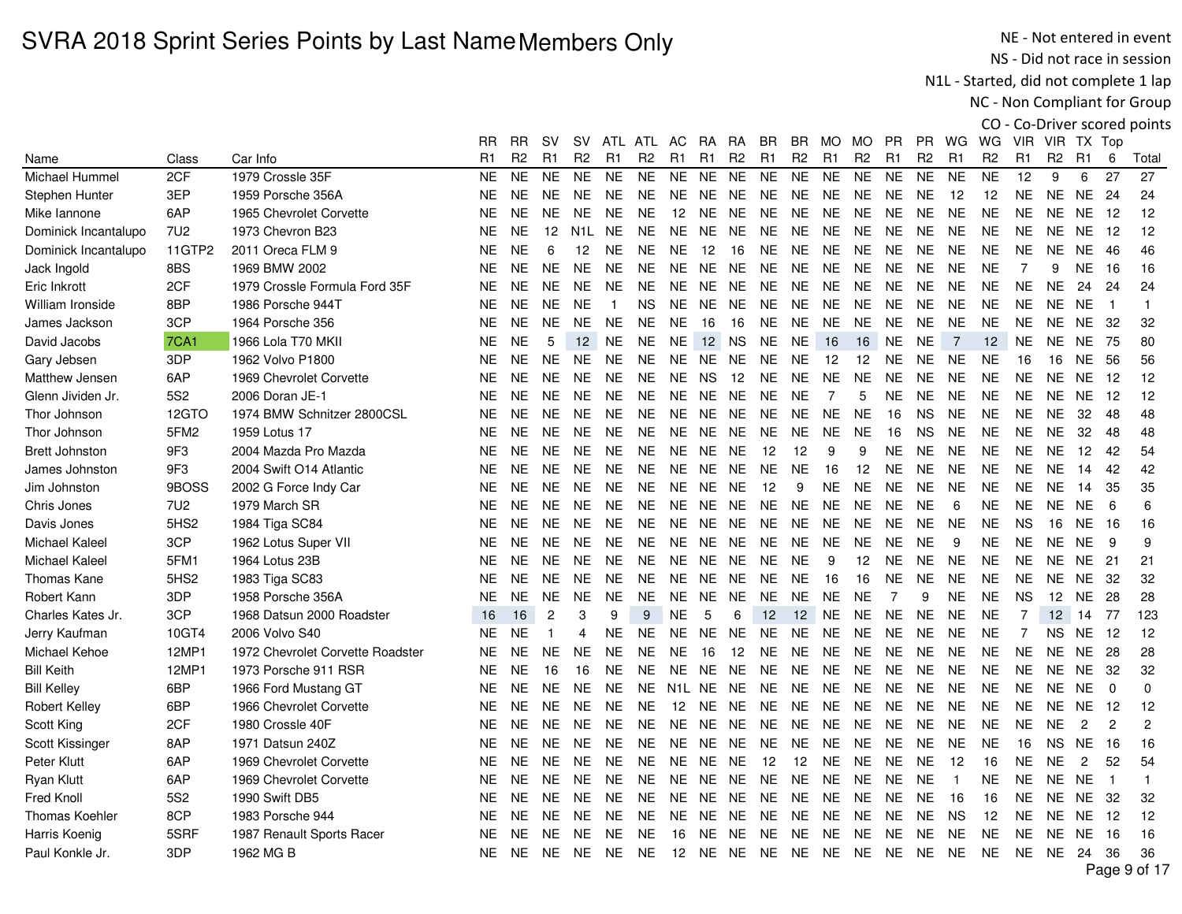# SVRA 2018 Sprint Series Points by Last Name Members Only

NE - Not entered in event
NS - Did not race in session
N1L - Started, did not complete 1 lap
NC - Non Compliant for Group
CO - Co-Driver scored points

| Name | Class | Car Info | RR R1 | RR R2 | SV R1 | SV R2 | ATL R1 | ATL R2 | AC R1 | RA R1 | RA R2 | BR R1 | BR R2 | MO R1 | MO R2 | PR R1 | PR R2 | WG R1 | WG R2 | VIR R1 | VIR R2 | TX R1 | Top 6 | Total |
|---|---|---|---|---|---|---|---|---|---|---|---|---|---|---|---|---|---|---|---|---|---|---|---|---|
| Michael Hummel | 2CF | 1979 Crossle 35F | NE | NE | NE | NE | NE | NE | NE | NE | NE | NE | NE | NE | NE | NE | NE | NE | NE | 12 | 9 | 6 | 27 | 27 |
| Stephen Hunter | 3EP | 1959 Porsche 356A | NE | NE | NE | NE | NE | NE | NE | NE | NE | NE | NE | NE | NE | NE | NE | 12 | 12 | NE | NE | NE | 24 | 24 |
| Mike Iannone | 6AP | 1965 Chevrolet Corvette | NE | NE | NE | NE | NE | NE | 12 | NE | NE | NE | NE | NE | NE | NE | NE | NE | NE | NE | NE | NE | 12 | 12 |
| Dominick Incantalupo | 7U2 | 1973 Chevron B23 | NE | NE | 12 | N1L | NE | NE | NE | NE | NE | NE | NE | NE | NE | NE | NE | NE | NE | NE | NE | NE | 12 | 12 |
| Dominick Incantalupo | 11GTP2 | 2011 Oreca FLM 9 | NE | NE | 6 | 12 | NE | NE | NE | 12 | 16 | NE | NE | NE | NE | NE | NE | NE | NE | NE | NE | NE | 46 | 46 |
| Jack Ingold | 8BS | 1969 BMW 2002 | NE | NE | NE | NE | NE | NE | NE | NE | NE | NE | NE | NE | NE | NE | NE | NE | NE | 7 | 9 | NE | 16 | 16 |
| Eric Inkrott | 2CF | 1979 Crossle Formula Ford 35F | NE | NE | NE | NE | NE | NE | NE | NE | NE | NE | NE | NE | NE | NE | NE | NE | NE | NE | NE | 24 | 24 | 24 |
| William Ironside | 8BP | 1986 Porsche 944T | NE | NE | NE | NE | 1 | NS | NE | NE | NE | NE | NE | NE | NE | NE | NE | NE | NE | NE | NE | NE | 1 | 1 |
| James Jackson | 3CP | 1964 Porsche 356 | NE | NE | NE | NE | NE | NE | NE | 16 | 16 | NE | NE | NE | NE | NE | NE | NE | NE | NE | NE | NE | 32 | 32 |
| David Jacobs | 7CA1 | 1966 Lola T70 MKII | NE | NE | 5 | 12 | NE | NE | NE | 12 | NS | NE | NE | 16 | 16 | NE | NE | 7 | 12 | NE | NE | NE | 75 | 80 |
| Gary Jebsen | 3DP | 1962 Volvo P1800 | NE | NE | NE | NE | NE | NE | NE | NE | NE | NE | NE | 12 | 12 | NE | NE | NE | NE | 16 | 16 | NE | 56 | 56 |
| Matthew Jensen | 6AP | 1969 Chevrolet Corvette | NE | NE | NE | NE | NE | NE | NE | NS | 12 | NE | NE | NE | NE | NE | NE | NE | NE | NE | NE | NE | 12 | 12 |
| Glenn Jividen Jr. | 5S2 | 2006 Doran JE-1 | NE | NE | NE | NE | NE | NE | NE | NE | NE | NE | NE | 7 | 5 | NE | NE | NE | NE | NE | NE | NE | 12 | 12 |
| Thor Johnson | 12GTO | 1974 BMW Schnitzer 2800CSL | NE | NE | NE | NE | NE | NE | NE | NE | NE | NE | NE | NE | NE | 16 | NS | NE | NE | NE | NE | 32 | 48 | 48 |
| Thor Johnson | 5FM2 | 1959 Lotus 17 | NE | NE | NE | NE | NE | NE | NE | NE | NE | NE | NE | NE | NE | 16 | NS | NE | NE | NE | NE | 32 | 48 | 48 |
| Brett Johnston | 9F3 | 2004 Mazda Pro Mazda | NE | NE | NE | NE | NE | NE | NE | NE | NE | 12 | 12 | 9 | 9 | NE | NE | NE | NE | NE | NE | 12 | 42 | 54 |
| James Johnston | 9F3 | 2004 Swift O14 Atlantic | NE | NE | NE | NE | NE | NE | NE | NE | NE | NE | NE | 16 | 12 | NE | NE | NE | NE | NE | NE | 14 | 42 | 42 |
| Jim Johnston | 9BOSS | 2002 G Force Indy Car | NE | NE | NE | NE | NE | NE | NE | NE | NE | 12 | 9 | NE | NE | NE | NE | NE | NE | NE | NE | 14 | 35 | 35 |
| Chris Jones | 7U2 | 1979 March SR | NE | NE | NE | NE | NE | NE | NE | NE | NE | NE | NE | NE | NE | NE | NE | 6 | NE | NE | NE | NE | 6 | 6 |
| Davis Jones | 5HS2 | 1984 Tiga SC84 | NE | NE | NE | NE | NE | NE | NE | NE | NE | NE | NE | NE | NE | NE | NE | NE | NE | NS | 16 | NE | 16 | 16 |
| Michael Kaleel | 3CP | 1962 Lotus Super VII | NE | NE | NE | NE | NE | NE | NE | NE | NE | NE | NE | NE | NE | NE | NE | 9 | NE | NE | NE | NE | 9 | 9 |
| Michael Kaleel | 5FM1 | 1964 Lotus 23B | NE | NE | NE | NE | NE | NE | NE | NE | NE | NE | NE | 9 | 12 | NE | NE | NE | NE | NE | NE | NE | 21 | 21 |
| Thomas Kane | 5HS2 | 1983 Tiga SC83 | NE | NE | NE | NE | NE | NE | NE | NE | NE | NE | NE | 16 | 16 | NE | NE | NE | NE | NE | NE | NE | 32 | 32 |
| Robert Kann | 3DP | 1958 Porsche 356A | NE | NE | NE | NE | NE | NE | NE | NE | NE | NE | NE | NE | NE | 7 | 9 | NE | NE | NS | 12 | NE | 28 | 28 |
| Charles Kates Jr. | 3CP | 1968 Datsun 2000 Roadster | 16 | 16 | 2 | 3 | 9 | 9 | NE | 5 | 6 | 12 | 12 | NE | NE | NE | NE | NE | NE | 7 | 12 | 14 | 77 | 123 |
| Jerry Kaufman | 10GT4 | 2006 Volvo S40 | NE | NE | 1 | 4 | NE | NE | NE | NE | NE | NE | NE | NE | NE | NE | NE | NE | NE | 7 | NS | NE | 12 | 12 |
| Michael Kehoe | 12MP1 | 1972 Chevrolet Corvette Roadster | NE | NE | NE | NE | NE | NE | NE | 16 | 12 | NE | NE | NE | NE | NE | NE | NE | NE | NE | NE | NE | 28 | 28 |
| Bill Keith | 12MP1 | 1973 Porsche 911 RSR | NE | NE | 16 | 16 | NE | NE | NE | NE | NE | NE | NE | NE | NE | NE | NE | NE | NE | NE | NE | NE | 32 | 32 |
| Bill Kelley | 6BP | 1966 Ford Mustang GT | NE | NE | NE | NE | NE | NE | N1L | NE | NE | NE | NE | NE | NE | NE | NE | NE | NE | NE | NE | NE | 0 | 0 |
| Robert Kelley | 6BP | 1966 Chevrolet Corvette | NE | NE | NE | NE | NE | NE | 12 | NE | NE | NE | NE | NE | NE | NE | NE | NE | NE | NE | NE | NE | 12 | 12 |
| Scott King | 2CF | 1980 Crossle 40F | NE | NE | NE | NE | NE | NE | NE | NE | NE | NE | NE | NE | NE | NE | NE | NE | NE | NE | NE | 2 | 2 | 2 |
| Scott Kissinger | 8AP | 1971 Datsun 240Z | NE | NE | NE | NE | NE | NE | NE | NE | NE | NE | NE | NE | NE | NE | NE | NE | NE | 16 | NS | NE | 16 | 16 |
| Peter Klutt | 6AP | 1969 Chevrolet Corvette | NE | NE | NE | NE | NE | NE | NE | NE | NE | 12 | 12 | NE | NE | NE | NE | 12 | 16 | NE | NE | 2 | 52 | 54 |
| Ryan Klutt | 6AP | 1969 Chevrolet Corvette | NE | NE | NE | NE | NE | NE | NE | NE | NE | NE | NE | NE | NE | NE | NE | 1 | NE | NE | NE | NE | 1 | 1 |
| Fred Knoll | 5S2 | 1990 Swift DB5 | NE | NE | NE | NE | NE | NE | NE | NE | NE | NE | NE | NE | NE | NE | NE | 16 | 16 | NE | NE | NE | 32 | 32 |
| Thomas Koehler | 8CP | 1983 Porsche 944 | NE | NE | NE | NE | NE | NE | NE | NE | NE | NE | NE | NE | NE | NE | NE | NS | 12 | NE | NE | NE | 12 | 12 |
| Harris Koenig | 5SRF | 1987 Renault Sports Racer | NE | NE | NE | NE | NE | NE | 16 | NE | NE | NE | NE | NE | NE | NE | NE | NE | NE | NE | NE | NE | 16 | 16 |
| Paul Konkle Jr. | 3DP | 1962 MG B | NE | NE | NE | NE | NE | NE | 12 | NE | NE | NE | NE | NE | NE | NE | NE | NE | NE | NE | NE | 24 | 36 | 36 |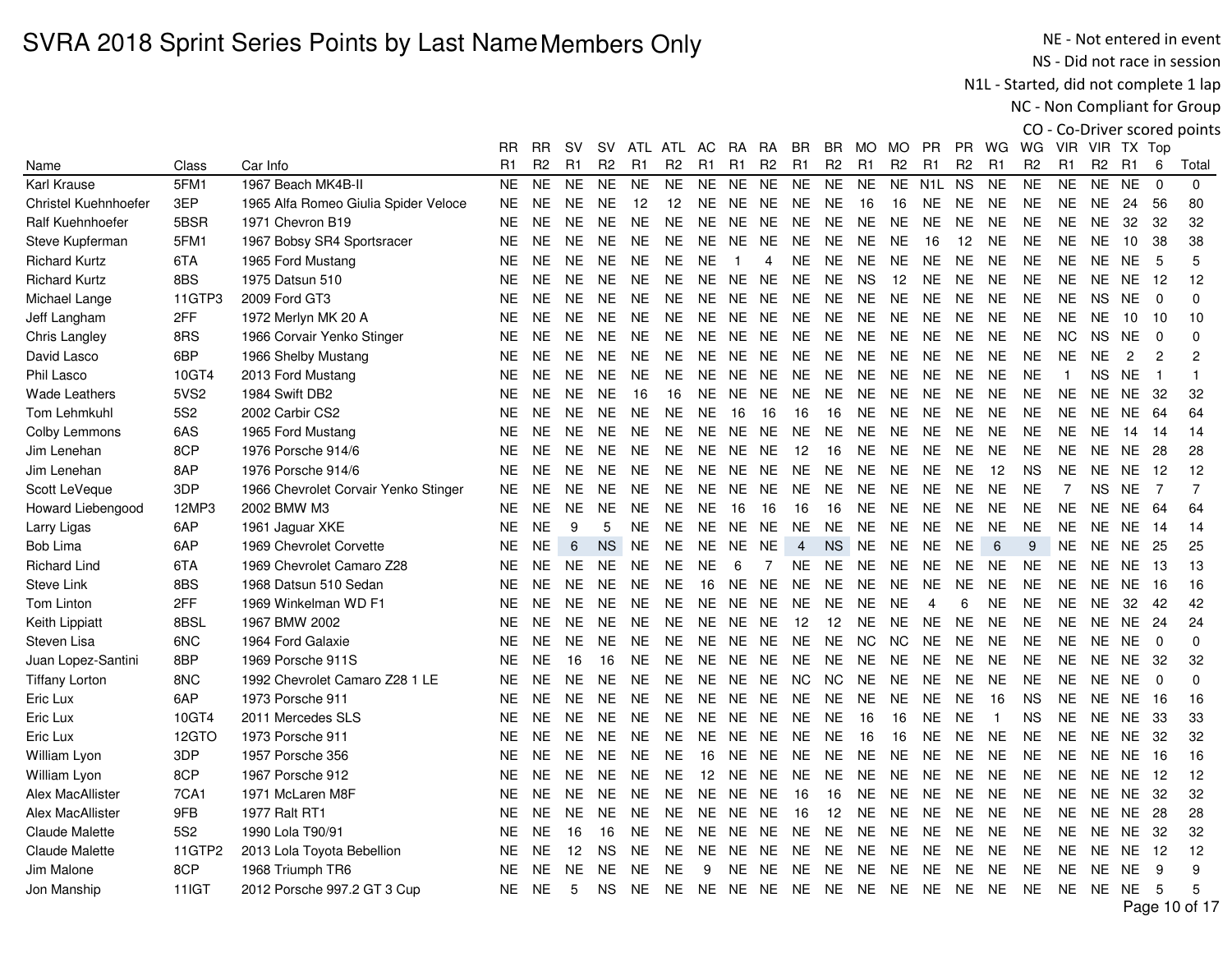# SVRA 2018 Sprint Series Points by Last Name Members Only

NE - Not entered in event
NS - Did not race in session
N1L - Started, did not complete 1 lap
NC - Non Compliant for Group
CO - Co-Driver scored points

| Name | Class | Car Info | RR R1 | RR R2 | SV R1 | SV R2 | ATL R1 | ATL R2 | AC R1 | RA R1 | RA R2 | BR R1 | BR R2 | MO R1 | MO R2 | PR R1 | PR R2 | WG R1 | WG R2 | VIR R1 | VIR R2 | TX R1 | Top 6 | Total |
|---|---|---|---|---|---|---|---|---|---|---|---|---|---|---|---|---|---|---|---|---|---|---|---|---|
| Karl Krause | 5FM1 | 1967 Beach MK4B-II | NE | NE | NE | NE | NE | NE | NE | NE | NE | NE | NE | NE | NE | N1L | NS | NE | NE | NE | NE | NE | 0 | 0 |
| Christel Kuehnhoefer | 3EP | 1965 Alfa Romeo Giulia Spider Veloce | NE | NE | NE | NE | 12 | 12 | NE | NE | NE | NE | NE | 16 | 16 | NE | NE | NE | NE | NE | NE | 24 | 56 | 80 |
| Ralf Kuehnhoefer | 5BSR | 1971 Chevron B19 | NE | NE | NE | NE | NE | NE | NE | NE | NE | NE | NE | NE | NE | NE | NE | NE | NE | NE | NE | 32 | 32 | 32 |
| Steve Kupferman | 5FM1 | 1967 Bobsy SR4 Sportsracer | NE | NE | NE | NE | NE | NE | NE | NE | NE | NE | NE | NE | NE | 16 | 12 | NE | NE | NE | NE | 10 | 38 | 38 |
| Richard Kurtz | 6TA | 1965 Ford Mustang | NE | NE | NE | NE | NE | NE | NE | 1 | 4 | NE | NE | NE | NE | NE | NE | NE | NE | NE | NE | NE | 5 | 5 |
| Richard Kurtz | 8BS | 1975 Datsun 510 | NE | NE | NE | NE | NE | NE | NE | NE | NE | NE | NE | NS | 12 | NE | NE | NE | NE | NE | NE | NE | 12 | 12 |
| Michael Lange | 11GTP3 | 2009 Ford GT3 | NE | NE | NE | NE | NE | NE | NE | NE | NE | NE | NE | NE | NE | NE | NE | NE | NE | NE | NS | NE | 0 | 0 |
| Jeff Langham | 2FF | 1972 Merlyn MK 20 A | NE | NE | NE | NE | NE | NE | NE | NE | NE | NE | NE | NE | NE | NE | NE | NE | NE | NE | NE | 10 | 10 | 10 |
| Chris Langley | 8RS | 1966 Corvair Yenko Stinger | NE | NE | NE | NE | NE | NE | NE | NE | NE | NE | NE | NE | NE | NE | NE | NE | NE | NC | NS | NE | 0 | 0 |
| David Lasco | 6BP | 1966 Shelby Mustang | NE | NE | NE | NE | NE | NE | NE | NE | NE | NE | NE | NE | NE | NE | NE | NE | NE | NE | NE | 2 | 2 | 2 |
| Phil Lasco | 10GT4 | 2013 Ford Mustang | NE | NE | NE | NE | NE | NE | NE | NE | NE | NE | NE | NE | NE | NE | NE | NE | NE | 1 | NS | NE | 1 | 1 |
| Wade Leathers | 5VS2 | 1984 Swift DB2 | NE | NE | NE | NE | 16 | 16 | NE | NE | NE | NE | NE | NE | NE | NE | NE | NE | NE | NE | NE | NE | 32 | 32 |
| Tom Lehmkuhl | 5S2 | 2002 Carbir CS2 | NE | NE | NE | NE | NE | NE | NE | 16 | 16 | 16 | 16 | NE | NE | NE | NE | NE | NE | NE | NE | NE | 64 | 64 |
| Colby Lemmons | 6AS | 1965 Ford Mustang | NE | NE | NE | NE | NE | NE | NE | NE | NE | NE | NE | NE | NE | NE | NE | NE | NE | NE | NE | 14 | 14 | 14 |
| Jim Lenehan | 8CP | 1976 Porsche 914/6 | NE | NE | NE | NE | NE | NE | NE | NE | NE | 12 | 16 | NE | NE | NE | NE | NE | NE | NE | NE | NE | 28 | 28 |
| Jim Lenehan | 8AP | 1976 Porsche 914/6 | NE | NE | NE | NE | NE | NE | NE | NE | NE | NE | NE | NE | NE | NE | NE | 12 | NS | NE | NE | NE | 12 | 12 |
| Scott LeVeque | 3DP | 1966 Chevrolet Corvair Yenko Stinger | NE | NE | NE | NE | NE | NE | NE | NE | NE | NE | NE | NE | NE | NE | NE | NE | NE | 7 | NS | NE | 7 | 7 |
| Howard Liebengood | 12MP3 | 2002 BMW M3 | NE | NE | NE | NE | NE | NE | NE | 16 | 16 | 16 | 16 | NE | NE | NE | NE | NE | NE | NE | NE | NE | 64 | 64 |
| Larry Ligas | 6AP | 1961 Jaguar XKE | NE | NE | 9 | 5 | NE | NE | NE | NE | NE | NE | NE | NE | NE | NE | NE | NE | NE | NE | NE | NE | 14 | 14 |
| Bob Lima | 6AP | 1969 Chevrolet Corvette | NE | NE | 6 | NS | NE | NE | NE | NE | NE | 4 | NS | NE | NE | NE | NE | 6 | 9 | NE | NE | NE | 25 | 25 |
| Richard Lind | 6TA | 1969 Chevrolet Camaro Z28 | NE | NE | NE | NE | NE | NE | NE | 6 | 7 | NE | NE | NE | NE | NE | NE | NE | NE | NE | NE | NE | 13 | 13 |
| Steve Link | 8BS | 1968 Datsun 510 Sedan | NE | NE | NE | NE | NE | NE | 16 | NE | NE | NE | NE | NE | NE | NE | NE | NE | NE | NE | NE | NE | 16 | 16 |
| Tom Linton | 2FF | 1969 Winkelman WD F1 | NE | NE | NE | NE | NE | NE | NE | NE | NE | NE | NE | NE | NE | 4 | 6 | NE | NE | NE | NE | 32 | 42 | 42 |
| Keith Lippiatt | 8BSL | 1967 BMW 2002 | NE | NE | NE | NE | NE | NE | NE | NE | NE | 12 | 12 | NE | NE | NE | NE | NE | NE | NE | NE | NE | 24 | 24 |
| Steven Lisa | 6NC | 1964 Ford Galaxie | NE | NE | NE | NE | NE | NE | NE | NE | NE | NE | NE | NC | NC | NE | NE | NE | NE | NE | NE | NE | 0 | 0 |
| Juan Lopez-Santini | 8BP | 1969 Porsche 911S | NE | NE | 16 | 16 | NE | NE | NE | NE | NE | NE | NE | NE | NE | NE | NE | NE | NE | NE | NE | NE | 32 | 32 |
| Tiffany Lorton | 8NC | 1992 Chevrolet Camaro Z28 1 LE | NE | NE | NE | NE | NE | NE | NE | NE | NE | NC | NC | NE | NE | NE | NE | NE | NE | NE | NE | NE | 0 | 0 |
| Eric Lux | 6AP | 1973 Porsche 911 | NE | NE | NE | NE | NE | NE | NE | NE | NE | NE | NE | NE | NE | NE | NE | 16 | NS | NE | NE | NE | 16 | 16 |
| Eric Lux | 10GT4 | 2011 Mercedes SLS | NE | NE | NE | NE | NE | NE | NE | NE | NE | NE | NE | 16 | 16 | NE | NE | 1 | NS | NE | NE | NE | 33 | 33 |
| Eric Lux | 12GTO | 1973 Porsche 911 | NE | NE | NE | NE | NE | NE | NE | NE | NE | NE | NE | 16 | 16 | NE | NE | NE | NE | NE | NE | NE | 32 | 32 |
| William Lyon | 3DP | 1957 Porsche 356 | NE | NE | NE | NE | NE | NE | 16 | NE | NE | NE | NE | NE | NE | NE | NE | NE | NE | NE | NE | NE | 16 | 16 |
| William Lyon | 8CP | 1967 Porsche 912 | NE | NE | NE | NE | NE | NE | 12 | NE | NE | NE | NE | NE | NE | NE | NE | NE | NE | NE | NE | NE | 12 | 12 |
| Alex MacAllister | 7CA1 | 1971 McLaren M8F | NE | NE | NE | NE | NE | NE | NE | NE | NE | 16 | 16 | NE | NE | NE | NE | NE | NE | NE | NE | NE | 32 | 32 |
| Alex MacAllister | 9FB | 1977 Ralt RT1 | NE | NE | NE | NE | NE | NE | NE | NE | NE | 16 | 12 | NE | NE | NE | NE | NE | NE | NE | NE | NE | 28 | 28 |
| Claude Malette | 5S2 | 1990 Lola T90/91 | NE | NE | 16 | 16 | NE | NE | NE | NE | NE | NE | NE | NE | NE | NE | NE | NE | NE | NE | NE | NE | 32 | 32 |
| Claude Malette | 11GTP2 | 2013 Lola Toyota Bebellion | NE | NE | 12 | NS | NE | NE | NE | NE | NE | NE | NE | NE | NE | NE | NE | NE | NE | NE | NE | NE | 12 | 12 |
| Jim Malone | 8CP | 1968 Triumph TR6 | NE | NE | NE | NE | NE | NE | 9 | NE | NE | NE | NE | NE | NE | NE | NE | NE | NE | NE | NE | NE | 9 | 9 |
| Jon Manship | 11IGT | 2012 Porsche 997.2 GT 3 Cup | NE | NE | 5 | NS | NE | NE | NE | NE | NE | NE | NE | NE | NE | NE | NE | NE | NE | NE | NE | NE | 5 | 5 |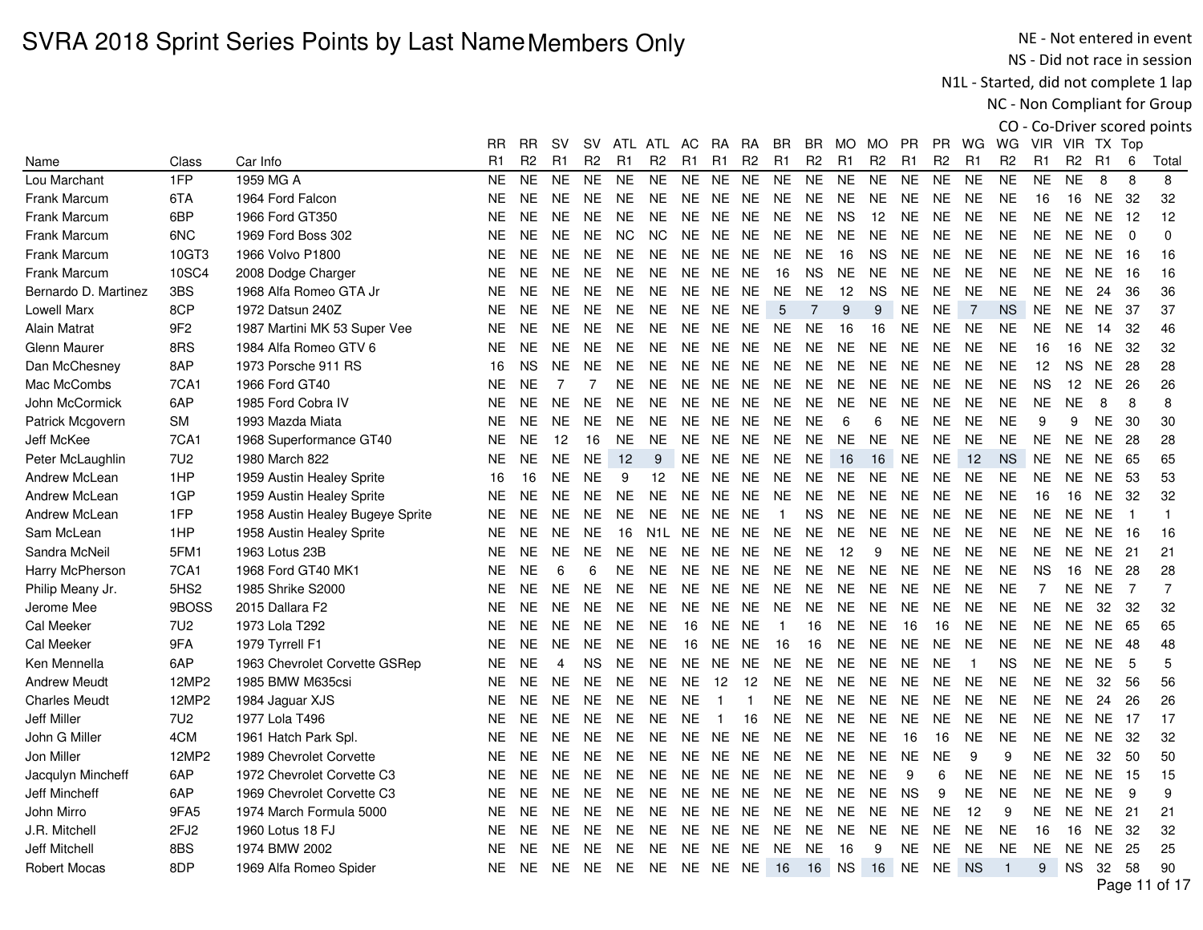# SVRA 2018 Sprint Series Points by Last Name Members Only

NE - Not entered in event
NS - Did not race in session
N1L - Started, did not complete 1 lap
NC - Non Compliant for Group
CO - Co-Driver scored points

| Name | Class | Car Info | RR R1 | RR R2 | SV R1 | SV R2 | ATL R1 | ATL R2 | AC R1 | RA R1 | RA R2 | BR R1 | BR R2 | MO R1 | MO R2 | PR R1 | PR R2 | WG R1 | WG R2 | VIR R1 | VIR R2 | TX R1 | Top 6 | Total |
|---|---|---|---|---|---|---|---|---|---|---|---|---|---|---|---|---|---|---|---|---|---|---|---|---|
| Lou Marchant | 1FP | 1959 MG A | NE | NE | NE | NE | NE | NE | NE | NE | NE | NE | NE | NE | NE | NE | NE | NE | NE | NE | NE | 8 | 8 | 8 |
| Frank Marcum | 6TA | 1964 Ford Falcon | NE | NE | NE | NE | NE | NE | NE | NE | NE | NE | NE | NE | NE | NE | NE | NE | NE | 16 | 16 | NE | 32 | 32 |
| Frank Marcum | 6BP | 1966 Ford GT350 | NE | NE | NE | NE | NE | NE | NE | NE | NE | NE | NE | NS | 12 | NE | NE | NE | NE | NE | NE | NE | 12 | 12 |
| Frank Marcum | 6NC | 1969 Ford Boss 302 | NE | NE | NE | NE | NC | NC | NE | NE | NE | NE | NE | NE | NE | NE | NE | NE | NE | NE | NE | NE | 0 | 0 |
| Frank Marcum | 10GT3 | 1966 Volvo P1800 | NE | NE | NE | NE | NE | NE | NE | NE | NE | NE | NE | 16 | NS | NE | NE | NE | NE | NE | NE | NE | 16 | 16 |
| Frank Marcum | 10SC4 | 2008 Dodge Charger | NE | NE | NE | NE | NE | NE | NE | NE | NE | 16 | NS | NE | NE | NE | NE | NE | NE | NE | NE | NE | 16 | 16 |
| Bernardo D. Martinez | 3BS | 1968 Alfa Romeo GTA Jr | NE | NE | NE | NE | NE | NE | NE | NE | NE | NE | NE | 12 | NS | NE | NE | NE | NE | NE | NE | 24 | 36 | 36 |
| Lowell Marx | 8CP | 1972 Datsun 240Z | NE | NE | NE | NE | NE | NE | NE | NE | NE | 5 | 7 | 9 | 9 | NE | NE | 7 | NS | NE | NE | NE | 37 | 37 |
| Alain Matrat | 9F2 | 1987 Martini MK 53 Super Vee | NE | NE | NE | NE | NE | NE | NE | NE | NE | NE | NE | 16 | 16 | NE | NE | NE | NE | NE | NE | 14 | 32 | 46 |
| Glenn Maurer | 8RS | 1984 Alfa Romeo GTV 6 | NE | NE | NE | NE | NE | NE | NE | NE | NE | NE | NE | NE | NE | NE | NE | NE | NE | 16 | 16 | NE | 32 | 32 |
| Dan McChesney | 8AP | 1973 Porsche 911 RS | 16 | NS | NE | NE | NE | NE | NE | NE | NE | NE | NE | NE | NE | NE | NE | NE | NE | 12 | NS | NE | 28 | 28 |
| Mac McCombs | 7CA1 | 1966 Ford GT40 | NE | NE | 7 | 7 | NE | NE | NE | NE | NE | NE | NE | NE | NE | NE | NE | NE | NE | NS | 12 | NE | 26 | 26 |
| John McCormick | 6AP | 1985 Ford Cobra IV | NE | NE | NE | NE | NE | NE | NE | NE | NE | NE | NE | NE | NE | NE | NE | NE | NE | NE | NE | 8 | 8 | 8 |
| Patrick Mcgovern | SM | 1993 Mazda Miata | NE | NE | NE | NE | NE | NE | NE | NE | NE | NE | NE | 6 | 6 | NE | NE | NE | NE | 9 | 9 | NE | 30 | 30 |
| Jeff McKee | 7CA1 | 1968 Superformance GT40 | NE | NE | 12 | 16 | NE | NE | NE | NE | NE | NE | NE | NE | NE | NE | NE | NE | NE | NE | NE | NE | 28 | 28 |
| Peter McLaughlin | 7U2 | 1980 March 822 | NE | NE | NE | NE | 12 | 9 | NE | NE | NE | NE | NE | 16 | 16 | NE | NE | 12 | NS | NE | NE | NE | 65 | 65 |
| Andrew McLean | 1HP | 1959 Austin Healey Sprite | 16 | 16 | NE | NE | 9 | 12 | NE | NE | NE | NE | NE | NE | NE | NE | NE | NE | NE | NE | NE | NE | 53 | 53 |
| Andrew McLean | 1GP | 1959 Austin Healey Sprite | NE | NE | NE | NE | NE | NE | NE | NE | NE | NE | NE | NE | NE | NE | NE | NE | NE | 16 | 16 | NE | 32 | 32 |
| Andrew McLean | 1FP | 1958 Austin Healey Bugeye Sprite | NE | NE | NE | NE | NE | NE | NE | NE | NE | 1 | NS | NE | NE | NE | NE | NE | NE | NE | NE | NE | 1 | 1 |
| Sam McLean | 1HP | 1958 Austin Healey Sprite | NE | NE | NE | NE | 16 | N1L | NE | NE | NE | NE | NE | NE | NE | NE | NE | NE | NE | NE | NE | NE | 16 | 16 |
| Sandra McNeil | 5FM1 | 1963 Lotus 23B | NE | NE | NE | NE | NE | NE | NE | NE | NE | NE | NE | 12 | 9 | NE | NE | NE | NE | NE | NE | NE | 21 | 21 |
| Harry McPherson | 7CA1 | 1968 Ford GT40 MK1 | NE | NE | 6 | 6 | NE | NE | NE | NE | NE | NE | NE | NE | NE | NE | NE | NE | NE | NS | 16 | NE | 28 | 28 |
| Philip Meany Jr. | 5HS2 | 1985 Shrike S2000 | NE | NE | NE | NE | NE | NE | NE | NE | NE | NE | NE | NE | NE | NE | NE | NE | NE | 7 | NE | NE | 7 | 7 |
| Jerome Mee | 9BOSS | 2015 Dallara F2 | NE | NE | NE | NE | NE | NE | NE | NE | NE | NE | NE | NE | NE | NE | NE | NE | NE | NE | NE | 32 | 32 | 32 |
| Cal Meeker | 7U2 | 1973 Lola T292 | NE | NE | NE | NE | NE | NE | 16 | NE | NE | 1 | 16 | NE | NE | 16 | 16 | NE | NE | NE | NE | NE | 65 | 65 |
| Cal Meeker | 9FA | 1979 Tyrrell F1 | NE | NE | NE | NE | NE | NE | 16 | NE | NE | 16 | 16 | NE | NE | NE | NE | NE | NE | NE | NE | NE | 48 | 48 |
| Ken Mennella | 6AP | 1963 Chevrolet Corvette GSRep | NE | NE | 4 | NS | NE | NE | NE | NE | NE | NE | NE | NE | NE | NE | NE | 1 | NS | NE | NE | NE | 5 | 5 |
| Andrew Meudt | 12MP2 | 1985 BMW M635csi | NE | NE | NE | NE | NE | NE | NE | 12 | 12 | NE | NE | NE | NE | NE | NE | NE | NE | NE | NE | 32 | 56 | 56 |
| Charles Meudt | 12MP2 | 1984 Jaguar XJS | NE | NE | NE | NE | NE | NE | NE | 1 | 1 | NE | NE | NE | NE | NE | NE | NE | NE | NE | NE | 24 | 26 | 26 |
| Jeff Miller | 7U2 | 1977 Lola T496 | NE | NE | NE | NE | NE | NE | NE | 1 | 16 | NE | NE | NE | NE | NE | NE | NE | NE | NE | NE | NE | 17 | 17 |
| John G Miller | 4CM | 1961 Hatch Park Spl. | NE | NE | NE | NE | NE | NE | NE | NE | NE | NE | NE | NE | NE | 16 | 16 | NE | NE | NE | NE | NE | 32 | 32 |
| Jon Miller | 12MP2 | 1989 Chevrolet Corvette | NE | NE | NE | NE | NE | NE | NE | NE | NE | NE | NE | NE | NE | NE | NE | 9 | 9 | NE | NE | 32 | 50 | 50 |
| Jacqulyn Mincheff | 6AP | 1972 Chevrolet Corvette C3 | NE | NE | NE | NE | NE | NE | NE | NE | NE | NE | NE | NE | NE | 9 | 6 | NE | NE | NE | NE | NE | 15 | 15 |
| Jeff Mincheff | 6AP | 1969 Chevrolet Corvette C3 | NE | NE | NE | NE | NE | NE | NE | NE | NE | NE | NE | NE | NE | NS | 9 | NE | NE | NE | NE | NE | 9 | 9 |
| John Mirro | 9FA5 | 1974 March Formula 5000 | NE | NE | NE | NE | NE | NE | NE | NE | NE | NE | NE | NE | NE | NE | NE | 12 | 9 | NE | NE | NE | 21 | 21 |
| J.R. Mitchell | 2FJ2 | 1960 Lotus 18 FJ | NE | NE | NE | NE | NE | NE | NE | NE | NE | NE | NE | NE | NE | NE | NE | NE | NE | 16 | 16 | NE | 32 | 32 |
| Jeff Mitchell | 8BS | 1974 BMW 2002 | NE | NE | NE | NE | NE | NE | NE | NE | NE | NE | NE | 16 | 9 | NE | NE | NE | NE | NE | NE | NE | 25 | 25 |
| Robert Mocas | 8DP | 1969 Alfa Romeo Spider | NE | NE | NE | NE | NE | NE | NE | NE | NE | 16 | 16 | NS | 16 | NE | NE | NS | 1 | 9 | NS | 32 | 58 | 90 |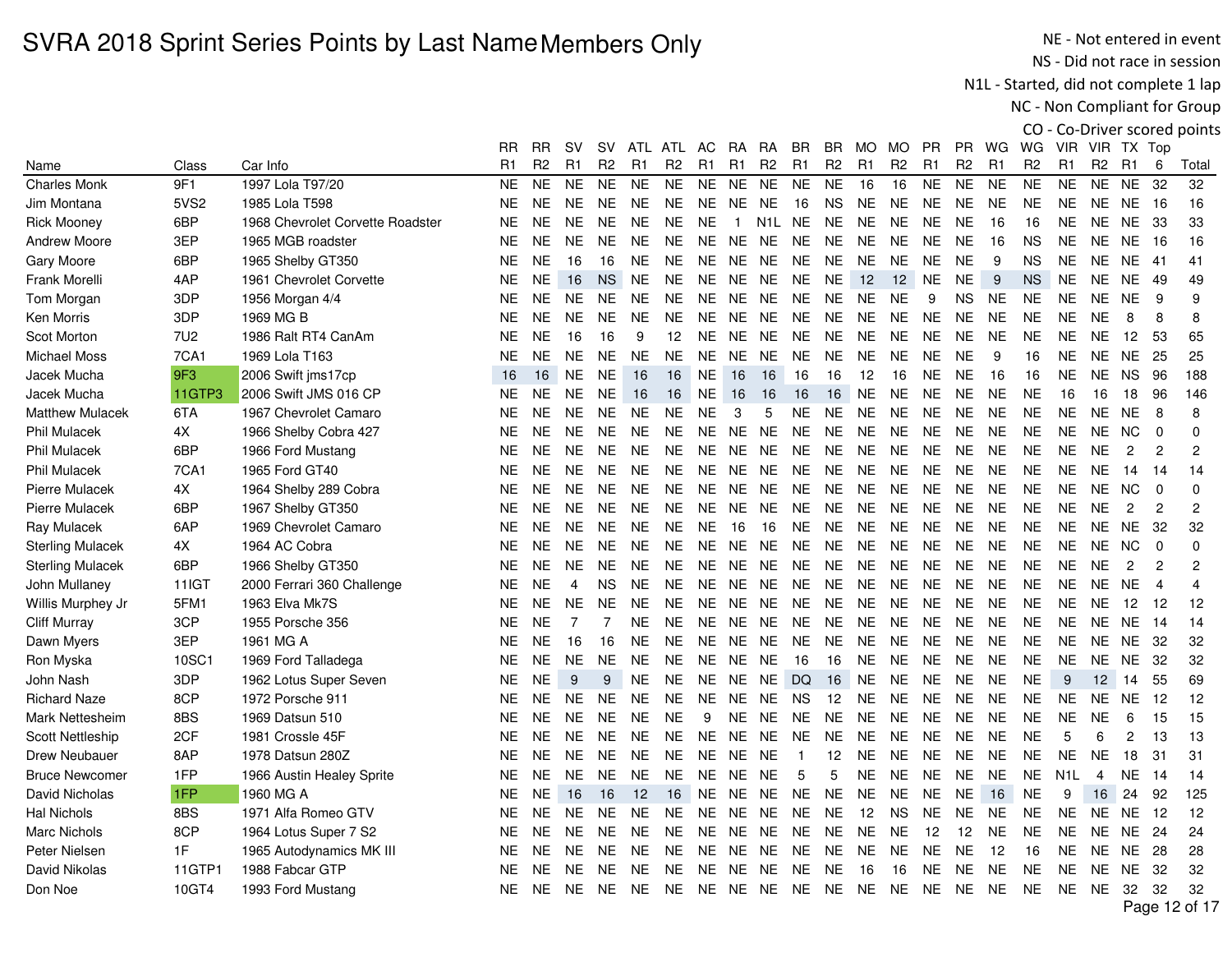# SVRA 2018 Sprint Series Points by Last Name Members Only

NE - Not entered in event
NS - Did not race in session
N1L - Started, did not complete 1 lap
NC - Non Compliant for Group
CO - Co-Driver scored points

| Name | Class | Car Info | RR R1 | RR R2 | SV R1 | SV R2 | ATL R1 | ATL R2 | AC R1 | RA R1 | RA R2 | BR R1 | BR R2 | MO R1 | MO R2 | PR R1 | PR R2 | WG R1 | WG R2 | VIR R1 | VIR R2 | TX R1 | Top 6 | Total |
|---|---|---|---|---|---|---|---|---|---|---|---|---|---|---|---|---|---|---|---|---|---|---|---|---|
| Charles Monk | 9F1 | 1997 Lola T97/20 | NE | NE | NE | NE | NE | NE | NE | NE | NE | NE | NE | 16 | 16 | NE | NE | NE | NE | NE | NE | NE | 32 | 32 |
| Jim Montana | 5VS2 | 1985 Lola T598 | NE | NE | NE | NE | NE | NE | NE | NE | NE | 16 | NS | NE | NE | NE | NE | NE | NE | NE | NE | NE | 16 | 16 |
| Rick Mooney | 6BP | 1968 Chevrolet Corvette Roadster | NE | NE | NE | NE | NE | NE | NE | 1 | N1L | NE | NE | NE | NE | NE | NE | 16 | 16 | NE | NE | NE | 33 | 33 |
| Andrew Moore | 3EP | 1965 MGB roadster | NE | NE | NE | NE | NE | NE | NE | NE | NE | NE | NE | NE | NE | NE | NE | 16 | NS | NE | NE | NE | 16 | 16 |
| Gary Moore | 6BP | 1965 Shelby GT350 | NE | NE | 16 | 16 | NE | NE | NE | NE | NE | NE | NE | NE | NE | NE | NE | 9 | NS | NE | NE | NE | 41 | 41 |
| Frank Morelli | 4AP | 1961 Chevrolet Corvette | NE | NE | 16 | NS | NE | NE | NE | NE | NE | NE | NE | 12 | 12 | NE | NE | 9 | NS | NE | NE | NE | 49 | 49 |
| Tom Morgan | 3DP | 1956 Morgan 4/4 | NE | NE | NE | NE | NE | NE | NE | NE | NE | NE | NE | NE | NE | 9 | NS | NE | NE | NE | NE | NE | 9 | 9 |
| Ken Morris | 3DP | 1969 MG B | NE | NE | NE | NE | NE | NE | NE | NE | NE | NE | NE | NE | NE | NE | NE | NE | NE | NE | NE | 8 | 8 | 8 |
| Scot Morton | 7U2 | 1986 Ralt RT4 CanAm | NE | NE | 16 | 16 | 9 | 12 | NE | NE | NE | NE | NE | NE | NE | NE | NE | NE | NE | NE | NE | 12 | 53 | 65 |
| Michael Moss | 7CA1 | 1969 Lola T163 | NE | NE | NE | NE | NE | NE | NE | NE | NE | NE | NE | NE | NE | NE | NE | 9 | 16 | NE | NE | NE | 25 | 25 |
| Jacek Mucha | 9F3 | 2006 Swift jms17cp | 16 | 16 | NE | NE | 16 | 16 | NE | 16 | 16 | 16 | 16 | 12 | 16 | NE | NE | 16 | 16 | NE | NE | NS | 96 | 188 |
| Jacek Mucha | 11GTP3 | 2006 Swift JMS 016 CP | NE | NE | NE | NE | 16 | 16 | NE | 16 | 16 | 16 | 16 | NE | NE | NE | NE | NE | NE | 16 | 16 | 18 | 96 | 146 |
| Matthew Mulacek | 6TA | 1967 Chevrolet Camaro | NE | NE | NE | NE | NE | NE | NE | 3 | 5 | NE | NE | NE | NE | NE | NE | NE | NE | NE | NE | NE | 8 | 8 |
| Phil Mulacek | 4X | 1966 Shelby Cobra 427 | NE | NE | NE | NE | NE | NE | NE | NE | NE | NE | NE | NE | NE | NE | NE | NE | NE | NE | NE | NC | 0 | 0 |
| Phil Mulacek | 6BP | 1966 Ford Mustang | NE | NE | NE | NE | NE | NE | NE | NE | NE | NE | NE | NE | NE | NE | NE | NE | NE | NE | NE | 2 | 2 | 2 |
| Phil Mulacek | 7CA1 | 1965 Ford GT40 | NE | NE | NE | NE | NE | NE | NE | NE | NE | NE | NE | NE | NE | NE | NE | NE | NE | NE | NE | 14 | 14 | 14 |
| Pierre Mulacek | 4X | 1964 Shelby 289 Cobra | NE | NE | NE | NE | NE | NE | NE | NE | NE | NE | NE | NE | NE | NE | NE | NE | NE | NE | NE | NC | 0 | 0 |
| Pierre Mulacek | 6BP | 1967 Shelby GT350 | NE | NE | NE | NE | NE | NE | NE | NE | NE | NE | NE | NE | NE | NE | NE | NE | NE | NE | NE | 2 | 2 | 2 |
| Ray Mulacek | 6AP | 1969 Chevrolet Camaro | NE | NE | NE | NE | NE | NE | NE | 16 | 16 | NE | NE | NE | NE | NE | NE | NE | NE | NE | NE | NE | 32 | 32 |
| Sterling Mulacek | 4X | 1964 AC Cobra | NE | NE | NE | NE | NE | NE | NE | NE | NE | NE | NE | NE | NE | NE | NE | NE | NE | NE | NE | NC | 0 | 0 |
| Sterling Mulacek | 6BP | 1966 Shelby GT350 | NE | NE | NE | NE | NE | NE | NE | NE | NE | NE | NE | NE | NE | NE | NE | NE | NE | NE | NE | 2 | 2 | 2 |
| John Mullaney | 11IGT | 2000 Ferrari 360 Challenge | NE | NE | 4 | NS | NE | NE | NE | NE | NE | NE | NE | NE | NE | NE | NE | NE | NE | NE | NE | NE | 4 | 4 |
| Willis Murphey Jr | 5FM1 | 1963 Elva Mk7S | NE | NE | NE | NE | NE | NE | NE | NE | NE | NE | NE | NE | NE | NE | NE | NE | NE | NE | NE | 12 | 12 | 12 |
| Cliff Murray | 3CP | 1955 Porsche 356 | NE | NE | 7 | 7 | NE | NE | NE | NE | NE | NE | NE | NE | NE | NE | NE | NE | NE | NE | NE | NE | 14 | 14 |
| Dawn Myers | 3EP | 1961 MG A | NE | NE | 16 | 16 | NE | NE | NE | NE | NE | NE | NE | NE | NE | NE | NE | NE | NE | NE | NE | NE | 32 | 32 |
| Ron Myska | 10SC1 | 1969 Ford Talladega | NE | NE | NE | NE | NE | NE | NE | NE | NE | 16 | 16 | NE | NE | NE | NE | NE | NE | NE | NE | NE | 32 | 32 |
| John Nash | 3DP | 1962 Lotus Super Seven | NE | NE | 9 | 9 | NE | NE | NE | NE | NE | DQ | 16 | NE | NE | NE | NE | NE | NE | 9 | 12 | 14 | 55 | 69 |
| Richard Naze | 8CP | 1972 Porsche 911 | NE | NE | NE | NE | NE | NE | NE | NE | NE | NS | 12 | NE | NE | NE | NE | NE | NE | NE | NE | NE | 12 | 12 |
| Mark Nettesheim | 8BS | 1969 Datsun 510 | NE | NE | NE | NE | NE | NE | 9 | NE | NE | NE | NE | NE | NE | NE | NE | NE | NE | NE | NE | 6 | 15 | 15 |
| Scott Nettleship | 2CF | 1981 Crossle 45F | NE | NE | NE | NE | NE | NE | NE | NE | NE | NE | NE | NE | NE | NE | NE | NE | NE | 5 | 6 | 2 | 13 | 13 |
| Drew Neubauer | 8AP | 1978 Datsun 280Z | NE | NE | NE | NE | NE | NE | NE | NE | NE | 1 | 12 | NE | NE | NE | NE | NE | NE | NE | NE | 18 | 31 | 31 |
| Bruce Newcomer | 1FP | 1966 Austin Healey Sprite | NE | NE | NE | NE | NE | NE | NE | NE | NE | 5 | 5 | NE | NE | NE | NE | NE | NE | N1L | 4 | NE | 14 | 14 |
| David Nicholas | 1FP | 1960 MG A | NE | NE | 16 | 16 | 12 | 16 | NE | NE | NE | NE | NE | NE | NE | NE | NE | 16 | NE | 9 | 16 | 24 | 92 | 125 |
| Hal Nichols | 8BS | 1971 Alfa Romeo GTV | NE | NE | NE | NE | NE | NE | NE | NE | NE | NE | NE | 12 | NS | NE | NE | NE | NE | NE | NE | NE | 12 | 12 |
| Marc Nichols | 8CP | 1964 Lotus Super 7 S2 | NE | NE | NE | NE | NE | NE | NE | NE | NE | NE | NE | NE | NE | 12 | 12 | NE | NE | NE | NE | NE | 24 | 24 |
| Peter Nielsen | 1F | 1965 Autodynamics MK III | NE | NE | NE | NE | NE | NE | NE | NE | NE | NE | NE | NE | NE | NE | NE | 12 | 16 | NE | NE | NE | 28 | 28 |
| David Nikolas | 11GTP1 | 1988 Fabcar GTP | NE | NE | NE | NE | NE | NE | NE | NE | NE | NE | NE | 16 | 16 | NE | NE | NE | NE | NE | NE | NE | 32 | 32 |
| Don Noe | 10GT4 | 1993 Ford Mustang | NE | NE | NE | NE | NE | NE | NE | NE | NE | NE | NE | NE | NE | NE | NE | NE | NE | NE | NE | 32 | 32 | 32 |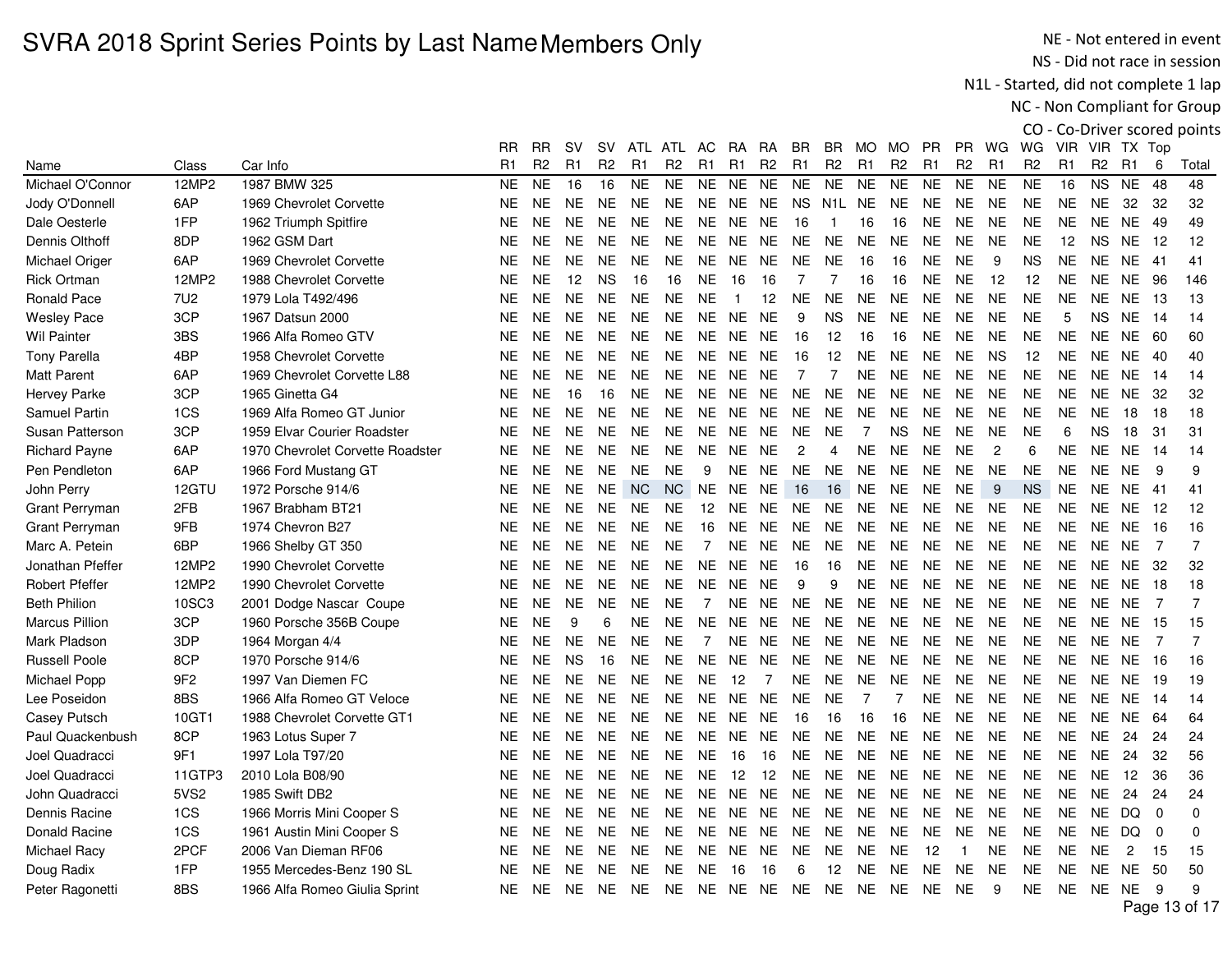# SVRA 2018 Sprint Series Points by Last Name Members Only

NE - Not entered in event
NS - Did not race in session
N1L - Started, did not complete 1 lap
NC - Non Compliant for Group
CO - Co-Driver scored points

| Name | Class | Car Info | RR R1 | RR R2 | SV R1 | SV R2 | ATL R1 | ATL R2 | AC R1 | RA R1 | RA R2 | BR R1 | BR R2 | MO R1 | MO R2 | PR R1 | PR R2 | WG R1 | WG R2 | VIR R1 | VIR R2 | TX R1 | Top 6 | Total |
|---|---|---|---|---|---|---|---|---|---|---|---|---|---|---|---|---|---|---|---|---|---|---|---|---|
| Michael O'Connor | 12MP2 | 1987 BMW 325 | NE | NE | 16 | 16 | NE | NE | NE | NE | NE | NE | NE | NE | NE | NE | NE | NE | NE | 16 | NS | NE | 48 | 48 |
| Jody O'Donnell | 6AP | 1969 Chevrolet Corvette | NE | NE | NE | NE | NE | NE | NE | NE | NE | NS | N1L | NE | NE | NE | NE | NE | NE | NE | NE | 32 | 32 | 32 |
| Dale Oesterle | 1FP | 1962 Triumph Spitfire | NE | NE | NE | NE | NE | NE | NE | NE | NE | 16 | 1 | 16 | 16 | NE | NE | NE | NE | NE | NE | NE | 49 | 49 |
| Dennis Olthoff | 8DP | 1962 GSM Dart | NE | NE | NE | NE | NE | NE | NE | NE | NE | NE | NE | NE | NE | NE | NE | NE | NE | 12 | NS | NE | 12 | 12 |
| Michael Origer | 6AP | 1969 Chevrolet Corvette | NE | NE | NE | NE | NE | NE | NE | NE | NE | NE | NE | 16 | 16 | NE | NE | 9 | NS | NE | NE | NE | 41 | 41 |
| Rick Ortman | 12MP2 | 1988 Chevrolet Corvette | NE | NE | 12 | NS | 16 | 16 | NE | 16 | 16 | 7 | 7 | 16 | 16 | NE | NE | 12 | 12 | NE | NE | NE | 96 | 146 |
| Ronald Pace | 7U2 | 1979 Lola T492/496 | NE | NE | NE | NE | NE | NE | NE | 1 | 12 | NE | NE | NE | NE | NE | NE | NE | NE | NE | NE | NE | 13 | 13 |
| Wesley Pace | 3CP | 1967 Datsun 2000 | NE | NE | NE | NE | NE | NE | NE | NE | NE | 9 | NS | NE | NE | NE | NE | NE | NE | 5 | NS | NE | 14 | 14 |
| Wil Painter | 3BS | 1966 Alfa Romeo GTV | NE | NE | NE | NE | NE | NE | NE | NE | NE | 16 | 12 | 16 | 16 | NE | NE | NE | NE | NE | NE | NE | 60 | 60 |
| Tony Parella | 4BP | 1958 Chevrolet Corvette | NE | NE | NE | NE | NE | NE | NE | NE | NE | 16 | 12 | NE | NE | NE | NE | NS | 12 | NE | NE | NE | 40 | 40 |
| Matt Parent | 6AP | 1969 Chevrolet Corvette L88 | NE | NE | NE | NE | NE | NE | NE | NE | NE | 7 | 7 | NE | NE | NE | NE | NE | NE | NE | NE | NE | 14 | 14 |
| Hervey Parke | 3CP | 1965 Ginetta G4 | NE | NE | 16 | 16 | NE | NE | NE | NE | NE | NE | NE | NE | NE | NE | NE | NE | NE | NE | NE | NE | 32 | 32 |
| Samuel Partin | 1CS | 1969 Alfa Romeo GT Junior | NE | NE | NE | NE | NE | NE | NE | NE | NE | NE | NE | NE | NE | NE | NE | NE | NE | NE | NE | 18 | 18 | 18 |
| Susan Patterson | 3CP | 1959 Elvar Courier Roadster | NE | NE | NE | NE | NE | NE | NE | NE | NE | NE | NE | 7 | NS | NE | NE | NE | NE | 6 | NS | 18 | 31 | 31 |
| Richard Payne | 6AP | 1970 Chevrolet Corvette Roadster | NE | NE | NE | NE | NE | NE | NE | NE | NE | 2 | 4 | NE | NE | NE | NE | 2 | 6 | NE | NE | NE | 14 | 14 |
| Pen Pendleton | 6AP | 1966 Ford Mustang GT | NE | NE | NE | NE | NE | NE | 9 | NE | NE | NE | NE | NE | NE | NE | NE | NE | NE | NE | NE | NE | 9 | 9 |
| John Perry | 12GTU | 1972 Porsche 914/6 | NE | NE | NE | NE | NC | NC | NE | NE | NE | 16 | 16 | NE | NE | NE | NE | 9 | NS | NE | NE | NE | 41 | 41 |
| Grant Perryman | 2FB | 1967 Brabham BT21 | NE | NE | NE | NE | NE | NE | 12 | NE | NE | NE | NE | NE | NE | NE | NE | NE | NE | NE | NE | NE | 12 | 12 |
| Grant Perryman | 9FB | 1974 Chevron B27 | NE | NE | NE | NE | NE | NE | 16 | NE | NE | NE | NE | NE | NE | NE | NE | NE | NE | NE | NE | NE | 16 | 16 |
| Marc A. Petein | 6BP | 1966 Shelby GT 350 | NE | NE | NE | NE | NE | NE | 7 | NE | NE | NE | NE | NE | NE | NE | NE | NE | NE | NE | NE | NE | 7 | 7 |
| Jonathan Pfeffer | 12MP2 | 1990 Chevrolet Corvette | NE | NE | NE | NE | NE | NE | NE | NE | NE | 16 | 16 | NE | NE | NE | NE | NE | NE | NE | NE | NE | 32 | 32 |
| Robert Pfeffer | 12MP2 | 1990 Chevrolet Corvette | NE | NE | NE | NE | NE | NE | NE | NE | NE | 9 | 9 | NE | NE | NE | NE | NE | NE | NE | NE | NE | 18 | 18 |
| Beth Philion | 10SC3 | 2001 Dodge Nascar Coupe | NE | NE | NE | NE | NE | NE | 7 | NE | NE | NE | NE | NE | NE | NE | NE | NE | NE | NE | NE | NE | 7 | 7 |
| Marcus Pillion | 3CP | 1960 Porsche 356B Coupe | NE | NE | 9 | 6 | NE | NE | NE | NE | NE | NE | NE | NE | NE | NE | NE | NE | NE | NE | NE | NE | 15 | 15 |
| Mark Pladson | 3DP | 1964 Morgan 4/4 | NE | NE | NE | NE | NE | NE | 7 | NE | NE | NE | NE | NE | NE | NE | NE | NE | NE | NE | NE | NE | 7 | 7 |
| Russell Poole | 8CP | 1970 Porsche 914/6 | NE | NE | NS | 16 | NE | NE | NE | NE | NE | NE | NE | NE | NE | NE | NE | NE | NE | NE | NE | NE | 16 | 16 |
| Michael Popp | 9F2 | 1997 Van Diemen FC | NE | NE | NE | NE | NE | NE | NE | 12 | 7 | NE | NE | NE | NE | NE | NE | NE | NE | NE | NE | NE | 19 | 19 |
| Lee Poseidon | 8BS | 1966 Alfa Romeo GT Veloce | NE | NE | NE | NE | NE | NE | NE | NE | NE | NE | NE | 7 | 7 | NE | NE | NE | NE | NE | NE | NE | 14 | 14 |
| Casey Putsch | 10GT1 | 1988 Chevrolet Corvette GT1 | NE | NE | NE | NE | NE | NE | NE | NE | NE | 16 | 16 | 16 | 16 | NE | NE | NE | NE | NE | NE | NE | 64 | 64 |
| Paul Quackenbush | 8CP | 1963 Lotus Super 7 | NE | NE | NE | NE | NE | NE | NE | NE | NE | NE | NE | NE | NE | NE | NE | NE | NE | NE | NE | 24 | 24 | 24 |
| Joel Quadracci | 9F1 | 1997 Lola T97/20 | NE | NE | NE | NE | NE | NE | NE | 16 | 16 | NE | NE | NE | NE | NE | NE | NE | NE | NE | NE | 24 | 32 | 56 |
| Joel Quadracci | 11GTP3 | 2010 Lola B08/90 | NE | NE | NE | NE | NE | NE | NE | 12 | 12 | NE | NE | NE | NE | NE | NE | NE | NE | NE | NE | 12 | 36 | 36 |
| John Quadracci | 5VS2 | 1985 Swift DB2 | NE | NE | NE | NE | NE | NE | NE | NE | NE | NE | NE | NE | NE | NE | NE | NE | NE | NE | NE | 24 | 24 | 24 |
| Dennis Racine | 1CS | 1966 Morris Mini Cooper S | NE | NE | NE | NE | NE | NE | NE | NE | NE | NE | NE | NE | NE | NE | NE | NE | NE | NE | NE | DQ | 0 | 0 |
| Donald Racine | 1CS | 1961 Austin Mini Cooper S | NE | NE | NE | NE | NE | NE | NE | NE | NE | NE | NE | NE | NE | NE | NE | NE | NE | NE | NE | DQ | 0 | 0 |
| Michael Racy | 2PCF | 2006 Van Dieman RF06 | NE | NE | NE | NE | NE | NE | NE | NE | NE | NE | NE | NE | NE | 12 | 1 | NE | NE | NE | NE | 2 | 15 | 15 |
| Doug Radix | 1FP | 1955 Mercedes-Benz 190 SL | NE | NE | NE | NE | NE | NE | NE | 16 | 16 | 6 | 12 | NE | NE | NE | NE | NE | NE | NE | NE | NE | 50 | 50 |
| Peter Ragonetti | 8BS | 1966 Alfa Romeo Giulia Sprint | NE | NE | NE | NE | NE | NE | NE | NE | NE | NE | NE | NE | NE | NE | NE | 9 | NE | NE | NE | NE | 9 | 9 |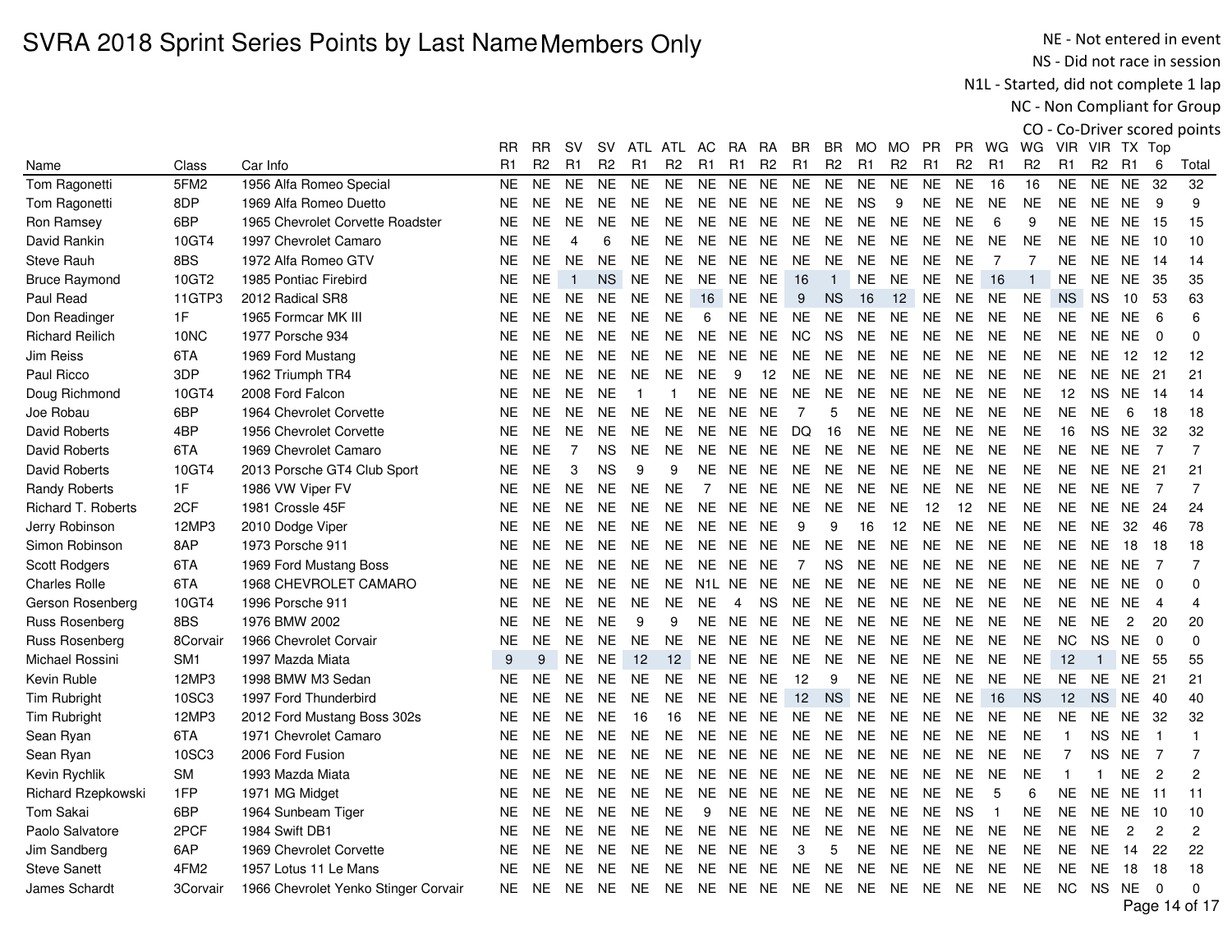# SVRA 2018 Sprint Series Points by Last Name Members Only

NE - Not entered in event
NS - Did not race in session
N1L - Started, did not complete 1 lap
NC - Non Compliant for Group
CO - Co-Driver scored points

| Name | Class | Car Info | RR R1 | RR R2 | SV R1 | SV R2 | ATL R1 | ATL R2 | AC R1 | RA R1 | RA R2 | BR R1 | BR R2 | MO R1 | MO R2 | PR R1 | PR R2 | WG R1 | WG R2 | VIR R1 | VIR R2 | TX R1 | Top 6 | Total |
|---|---|---|---|---|---|---|---|---|---|---|---|---|---|---|---|---|---|---|---|---|---|---|---|---|
| Tom Ragonetti | 5FM2 | 1956 Alfa Romeo Special | NE | NE | NE | NE | NE | NE | NE | NE | NE | NE | NE | NE | NE | NE | NE | 16 | 16 | NE | NE | NE | 32 | 32 |
| Tom Ragonetti | 8DP | 1969 Alfa Romeo Duetto | NE | NE | NE | NE | NE | NE | NE | NE | NE | NE | NE | NS | 9 | NE | NE | NE | NE | NE | NE | NE | 9 | 9 |
| Ron Ramsey | 6BP | 1965 Chevrolet Corvette Roadster | NE | NE | NE | NE | NE | NE | NE | NE | NE | NE | NE | NE | NE | NE | NE | 6 | 9 | NE | NE | NE | 15 | 15 |
| David Rankin | 10GT4 | 1997 Chevrolet Camaro | NE | NE | 4 | 6 | NE | NE | NE | NE | NE | NE | NE | NE | NE | NE | NE | NE | NE | NE | NE | NE | 10 | 10 |
| Steve Rauh | 8BS | 1972 Alfa Romeo GTV | NE | NE | NE | NE | NE | NE | NE | NE | NE | NE | NE | NE | NE | NE | NE | 7 | 7 | NE | NE | NE | 14 | 14 |
| Bruce Raymond | 10GT2 | 1985 Pontiac Firebird | NE | NE | 1 | NS | NE | NE | NE | NE | NE | 16 | 1 | NE | NE | NE | NE | 16 | 1 | NE | NE | NE | 35 | 35 |
| Paul Read | 11GTP3 | 2012 Radical SR8 | NE | NE | NE | NE | NE | NE | 16 | NE | NE | 9 | NS | 16 | 12 | NE | NE | NE | NE | NS | NS | 10 | 53 | 63 |
| Don Readinger | 1F | 1965 Formcar MK III | NE | NE | NE | NE | NE | NE | 6 | NE | NE | NE | NE | NE | NE | NE | NE | NE | NE | NE | NE | NE | 6 | 6 |
| Richard Reilich | 10NC | 1977 Porsche 934 | NE | NE | NE | NE | NE | NE | NE | NE | NE | NC | NS | NE | NE | NE | NE | NE | NE | NE | NE | NE | 0 | 0 |
| Jim Reiss | 6TA | 1969 Ford Mustang | NE | NE | NE | NE | NE | NE | NE | NE | NE | NE | NE | NE | NE | NE | NE | NE | NE | NE | NE | 12 | 12 | 12 |
| Paul Ricco | 3DP | 1962 Triumph TR4 | NE | NE | NE | NE | NE | NE | NE | 9 | 12 | NE | NE | NE | NE | NE | NE | NE | NE | NE | NE | NE | 21 | 21 |
| Doug Richmond | 10GT4 | 2008 Ford Falcon | NE | NE | NE | NE | 1 | 1 | NE | NE | NE | NE | NE | NE | NE | NE | NE | NE | NE | 12 | NS | NE | 14 | 14 |
| Joe Robau | 6BP | 1964 Chevrolet Corvette | NE | NE | NE | NE | NE | NE | NE | NE | NE | 7 | 5 | NE | NE | NE | NE | NE | NE | NE | NE | 6 | 18 | 18 |
| David Roberts | 4BP | 1956 Chevrolet Corvette | NE | NE | NE | NE | NE | NE | NE | NE | NE | DQ | 16 | NE | NE | NE | NE | NE | NE | 16 | NS | NE | 32 | 32 |
| David Roberts | 6TA | 1969 Chevrolet Camaro | NE | NE | 7 | NS | NE | NE | NE | NE | NE | NE | NE | NE | NE | NE | NE | NE | NE | NE | NE | NE | 7 | 7 |
| David Roberts | 10GT4 | 2013 Porsche GT4 Club Sport | NE | NE | 3 | NS | 9 | 9 | NE | NE | NE | NE | NE | NE | NE | NE | NE | NE | NE | NE | NE | NE | 21 | 21 |
| Randy Roberts | 1F | 1986 VW Viper FV | NE | NE | NE | NE | NE | NE | 7 | NE | NE | NE | NE | NE | NE | NE | NE | NE | NE | NE | NE | NE | 7 | 7 |
| Richard T. Roberts | 2CF | 1981 Crossle 45F | NE | NE | NE | NE | NE | NE | NE | NE | NE | NE | NE | NE | NE | 12 | 12 | NE | NE | NE | NE | NE | 24 | 24 |
| Jerry Robinson | 12MP3 | 2010 Dodge Viper | NE | NE | NE | NE | NE | NE | NE | NE | NE | 9 | 9 | 16 | 12 | NE | NE | NE | NE | NE | NE | 32 | 46 | 78 |
| Simon Robinson | 8AP | 1973 Porsche 911 | NE | NE | NE | NE | NE | NE | NE | NE | NE | NE | NE | NE | NE | NE | NE | NE | NE | NE | NE | 18 | 18 | 18 |
| Scott Rodgers | 6TA | 1969 Ford Mustang Boss | NE | NE | NE | NE | NE | NE | NE | NE | NE | 7 | NS | NE | NE | NE | NE | NE | NE | NE | NE | NE | 7 | 7 |
| Charles Rolle | 6TA | 1968 CHEVROLET CAMARO | NE | NE | NE | NE | NE | NE | N1L | NE | NE | NE | NE | NE | NE | NE | NE | NE | NE | NE | NE | NE | 0 | 0 |
| Gerson Rosenberg | 10GT4 | 1996 Porsche 911 | NE | NE | NE | NE | NE | NE | NE | 4 | NS | NE | NE | NE | NE | NE | NE | NE | NE | NE | NE | NE | 4 | 4 |
| Russ Rosenberg | 8BS | 1976 BMW 2002 | NE | NE | NE | NE | 9 | 9 | NE | NE | NE | NE | NE | NE | NE | NE | NE | NE | NE | NE | NE | 2 | 20 | 20 |
| Russ Rosenberg | 8Corvair | 1966 Chevrolet Corvair | NE | NE | NE | NE | NE | NE | NE | NE | NE | NE | NE | NE | NE | NE | NE | NE | NE | NC | NS | NE | 0 | 0 |
| Michael Rossini | SM1 | 1997 Mazda Miata | 9 | 9 | NE | NE | 12 | 12 | NE | NE | NE | NE | NE | NE | NE | NE | NE | NE | NE | 12 | 1 | NE | 55 | 55 |
| Kevin Ruble | 12MP3 | 1998 BMW M3 Sedan | NE | NE | NE | NE | NE | NE | NE | NE | NE | 12 | 9 | NE | NE | NE | NE | NE | NE | NE | NE | NE | 21 | 21 |
| Tim Rubright | 10SC3 | 1997 Ford Thunderbird | NE | NE | NE | NE | NE | NE | NE | NE | NE | 12 | NS | NE | NE | NE | NE | 16 | NS | 12 | NS | NE | 40 | 40 |
| Tim Rubright | 12MP3 | 2012 Ford Mustang Boss 302s | NE | NE | NE | NE | 16 | 16 | NE | NE | NE | NE | NE | NE | NE | NE | NE | NE | NE | NE | NE | NE | 32 | 32 |
| Sean Ryan | 6TA | 1971 Chevrolet Camaro | NE | NE | NE | NE | NE | NE | NE | NE | NE | NE | NE | NE | NE | NE | NE | NE | NE | 1 | NS | NE | 1 | 1 |
| Sean Ryan | 10SC3 | 2006 Ford Fusion | NE | NE | NE | NE | NE | NE | NE | NE | NE | NE | NE | NE | NE | NE | NE | NE | NE | 7 | NS | NE | 7 | 7 |
| Kevin Rychlik | SM | 1993 Mazda Miata | NE | NE | NE | NE | NE | NE | NE | NE | NE | NE | NE | NE | NE | NE | NE | NE | NE | 1 | 1 | NE | 2 | 2 |
| Richard Rzepkowski | 1FP | 1971 MG Midget | NE | NE | NE | NE | NE | NE | NE | NE | NE | NE | NE | NE | NE | NE | NE | 5 | 6 | NE | NE | NE | 11 | 11 |
| Tom Sakai | 6BP | 1964 Sunbeam Tiger | NE | NE | NE | NE | NE | NE | 9 | NE | NE | NE | NE | NE | NE | NE | NS | 1 | NE | NE | NE | NE | 10 | 10 |
| Paolo Salvatore | 2PCF | 1984 Swift DB1 | NE | NE | NE | NE | NE | NE | NE | NE | NE | NE | NE | NE | NE | NE | NE | NE | NE | NE | NE | 2 | 2 | 2 |
| Jim Sandberg | 6AP | 1969 Chevrolet Corvette | NE | NE | NE | NE | NE | NE | NE | NE | NE | 3 | 5 | NE | NE | NE | NE | NE | NE | NE | NE | 14 | 22 | 22 |
| Steve Sanett | 4FM2 | 1957 Lotus 11 Le Mans | NE | NE | NE | NE | NE | NE | NE | NE | NE | NE | NE | NE | NE | NE | NE | NE | NE | NE | NE | 18 | 18 | 18 |
| James Schardt | 3Corvair | 1966 Chevrolet Yenko Stinger Corvair | NE | NE | NE | NE | NE | NE | NE | NE | NE | NE | NE | NE | NE | NE | NE | NE | NE | NC | NS | NE | 0 | 0 |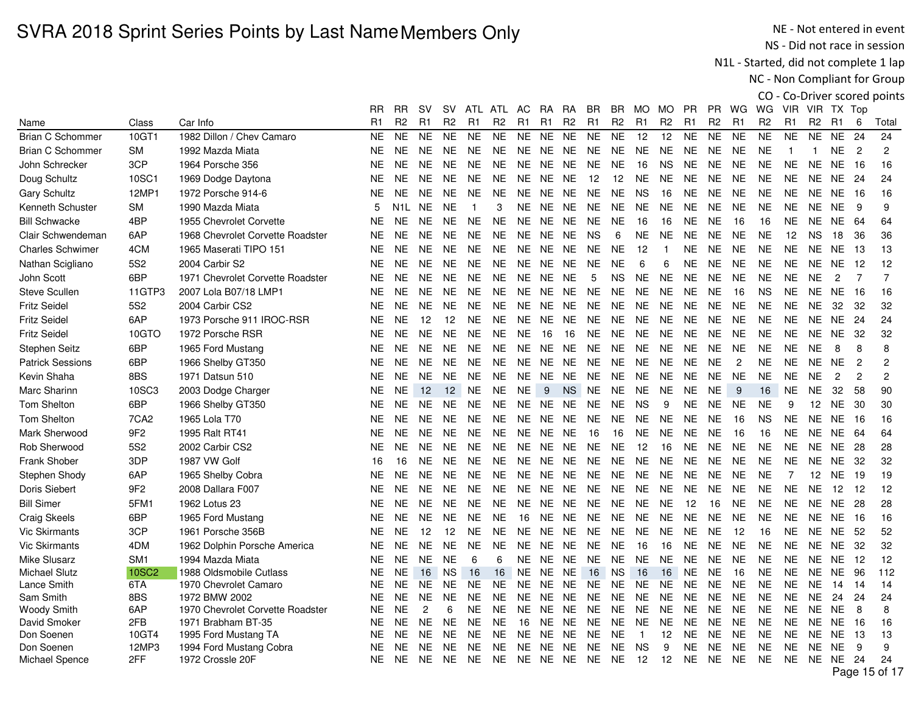# SVRA 2018 Sprint Series Points by Last Name Members Only

NE - Not entered in event
NS - Did not race in session
N1L - Started, did not complete 1 lap
NC - Non Compliant for Group
CO - Co-Driver scored points

| Name | Class | Car Info | RR R1 | RR R2 | SV R1 | SV R2 | ATL R1 | ATL R2 | AC R1 | RA R1 | RA R2 | BR R1 | BR R2 | MO R1 | MO R2 | PR R1 | PR R2 | WG R1 | WG R2 | VIR R1 | VIR R2 | TX R1 | Top 6 | Total |
|---|---|---|---|---|---|---|---|---|---|---|---|---|---|---|---|---|---|---|---|---|---|---|---|---|
| Brian C Schommer | 10GT1 | 1982 Dillon / Chev Camaro | NE | NE | NE | NE | NE | NE | NE | NE | NE | NE | NE | 12 | 12 | NE | NE | NE | NE | NE | NE | NE | 24 | 24 |
| Brian C Schommer | SM | 1992 Mazda Miata | NE | NE | NE | NE | NE | NE | NE | NE | NE | NE | NE | NE | NE | NE | NE | NE | NE | 1 | 1 | NE | 2 | 2 |
| John Schrecker | 3CP | 1964 Porsche 356 | NE | NE | NE | NE | NE | NE | NE | NE | NE | NE | NE | 16 | NS | NE | NE | NE | NE | NE | NE | NE | 16 | 16 |
| Doug Schultz | 10SC1 | 1969 Dodge Daytona | NE | NE | NE | NE | NE | NE | NE | NE | NE | 12 | 12 | NE | NE | NE | NE | NE | NE | NE | NE | NE | 24 | 24 |
| Gary Schultz | 12MP1 | 1972 Porsche 914-6 | NE | NE | NE | NE | NE | NE | NE | NE | NE | NE | NE | NS | 16 | NE | NE | NE | NE | NE | NE | NE | 16 | 16 |
| Kenneth Schuster | SM | 1990 Mazda Miata | 5 | N1L | NE | NE | 1 | 3 | NE | NE | NE | NE | NE | NE | NE | NE | NE | NE | NE | NE | NE | NE | 9 | 9 |
| Bill Schwacke | 4BP | 1955 Chevrolet Corvette | NE | NE | NE | NE | NE | NE | NE | NE | NE | NE | NE | 16 | 16 | NE | NE | 16 | 16 | NE | NE | NE | 64 | 64 |
| Clair Schwendeman | 6AP | 1968 Chevrolet Corvette Roadster | NE | NE | NE | NE | NE | NE | NE | NE | NE | NS | 6 | NE | NE | NE | NE | NE | NE | 12 | NS | 18 | 36 | 36 |
| Charles Schwimer | 4CM | 1965 Maserati TIPO 151 | NE | NE | NE | NE | NE | NE | NE | NE | NE | NE | NE | 12 | 1 | NE | NE | NE | NE | NE | NE | NE | 13 | 13 |
| Nathan Scigliano | 5S2 | 2004 Carbir S2 | NE | NE | NE | NE | NE | NE | NE | NE | NE | NE | NE | 6 | 6 | NE | NE | NE | NE | NE | NE | NE | 12 | 12 |
| John Scott | 6BP | 1971 Chevrolet Corvette Roadster | NE | NE | NE | NE | NE | NE | NE | NE | NE | 5 | NS | NE | NE | NE | NE | NE | NE | NE | NE | 2 | 7 | 7 |
| Steve Scullen | 11GTP3 | 2007 Lola B07/18 LMP1 | NE | NE | NE | NE | NE | NE | NE | NE | NE | NE | NE | NE | NE | NE | NE | 16 | NS | NE | NE | NE | 16 | 16 |
| Fritz Seidel | 5S2 | 2004 Carbir CS2 | NE | NE | NE | NE | NE | NE | NE | NE | NE | NE | NE | NE | NE | NE | NE | NE | NE | NE | NE | 32 | 32 | 32 |
| Fritz Seidel | 6AP | 1973 Porsche 911 IROC-RSR | NE | NE | 12 | 12 | NE | NE | NE | NE | NE | NE | NE | NE | NE | NE | NE | NE | NE | NE | NE | NE | 24 | 24 |
| Fritz Seidel | 10GTO | 1972 Porsche RSR | NE | NE | NE | NE | NE | NE | NE | 16 | 16 | NE | NE | NE | NE | NE | NE | NE | NE | NE | NE | NE | 32 | 32 |
| Stephen Seitz | 6BP | 1965 Ford Mustang | NE | NE | NE | NE | NE | NE | NE | NE | NE | NE | NE | NE | NE | NE | NE | NE | NE | NE | NE | 8 | 8 | 8 |
| Patrick Sessions | 6BP | 1966 Shelby GT350 | NE | NE | NE | NE | NE | NE | NE | NE | NE | NE | NE | NE | NE | NE | NE | 2 | NE | NE | NE | NE | 2 | 2 |
| Kevin Shaha | 8BS | 1971 Datsun 510 | NE | NE | NE | NE | NE | NE | NE | NE | NE | NE | NE | NE | NE | NE | NE | NE | NE | NE | NE | 2 | 2 | 2 |
| Marc Sharinn | 10SC3 | 2003 Dodge Charger | NE | NE | 12 | 12 | NE | NE | NE | 9 | NS | NE | NE | NE | NE | NE | NE | 9 | 16 | NE | NE | 32 | 58 | 90 |
| Tom Shelton | 6BP | 1966 Shelby GT350 | NE | NE | NE | NE | NE | NE | NE | NE | NE | NE | NE | NS | 9 | NE | NE | NE | NE | 9 | 12 | NE | 30 | 30 |
| Tom Shelton | 7CA2 | 1965 Lola T70 | NE | NE | NE | NE | NE | NE | NE | NE | NE | NE | NE | NE | NE | NE | NE | 16 | NS | NE | NE | NE | 16 | 16 |
| Mark Sherwood | 9F2 | 1995 Ralt RT41 | NE | NE | NE | NE | NE | NE | NE | NE | NE | 16 | 16 | NE | NE | NE | NE | 16 | 16 | NE | NE | NE | 64 | 64 |
| Rob Sherwood | 5S2 | 2002 Carbir CS2 | NE | NE | NE | NE | NE | NE | NE | NE | NE | NE | NE | 12 | 16 | NE | NE | NE | NE | NE | NE | NE | 28 | 28 |
| Frank Shober | 3DP | 1987 VW Golf | 16 | 16 | NE | NE | NE | NE | NE | NE | NE | NE | NE | NE | NE | NE | NE | NE | NE | NE | NE | NE | 32 | 32 |
| Stephen Shody | 6AP | 1965 Shelby Cobra | NE | NE | NE | NE | NE | NE | NE | NE | NE | NE | NE | NE | NE | NE | NE | NE | NE | 7 | 12 | NE | 19 | 19 |
| Doris Siebert | 9F2 | 2008 Dallara F007 | NE | NE | NE | NE | NE | NE | NE | NE | NE | NE | NE | NE | NE | NE | NE | NE | NE | NE | NE | 12 | 12 | 12 |
| Bill Simer | 5FM1 | 1962 Lotus 23 | NE | NE | NE | NE | NE | NE | NE | NE | NE | NE | NE | NE | NE | 12 | 16 | NE | NE | NE | NE | NE | 28 | 28 |
| Craig Skeels | 6BP | 1965 Ford Mustang | NE | NE | NE | NE | NE | NE | 16 | NE | NE | NE | NE | NE | NE | NE | NE | NE | NE | NE | NE | NE | 16 | 16 |
| Vic Skirmants | 3CP | 1961 Porsche 356B | NE | NE | 12 | 12 | NE | NE | NE | NE | NE | NE | NE | NE | NE | NE | NE | 12 | 16 | NE | NE | NE | 52 | 52 |
| Vic Skirmants | 4DM | 1962 Dolphin Porsche America | NE | NE | NE | NE | NE | NE | NE | NE | NE | NE | NE | 16 | 16 | NE | NE | NE | NE | NE | NE | NE | 32 | 32 |
| Mike Slusarz | SM1 | 1994 Mazda Miata | NE | NE | NE | NE | 6 | 6 | NE | NE | NE | NE | NE | NE | NE | NE | NE | NE | NE | NE | NE | NE | 12 | 12 |
| Michael Slutz | 10SC2 | 1988 Oldsmobile Cutlass | NE | NE | 16 | NS | 16 | 16 | NE | NE | NE | 16 | NS | 16 | 16 | NE | NE | 16 | NE | NE | NE | NE | 96 | 112 |
| Lance Smith | 6TA | 1970 Chevrolet Camaro | NE | NE | NE | NE | NE | NE | NE | NE | NE | NE | NE | NE | NE | NE | NE | NE | NE | NE | NE | 14 | 14 | 14 |
| Sam Smith | 8BS | 1972 BMW 2002 | NE | NE | NE | NE | NE | NE | NE | NE | NE | NE | NE | NE | NE | NE | NE | NE | NE | NE | NE | 24 | 24 | 24 |
| Woody Smith | 6AP | 1970 Chevrolet Corvette Roadster | NE | NE | 2 | 6 | NE | NE | NE | NE | NE | NE | NE | NE | NE | NE | NE | NE | NE | NE | NE | NE | 8 | 8 |
| David Smoker | 2FB | 1971 Brabham BT-35 | NE | NE | NE | NE | NE | NE | 16 | NE | NE | NE | NE | NE | NE | NE | NE | NE | NE | NE | NE | NE | 16 | 16 |
| Don Soenen | 10GT4 | 1995 Ford Mustang TA | NE | NE | NE | NE | NE | NE | NE | NE | NE | NE | NE | 1 | 12 | NE | NE | NE | NE | NE | NE | NE | 13 | 13 |
| Don Soenen | 12MP3 | 1994 Ford Mustang Cobra | NE | NE | NE | NE | NE | NE | NE | NE | NE | NE | NE | NS | 9 | NE | NE | NE | NE | NE | NE | NE | 9 | 9 |
| Michael Spence | 2FF | 1972 Crossle 20F | NE | NE | NE | NE | NE | NE | NE | NE | NE | NE | NE | 12 | 12 | NE | NE | NE | NE | NE | NE | NE | 24 | 24 |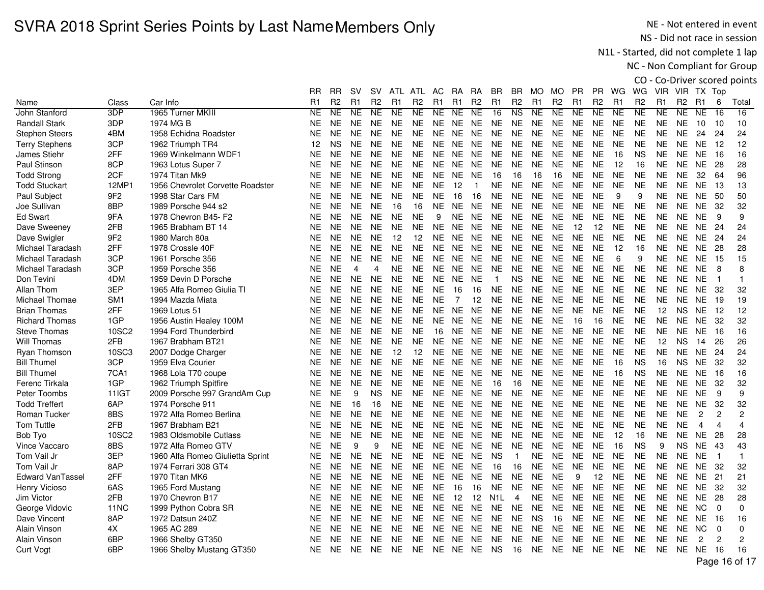# SVRA 2018 Sprint Series Points by Last Name Members Only

NE - Not entered in event
NS - Did not race in session
N1L - Started, did not complete 1 lap
NC - Non Compliant for Group
CO - Co-Driver scored points

| Name | Class | Car Info | RR R1 | RR R2 | SV R1 | SV R2 | ATL R1 | ATL R2 | AC R1 | RA R1 | RA R2 | BR R1 | BR R2 | MO R1 | MO R2 | PR R1 | PR R2 | WG R1 | WG R2 | VIR R1 | VIR R2 | TX R1 | Top 6 | Total |
|---|---|---|---|---|---|---|---|---|---|---|---|---|---|---|---|---|---|---|---|---|---|---|---|---|
| John Stanford | 3DP | 1965 Turner MKIII | NE | NE | NE | NE | NE | NE | NE | NE | NE | 16 | NS | NE | NE | NE | NE | NE | NE | NE | NE | NE | 16 | 16 |
| Randall Stark | 3DP | 1974 MG B | NE | NE | NE | NE | NE | NE | NE | NE | NE | NE | NE | NE | NE | NE | NE | NE | NE | NE | NE | 10 | 10 | 10 |
| Stephen Steers | 4BM | 1958 Echidna Roadster | NE | NE | NE | NE | NE | NE | NE | NE | NE | NE | NE | NE | NE | NE | NE | NE | NE | NE | NE | 24 | 24 | 24 |
| Terry Stephens | 3CP | 1962 Triumph TR4 | 12 | NS | NE | NE | NE | NE | NE | NE | NE | NE | NE | NE | NE | NE | NE | NE | NE | NE | NE | NE | 12 | 12 |
| James Stiehr | 2FF | 1969 Winkelmann WDF1 | NE | NE | NE | NE | NE | NE | NE | NE | NE | NE | NE | NE | NE | NE | NE | 16 | NS | NE | NE | NE | 16 | 16 |
| Paul Stinson | 8CP | 1963 Lotus Super 7 | NE | NE | NE | NE | NE | NE | NE | NE | NE | NE | NE | NE | NE | NE | NE | 12 | 16 | NE | NE | NE | 28 | 28 |
| Todd Strong | 2CF | 1974 Titan Mk9 | NE | NE | NE | NE | NE | NE | NE | NE | NE | 16 | 16 | 16 | 16 | NE | NE | NE | NE | NE | NE | 32 | 64 | 96 |
| Todd Stuckart | 12MP1 | 1956 Chevrolet Corvette Roadster | NE | NE | NE | NE | NE | NE | NE | 12 | 1 | NE | NE | NE | NE | NE | NE | NE | NE | NE | NE | NE | 13 | 13 |
| Paul Subject | 9F2 | 1998 Star Cars FM | NE | NE | NE | NE | NE | NE | NE | 16 | 16 | NE | NE | NE | NE | NE | NE | 9 | 9 | NE | NE | NE | 50 | 50 |
| Joe Sullivan | 8BP | 1989 Porsche 944 s2 | NE | NE | NE | NE | 16 | 16 | NE | NE | NE | NE | NE | NE | NE | NE | NE | NE | NE | NE | NE | NE | 32 | 32 |
| Ed Swart | 9FA | 1978 Chevron B45- F2 | NE | NE | NE | NE | NE | NE | 9 | NE | NE | NE | NE | NE | NE | NE | NE | NE | NE | NE | NE | NE | 9 | 9 |
| Dave Sweeney | 2FB | 1965 Brabham BT 14 | NE | NE | NE | NE | NE | NE | NE | NE | NE | NE | NE | NE | NE | 12 | 12 | NE | NE | NE | NE | NE | 24 | 24 |
| Dave Swigler | 9F2 | 1980 March 80a | NE | NE | NE | NE | 12 | 12 | NE | NE | NE | NE | NE | NE | NE | NE | NE | NE | NE | NE | NE | NE | 24 | 24 |
| Michael Taradash | 2FF | 1978 Crossle 40F | NE | NE | NE | NE | NE | NE | NE | NE | NE | NE | NE | NE | NE | NE | NE | 12 | 16 | NE | NE | NE | 28 | 28 |
| Michael Taradash | 3CP | 1961 Porsche 356 | NE | NE | NE | NE | NE | NE | NE | NE | NE | NE | NE | NE | NE | NE | NE | 6 | 9 | NE | NE | NE | 15 | 15 |
| Michael Taradash | 3CP | 1959 Porsche 356 | NE | NE | 4 | 4 | NE | NE | NE | NE | NE | NE | NE | NE | NE | NE | NE | NE | NE | NE | NE | NE | 8 | 8 |
| Don Tevini | 4DM | 1959 Devin D Porsche | NE | NE | NE | NE | NE | NE | NE | NE | NE | 1 | NS | NE | NE | NE | NE | NE | NE | NE | NE | NE | 1 | 1 |
| Allan Thom | 3EP | 1965 Alfa Romeo Giulia TI | NE | NE | NE | NE | NE | NE | NE | 16 | 16 | NE | NE | NE | NE | NE | NE | NE | NE | NE | NE | NE | 32 | 32 |
| Michael Thomae | SM1 | 1994 Mazda Miata | NE | NE | NE | NE | NE | NE | NE | 7 | 12 | NE | NE | NE | NE | NE | NE | NE | NE | NE | NE | NE | 19 | 19 |
| Brian Thomas | 2FF | 1969 Lotus 51 | NE | NE | NE | NE | NE | NE | NE | NE | NE | NE | NE | NE | NE | NE | NE | NE | NE | 12 | NS | NE | 12 | 12 |
| Richard Thomas | 1GP | 1956 Austin Healey 100M | NE | NE | NE | NE | NE | NE | NE | NE | NE | NE | NE | NE | NE | 16 | 16 | NE | NE | NE | NE | NE | 32 | 32 |
| Steve Thomas | 10SC2 | 1994 Ford Thunderbird | NE | NE | NE | NE | NE | NE | 16 | NE | NE | NE | NE | NE | NE | NE | NE | NE | NE | NE | NE | NE | 16 | 16 |
| Will Thomas | 2FB | 1967 Brabham BT21 | NE | NE | NE | NE | NE | NE | NE | NE | NE | NE | NE | NE | NE | NE | NE | NE | NE | 12 | NS | 14 | 26 | 26 |
| Ryan Thomson | 10SC3 | 2007 Dodge Charger | NE | NE | NE | NE | 12 | 12 | NE | NE | NE | NE | NE | NE | NE | NE | NE | NE | NE | NE | NE | NE | 24 | 24 |
| Bill Thumel | 3CP | 1959 Elva Courier | NE | NE | NE | NE | NE | NE | NE | NE | NE | NE | NE | NE | NE | NE | NE | 16 | NS | 16 | NS | NE | 32 | 32 |
| Bill Thumel | 7CA1 | 1968 Lola T70 coupe | NE | NE | NE | NE | NE | NE | NE | NE | NE | NE | NE | NE | NE | NE | NE | 16 | NS | NE | NE | NE | 16 | 16 |
| Ferenc Tirkala | 1GP | 1962 Triumph Spitfire | NE | NE | NE | NE | NE | NE | NE | NE | NE | 16 | 16 | NE | NE | NE | NE | NE | NE | NE | NE | NE | 32 | 32 |
| Peter Toombs | 11IGT | 2009 Porsche 997 GrandAm Cup | NE | NE | 9 | NS | NE | NE | NE | NE | NE | NE | NE | NE | NE | NE | NE | NE | NE | NE | NE | NE | 9 | 9 |
| Todd Treffert | 6AP | 1974 Porsche 911 | NE | NE | 16 | 16 | NE | NE | NE | NE | NE | NE | NE | NE | NE | NE | NE | NE | NE | NE | NE | NE | 32 | 32 |
| Roman Tucker | 8BS | 1972 Alfa Romeo Berlina | NE | NE | NE | NE | NE | NE | NE | NE | NE | NE | NE | NE | NE | NE | NE | NE | NE | NE | NE | 2 | 2 | 2 |
| Tom Tuttle | 2FB | 1967 Brabham B21 | NE | NE | NE | NE | NE | NE | NE | NE | NE | NE | NE | NE | NE | NE | NE | NE | NE | NE | NE | 4 | 4 | 4 |
| Bob Tyo | 10SC2 | 1983 Oldsmobile Cutlass | NE | NE | NE | NE | NE | NE | NE | NE | NE | NE | NE | NE | NE | NE | NE | 12 | 16 | NE | NE | NE | 28 | 28 |
| Vince Vaccaro | 8BS | 1972 Alfa Romeo GTV | NE | NE | 9 | 9 | NE | NE | NE | NE | NE | NE | NE | NE | NE | NE | NE | 16 | NS | 9 | NS | NE | 43 | 43 |
| Tom Vail Jr | 3EP | 1960 Alfa Romeo Giulietta Sprint | NE | NE | NE | NE | NE | NE | NE | NE | NE | NS | 1 | NE | NE | NE | NE | NE | NE | NE | NE | NE | 1 | 1 |
| Tom Vail Jr | 8AP | 1974 Ferrari 308 GT4 | NE | NE | NE | NE | NE | NE | NE | NE | NE | 16 | 16 | NE | NE | NE | NE | NE | NE | NE | NE | NE | 32 | 32 |
| Edward VanTassel | 2FF | 1970 Titan MK6 | NE | NE | NE | NE | NE | NE | NE | NE | NE | NE | NE | NE | NE | 9 | 12 | NE | NE | NE | NE | NE | 21 | 21 |
| Henry Vicioso | 6AS | 1965 Ford Mustang | NE | NE | NE | NE | NE | NE | NE | 16 | 16 | NE | NE | NE | NE | NE | NE | NE | NE | NE | NE | NE | 32 | 32 |
| Jim Victor | 2FB | 1970 Chevron B17 | NE | NE | NE | NE | NE | NE | NE | 12 | 12 | N1L | 4 | NE | NE | NE | NE | NE | NE | NE | NE | NE | 28 | 28 |
| George Vidovic | 11NC | 1999 Python Cobra SR | NE | NE | NE | NE | NE | NE | NE | NE | NE | NE | NE | NE | NE | NE | NE | NE | NE | NE | NE | NC | 0 | 0 |
| Dave Vincent | 8AP | 1972 Datsun 240Z | NE | NE | NE | NE | NE | NE | NE | NE | NE | NE | NE | NS | 16 | NE | NE | NE | NE | NE | NE | NE | 16 | 16 |
| Alain Vinson | 4X | 1965 AC 289 | NE | NE | NE | NE | NE | NE | NE | NE | NE | NE | NE | NE | NE | NE | NE | NE | NE | NE | NE | NC | 0 | 0 |
| Alain Vinson | 6BP | 1966 Shelby GT350 | NE | NE | NE | NE | NE | NE | NE | NE | NE | NE | NE | NE | NE | NE | NE | NE | NE | NE | NE | 2 | 2 | 2 |
| Curt Vogt | 6BP | 1966 Shelby Mustang GT350 | NE | NE | NE | NE | NE | NE | NE | NE | NE | NS | 16 | NE | NE | NE | NE | NE | NE | NE | NE | NE | 16 | 16 |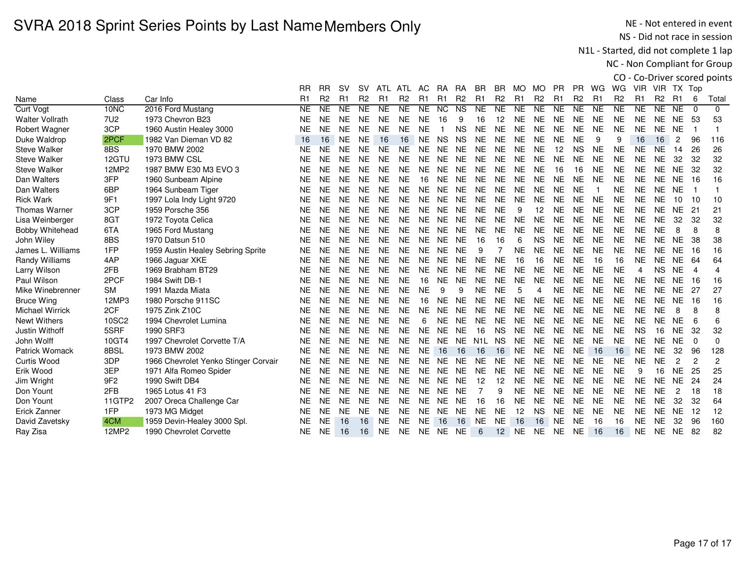# SVRA 2018 Sprint Series Points by Last Name Members Only

NE - Not entered in event
NS - Did not race in session
N1L - Started, did not complete 1 lap
NC - Non Compliant for Group
CO - Co-Driver scored points

| Name | Class | Car Info | RR R1 | RR R2 | SV R1 | SV R2 | ATL R1 | ATL R2 | AC R1 | RA R1 | RA R2 | BR R1 | BR R2 | MO R1 | MO R2 | PR R1 | PR R2 | WG R1 | WG R2 | VIR R1 | VIR R2 | TX R1 | Top 6 | Total |
|---|---|---|---|---|---|---|---|---|---|---|---|---|---|---|---|---|---|---|---|---|---|---|---|---|
| Curt Vogt | 10NC | 2016 Ford Mustang | NE | NE | NE | NE | NE | NE | NE | NC | NS | NE | NE | NE | NE | NE | NE | NE | NE | NE | NE | NE | 0 | 0 |
| Walter Vollrath | 7U2 | 1973 Chevron B23 | NE | NE | NE | NE | NE | NE | NE | 16 | 9 | 16 | 12 | NE | NE | NE | NE | NE | NE | NE | NE | NE | 53 | 53 |
| Robert Wagner | 3CP | 1960 Austin Healey 3000 | NE | NE | NE | NE | NE | NE | NE | 1 | NS | NE | NE | NE | NE | NE | NE | NE | NE | NE | NE | NE | 1 | 1 |
| Duke Waldrop | 2PCF | 1982 Van Dieman VD 82 | 16 | 16 | NE | NE | 16 | 16 | NE | NS | NS | NE | NE | NE | NE | NE | NE | 9 | 9 | 16 | 16 | 2 | 96 | 116 |
| Steve Walker | 8BS | 1970 BMW 2002 | NE | NE | NE | NE | NE | NE | NE | NE | NE | NE | NE | NE | NE | 12 | NS | NE | NE | NE | NE | 14 | 26 | 26 |
| Steve Walker | 12GTU | 1973 BMW CSL | NE | NE | NE | NE | NE | NE | NE | NE | NE | NE | NE | NE | NE | NE | NE | NE | NE | NE | NE | 32 | 32 | 32 |
| Steve Walker | 12MP2 | 1987 BMW E30 M3 EVO 3 | NE | NE | NE | NE | NE | NE | NE | NE | NE | NE | NE | NE | NE | 16 | 16 | NE | NE | NE | NE | NE | 32 | 32 |
| Dan Walters | 3FP | 1960 Sunbeam Alpine | NE | NE | NE | NE | NE | NE | 16 | NE | NE | NE | NE | NE | NE | NE | NE | NE | NE | NE | NE | NE | 16 | 16 |
| Dan Walters | 6BP | 1964 Sunbeam Tiger | NE | NE | NE | NE | NE | NE | NE | NE | NE | NE | NE | NE | NE | NE | NE | 1 | NE | NE | NE | NE | 1 | 1 |
| Rick Wark | 9F1 | 1997 Lola Indy Light 9720 | NE | NE | NE | NE | NE | NE | NE | NE | NE | NE | NE | NE | NE | NE | NE | NE | NE | NE | NE | 10 | 10 | 10 |
| Thomas Warner | 3CP | 1959 Porsche 356 | NE | NE | NE | NE | NE | NE | NE | NE | NE | NE | NE | 9 | 12 | NE | NE | NE | NE | NE | NE | NE | 21 | 21 |
| Lisa Weinberger | 8GT | 1972 Toyota Celica | NE | NE | NE | NE | NE | NE | NE | NE | NE | NE | NE | NE | NE | NE | NE | NE | NE | NE | NE | 32 | 32 | 32 |
| Bobby Whitehead | 6TA | 1965 Ford Mustang | NE | NE | NE | NE | NE | NE | NE | NE | NE | NE | NE | NE | NE | NE | NE | NE | NE | NE | NE | 8 | 8 | 8 |
| John Wiley | 8BS | 1970 Datsun 510 | NE | NE | NE | NE | NE | NE | NE | NE | NE | 16 | 16 | 6 | NS | NE | NE | NE | NE | NE | NE | NE | 38 | 38 |
| James L. Williams | 1FP | 1959 Austin Healey Sebring Sprite | NE | NE | NE | NE | NE | NE | NE | NE | NE | 9 | 7 | NE | NE | NE | NE | NE | NE | NE | NE | NE | 16 | 16 |
| Randy Williams | 4AP | 1966 Jaguar XKE | NE | NE | NE | NE | NE | NE | NE | NE | NE | NE | NE | 16 | 16 | NE | NE | 16 | 16 | NE | NE | NE | 64 | 64 |
| Larry Wilson | 2FB | 1969 Brabham BT29 | NE | NE | NE | NE | NE | NE | NE | NE | NE | NE | NE | NE | NE | NE | NE | NE | NE | 4 | NS | NE | 4 | 4 |
| Paul Wilson | 2PCF | 1984 Swift DB-1 | NE | NE | NE | NE | NE | NE | 16 | NE | NE | NE | NE | NE | NE | NE | NE | NE | NE | NE | NE | NE | 16 | 16 |
| Mike Winebrenner | SM | 1991 Mazda Miata | NE | NE | NE | NE | NE | NE | NE | 9 | 9 | NE | NE | 5 | 4 | NE | NE | NE | NE | NE | NE | NE | 27 | 27 |
| Bruce Wing | 12MP3 | 1980 Porsche 911SC | NE | NE | NE | NE | NE | NE | 16 | NE | NE | NE | NE | NE | NE | NE | NE | NE | NE | NE | NE | NE | 16 | 16 |
| Michael Wirrick | 2CF | 1975 Zink Z10C | NE | NE | NE | NE | NE | NE | NE | NE | NE | NE | NE | NE | NE | NE | NE | NE | NE | NE | NE | 8 | 8 | 8 |
| Newt Withers | 10SC2 | 1994 Chevrolet Lumina | NE | NE | NE | NE | NE | NE | 6 | NE | NE | NE | NE | NE | NE | NE | NE | NE | NE | NE | NE | NE | 6 | 6 |
| Justin Withoff | 5SRF | 1990 SRF3 | NE | NE | NE | NE | NE | NE | NE | NE | NE | 16 | NS | NE | NE | NE | NE | NE | NE | NS | 16 | NE | 32 | 32 |
| John Wolff | 10GT4 | 1997 Chevrolet Corvette T/A | NE | NE | NE | NE | NE | NE | NE | NE | NE | N1L | NS | NE | NE | NE | NE | NE | NE | NE | NE | NE | 0 | 0 |
| Patrick Womack | 8BSL | 1973 BMW 2002 | NE | NE | NE | NE | NE | NE | NE | 16 | 16 | 16 | 16 | NE | NE | NE | NE | 16 | 16 | NE | NE | 32 | 96 | 128 |
| Curtis Wood | 3DP | 1966 Chevrolet Yenko Stinger Corvair | NE | NE | NE | NE | NE | NE | NE | NE | NE | NE | NE | NE | NE | NE | NE | NE | NE | NE | NE | 2 | 2 | 2 |
| Erik Wood | 3EP | 1971 Alfa Romeo Spider | NE | NE | NE | NE | NE | NE | NE | NE | NE | NE | NE | NE | NE | NE | NE | NE | NE | 9 | 16 | NE | 25 | 25 |
| Jim Wright | 9F2 | 1990 Swift DB4 | NE | NE | NE | NE | NE | NE | NE | NE | NE | 12 | 12 | NE | NE | NE | NE | NE | NE | NE | NE | NE | 24 | 24 |
| Don Yount | 2FB | 1965 Lotus 41 F3 | NE | NE | NE | NE | NE | NE | NE | NE | NE | 7 | 9 | NE | NE | NE | NE | NE | NE | NE | NE | 2 | 18 | 18 |
| Don Yount | 11GTP2 | 2007 Oreca Challenge Car | NE | NE | NE | NE | NE | NE | NE | NE | NE | 16 | 16 | NE | NE | NE | NE | NE | NE | NE | NE | 32 | 32 | 64 |
| Erick Zanner | 1FP | 1973 MG Midget | NE | NE | NE | NE | NE | NE | NE | NE | NE | NE | NE | 12 | NS | NE | NE | NE | NE | NE | NE | NE | 12 | 12 |
| David Zavetsky | 4CM | 1959 Devin-Healey 3000 Spl. | NE | NE | 16 | 16 | NE | NE | NE | 16 | 16 | NE | NE | 16 | 16 | NE | NE | 16 | 16 | NE | NE | 32 | 96 | 160 |
| Ray Zisa | 12MP2 | 1990 Chevrolet Corvette | NE | NE | 16 | 16 | NE | NE | NE | NE | NE | 6 | 12 | NE | NE | NE | NE | 16 | 16 | NE | NE | NE | 82 | 82 |